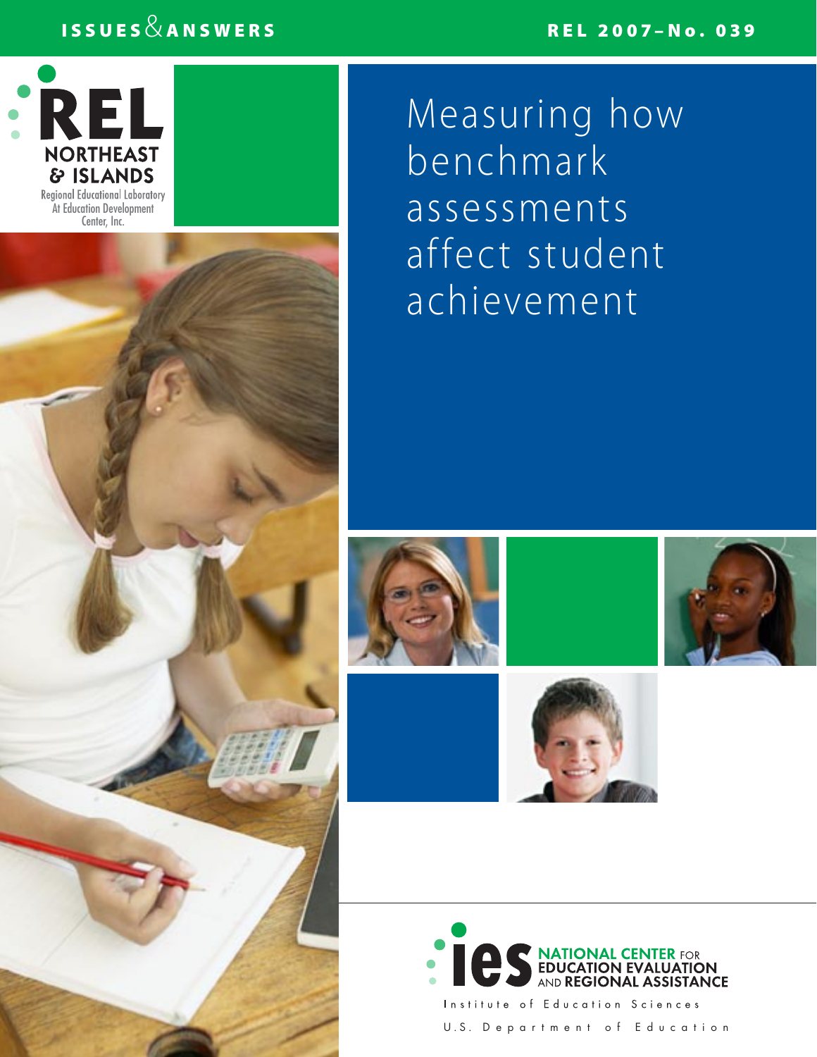ISSUES & ANSWERS

REL 2007–No. 039

REL NORTHEAST & ISLANDS

Regional Educational Laboratory At Education Development Center, Inc.

# Measuring how benchmark assessments affect student achievement

ies NATIONAL CENTER FOR EDUCATION EVALUATION AND REGIONAL ASSISTANCE

Institute of Education Sciences

U.S. Department of Education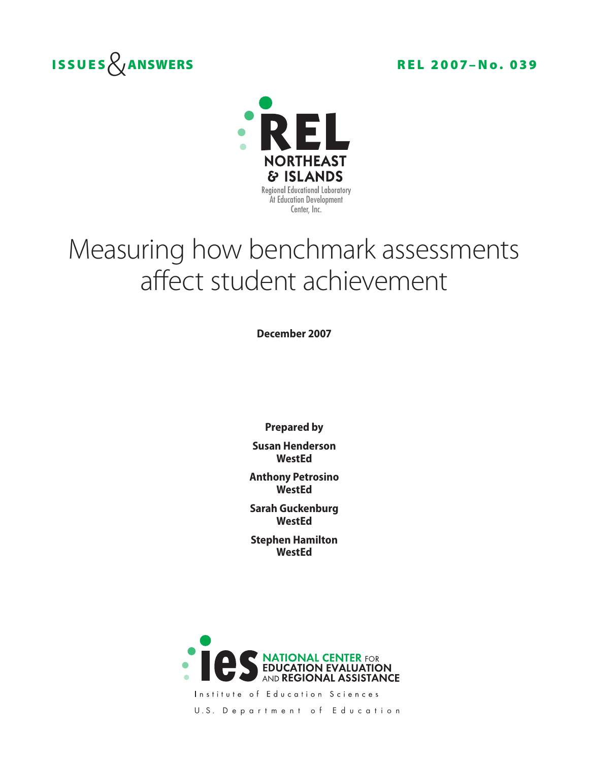ISSUES & ANSWERS

REL 2007–No. 039

REL NORTHEAST & ISLANDS

Regional Educational Laboratory At Education Development Center, Inc.

# Measuring how benchmark assessments affect student achievement

**December 2007**

**Prepared by**

**Susan Henderson**
**WestEd**

**Anthony Petrosino**
**WestEd**

**Sarah Guckenburg**
**WestEd**

**Stephen Hamilton**
**WestEd**

ies NATIONAL CENTER FOR EDUCATION EVALUATION AND REGIONAL ASSISTANCE

Institute of Education Sciences

U.S. Department of Education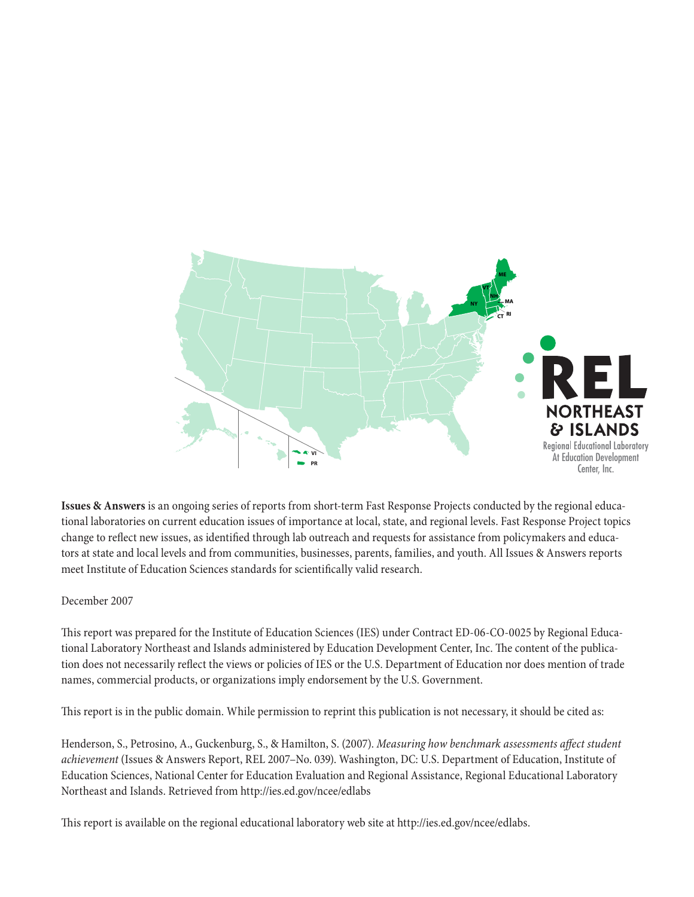**Issues & Answers** is an ongoing series of reports from short-term Fast Response Projects conducted by the regional educational laboratories on current education issues of importance at local, state, and regional levels. Fast Response Project topics change to reflect new issues, as identified through lab outreach and requests for assistance from policymakers and educators at state and local levels and from communities, businesses, parents, families, and youth. All Issues & Answers reports meet Institute of Education Sciences standards for scientifically valid research.

December 2007

This report was prepared for the Institute of Education Sciences (IES) under Contract ED-06-CO-0025 by Regional Educational Laboratory Northeast and Islands administered by Education Development Center, Inc. The content of the publication does not necessarily reflect the views or policies of IES or the U.S. Department of Education nor does mention of trade names, commercial products, or organizations imply endorsement by the U.S. Government.

This report is in the public domain. While permission to reprint this publication is not necessary, it should be cited as:

Henderson, S., Petrosino, A., Guckenburg, S., & Hamilton, S. (2007). *Measuring how benchmark assessments affect student achievement* (Issues & Answers Report, REL 2007–No. 039). Washington, DC: U.S. Department of Education, Institute of Education Sciences, National Center for Education Evaluation and Regional Assistance, Regional Educational Laboratory Northeast and Islands. Retrieved from http://ies.ed.gov/ncee/edlabs

This report is available on the regional educational laboratory web site at http://ies.ed.gov/ncee/edlabs.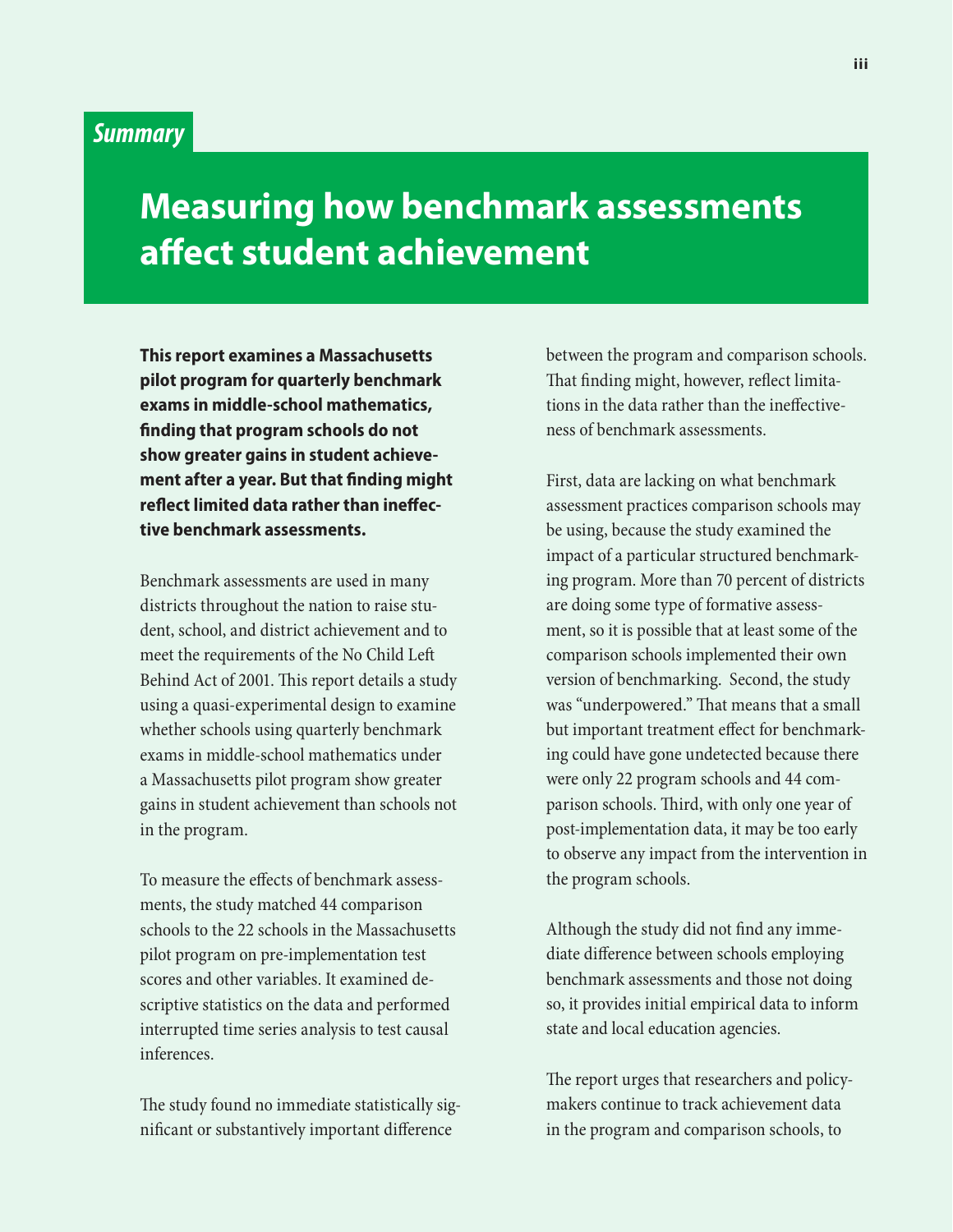*Summary*

# Measuring how benchmark assessments affect student achievement

**This report examines a Massachusetts pilot program for quarterly benchmark exams in middle-school mathematics, finding that program schools do not show greater gains in student achievement after a year. But that finding might reflect limited data rather than ineffective benchmark assessments.**

Benchmark assessments are used in many districts throughout the nation to raise student, school, and district achievement and to meet the requirements of the No Child Left Behind Act of 2001. This report details a study using a quasi-experimental design to examine whether schools using quarterly benchmark exams in middle-school mathematics under a Massachusetts pilot program show greater gains in student achievement than schools not in the program.

To measure the effects of benchmark assessments, the study matched 44 comparison schools to the 22 schools in the Massachusetts pilot program on pre-implementation test scores and other variables. It examined descriptive statistics on the data and performed interrupted time series analysis to test causal inferences.

The study found no immediate statistically significant or substantively important difference between the program and comparison schools. That finding might, however, reflect limitations in the data rather than the ineffectiveness of benchmark assessments.

First, data are lacking on what benchmark assessment practices comparison schools may be using, because the study examined the impact of a particular structured benchmarking program. More than 70 percent of districts are doing some type of formative assessment, so it is possible that at least some of the comparison schools implemented their own version of benchmarking. Second, the study was "underpowered." That means that a small but important treatment effect for benchmarking could have gone undetected because there were only 22 program schools and 44 comparison schools. Third, with only one year of post-implementation data, it may be too early to observe any impact from the intervention in the program schools.

Although the study did not find any immediate difference between schools employing benchmark assessments and those not doing so, it provides initial empirical data to inform state and local education agencies.

The report urges that researchers and policymakers continue to track achievement data in the program and comparison schools, to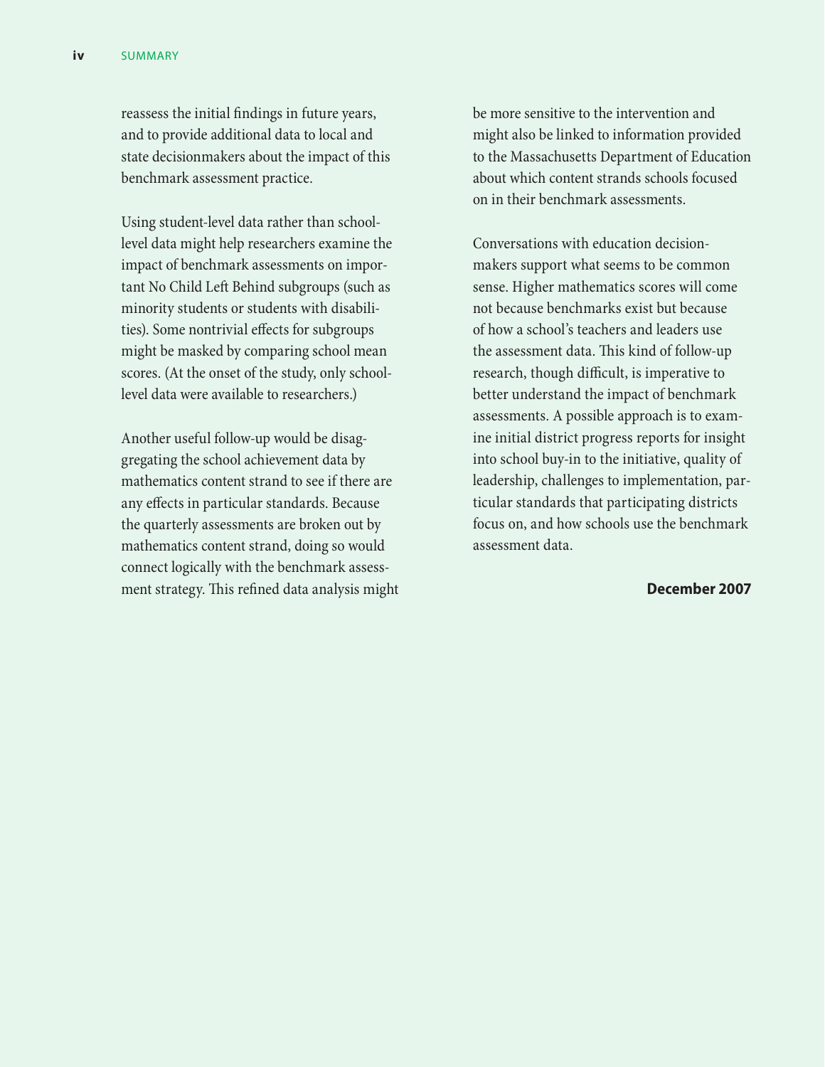reassess the initial findings in future years, and to provide additional data to local and state decisionmakers about the impact of this benchmark assessment practice.

Using student-level data rather than school-level data might help researchers examine the impact of benchmark assessments on important No Child Left Behind subgroups (such as minority students or students with disabilities). Some nontrivial effects for subgroups might be masked by comparing school mean scores. (At the onset of the study, only school-level data were available to researchers.)

Another useful follow-up would be disaggregating the school achievement data by mathematics content strand to see if there are any effects in particular standards. Because the quarterly assessments are broken out by mathematics content strand, doing so would connect logically with the benchmark assessment strategy. This refined data analysis might be more sensitive to the intervention and might also be linked to information provided to the Massachusetts Department of Education about which content strands schools focused on in their benchmark assessments.

Conversations with education decisionmakers support what seems to be common sense. Higher mathematics scores will come not because benchmarks exist but because of how a school's teachers and leaders use the assessment data. This kind of follow-up research, though difficult, is imperative to better understand the impact of benchmark assessments. A possible approach is to examine initial district progress reports for insight into school buy-in to the initiative, quality of leadership, challenges to implementation, particular standards that participating districts focus on, and how schools use the benchmark assessment data.

**December 2007**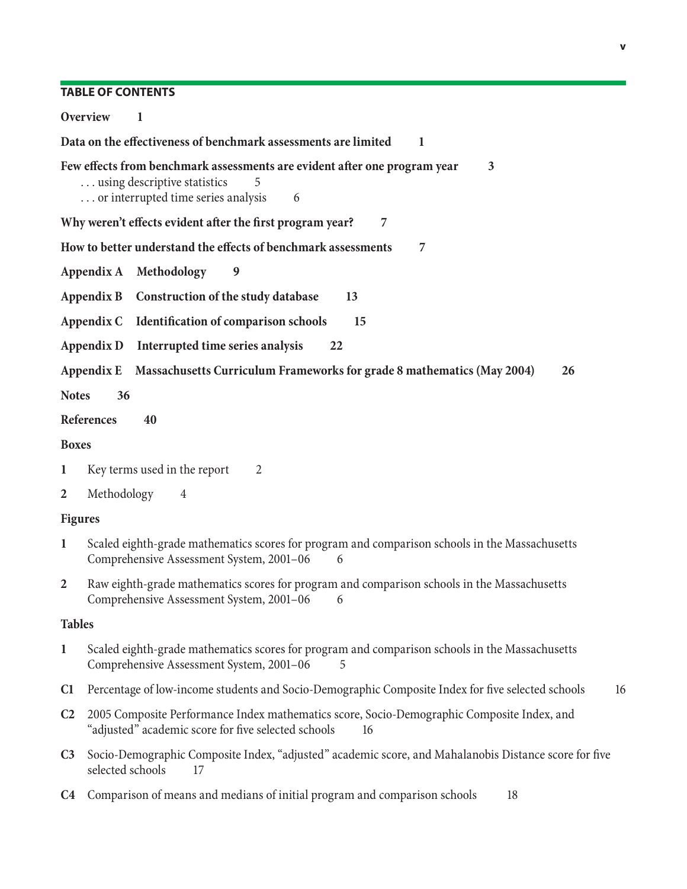## TABLE OF CONTENTS

**Overview 1**

**Data on the effectiveness of benchmark assessments are limited 1**

**Few effects from benchmark assessments are evident after one program year 3**
. . . using descriptive statistics 5
. . . or interrupted time series analysis 6

**Why weren't effects evident after the first program year? 7**

**How to better understand the effects of benchmark assessments 7**

**Appendix A Methodology 9**

**Appendix B Construction of the study database 13**

**Appendix C Identification of comparison schools 15**

**Appendix D Interrupted time series analysis 22**

**Appendix E Massachusetts Curriculum Frameworks for grade 8 mathematics (May 2004) 26**

**Notes 36**

**References 40**

**Boxes**

**1** Key terms used in the report 2

**2** Methodology 4

**Figures**

**1** Scaled eighth-grade mathematics scores for program and comparison schools in the Massachusetts Comprehensive Assessment System, 2001–06 6

**2** Raw eighth-grade mathematics scores for program and comparison schools in the Massachusetts Comprehensive Assessment System, 2001–06 6

**Tables**

**1** Scaled eighth-grade mathematics scores for program and comparison schools in the Massachusetts Comprehensive Assessment System, 2001–06 5

**C1** Percentage of low-income students and Socio-Demographic Composite Index for five selected schools 16

**C2** 2005 Composite Performance Index mathematics score, Socio-Demographic Composite Index, and "adjusted" academic score for five selected schools 16

**C3** Socio-Demographic Composite Index, "adjusted" academic score, and Mahalanobis Distance score for five selected schools 17

**C4** Comparison of means and medians of initial program and comparison schools 18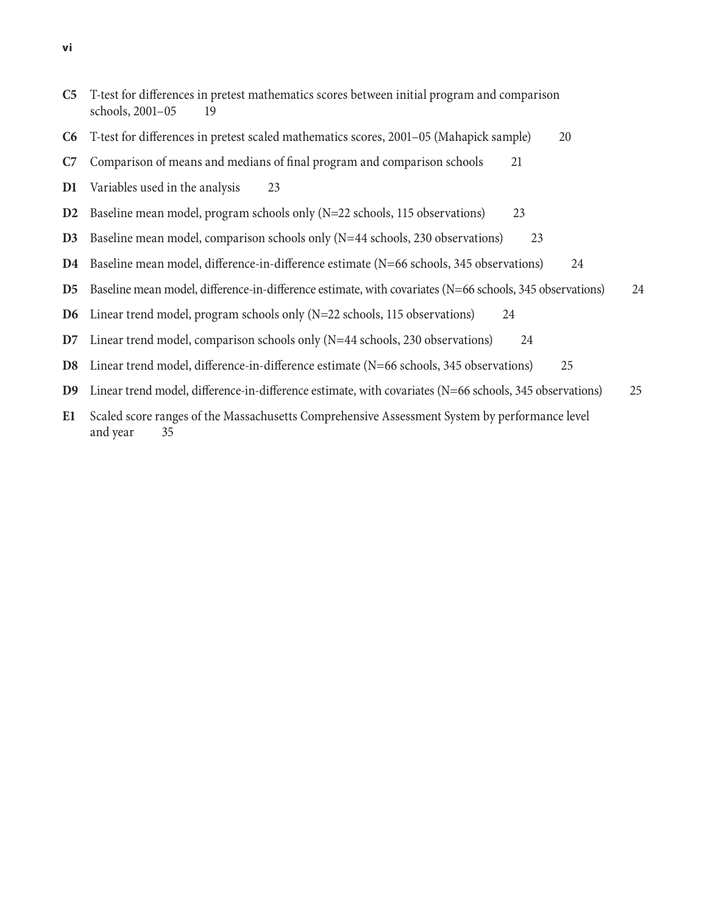**C5** T-test for differences in pretest mathematics scores between initial program and comparison schools, 2001–05 19

**C6** T-test for differences in pretest scaled mathematics scores, 2001–05 (Mahapick sample) 20

**C7** Comparison of means and medians of final program and comparison schools 21

**D1** Variables used in the analysis 23

**D2** Baseline mean model, program schools only (N=22 schools, 115 observations) 23

**D3** Baseline mean model, comparison schools only (N=44 schools, 230 observations) 23

**D4** Baseline mean model, difference-in-difference estimate (N=66 schools, 345 observations) 24

**D5** Baseline mean model, difference-in-difference estimate, with covariates (N=66 schools, 345 observations) 24

**D6** Linear trend model, program schools only (N=22 schools, 115 observations) 24

**D7** Linear trend model, comparison schools only (N=44 schools, 230 observations) 24

**D8** Linear trend model, difference-in-difference estimate (N=66 schools, 345 observations) 25

**D9** Linear trend model, difference-in-difference estimate, with covariates (N=66 schools, 345 observations) 25

**E1** Scaled score ranges of the Massachusetts Comprehensive Assessment System by performance level and year 35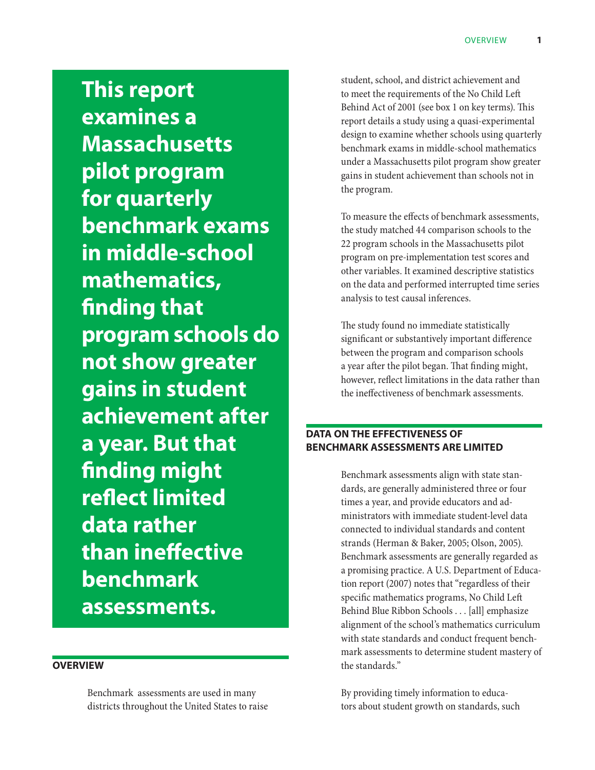**This report examines a Massachusetts pilot program for quarterly benchmark exams in middle-school mathematics, finding that program schools do not show greater gains in student achievement after a year. But that finding might reflect limited data rather than ineffective benchmark assessments.**

## OVERVIEW

Benchmark assessments are used in many districts throughout the United States to raise student, school, and district achievement and to meet the requirements of the No Child Left Behind Act of 2001 (see box 1 on key terms). This report details a study using a quasi-experimental design to examine whether schools using quarterly benchmark exams in middle-school mathematics under a Massachusetts pilot program show greater gains in student achievement than schools not in the program.

To measure the effects of benchmark assessments, the study matched 44 comparison schools to the 22 program schools in the Massachusetts pilot program on pre-implementation test scores and other variables. It examined descriptive statistics on the data and performed interrupted time series analysis to test causal inferences.

The study found no immediate statistically significant or substantively important difference between the program and comparison schools a year after the pilot began. That finding might, however, reflect limitations in the data rather than the ineffectiveness of benchmark assessments.

## DATA ON THE EFFECTIVENESS OF BENCHMARK ASSESSMENTS ARE LIMITED

Benchmark assessments align with state standards, are generally administered three or four times a year, and provide educators and administrators with immediate student-level data connected to individual standards and content strands (Herman & Baker, 2005; Olson, 2005). Benchmark assessments are generally regarded as a promising practice. A U.S. Department of Education report (2007) notes that "regardless of their specific mathematics programs, No Child Left Behind Blue Ribbon Schools . . . [all] emphasize alignment of the school's mathematics curriculum with state standards and conduct frequent benchmark assessments to determine student mastery of the standards."

By providing timely information to educators about student growth on standards, such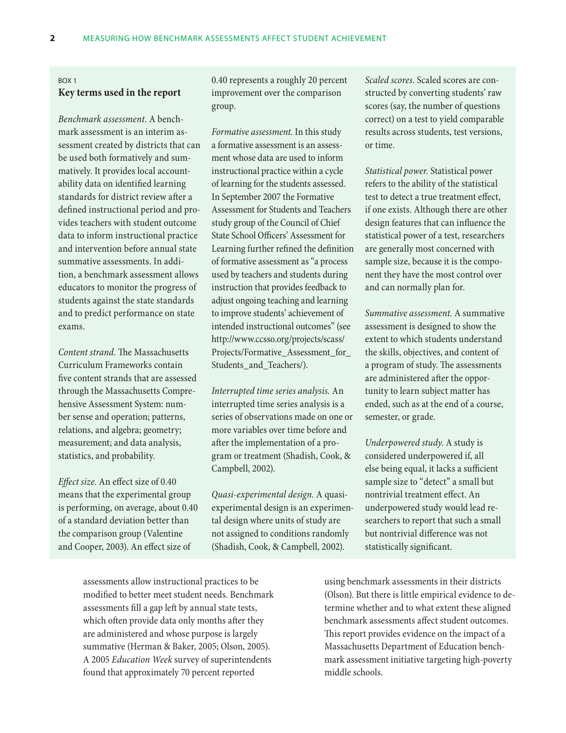BOX 1

**Key terms used in the report**

*Benchmark assessment.* A benchmark assessment is an interim assessment created by districts that can be used both formatively and summatively. It provides local accountability data on identified learning standards for district review after a defined instructional period and provides teachers with student outcome data to inform instructional practice and intervention before annual state summative assessments. In addition, a benchmark assessment allows educators to monitor the progress of students against the state standards and to predict performance on state exams.

*Content strand.* The Massachusetts Curriculum Frameworks contain five content strands that are assessed through the Massachusetts Comprehensive Assessment System: number sense and operation; patterns, relations, and algebra; geometry; measurement; and data analysis, statistics, and probability.

*Effect size.* An effect size of 0.40 means that the experimental group is performing, on average, about 0.40 of a standard deviation better than the comparison group (Valentine and Cooper, 2003). An effect size of 0.40 represents a roughly 20 percent improvement over the comparison group.

*Formative assessment.* In this study a formative assessment is an assessment whose data are used to inform instructional practice within a cycle of learning for the students assessed. In September 2007 the Formative Assessment for Students and Teachers study group of the Council of Chief State School Officers' Assessment for Learning further refined the definition of formative assessment as "a process used by teachers and students during instruction that provides feedback to adjust ongoing teaching and learning to improve students' achievement of intended instructional outcomes" (see http://www.ccsso.org/projects/scass/Projects/Formative_Assessment_for_Students_and_Teachers/).

*Interrupted time series analysis.* An interrupted time series analysis is a series of observations made on one or more variables over time before and after the implementation of a program or treatment (Shadish, Cook, & Campbell, 2002).

*Quasi-experimental design.* A quasi-experimental design is an experimental design where units of study are not assigned to conditions randomly (Shadish, Cook, & Campbell, 2002).

*Scaled scores.* Scaled scores are constructed by converting students' raw scores (say, the number of questions correct) on a test to yield comparable results across students, test versions, or time.

*Statistical power.* Statistical power refers to the ability of the statistical test to detect a true treatment effect, if one exists. Although there are other design features that can influence the statistical power of a test, researchers are generally most concerned with sample size, because it is the component they have the most control over and can normally plan for.

*Summative assessment.* A summative assessment is designed to show the extent to which students understand the skills, objectives, and content of a program of study. The assessments are administered after the opportunity to learn subject matter has ended, such as at the end of a course, semester, or grade.

*Underpowered study.* A study is considered underpowered if, all else being equal, it lacks a sufficient sample size to "detect" a small but nontrivial treatment effect. An underpowered study would lead researchers to report that such a small but nontrivial difference was not statistically significant.

assessments allow instructional practices to be modified to better meet student needs. Benchmark assessments fill a gap left by annual state tests, which often provide data only months after they are administered and whose purpose is largely summative (Herman & Baker, 2005; Olson, 2005). A 2005 *Education Week* survey of superintendents found that approximately 70 percent reported using benchmark assessments in their districts (Olson). But there is little empirical evidence to determine whether and to what extent these aligned benchmark assessments affect student outcomes. This report provides evidence on the impact of a Massachusetts Department of Education benchmark assessment initiative targeting high-poverty middle schools.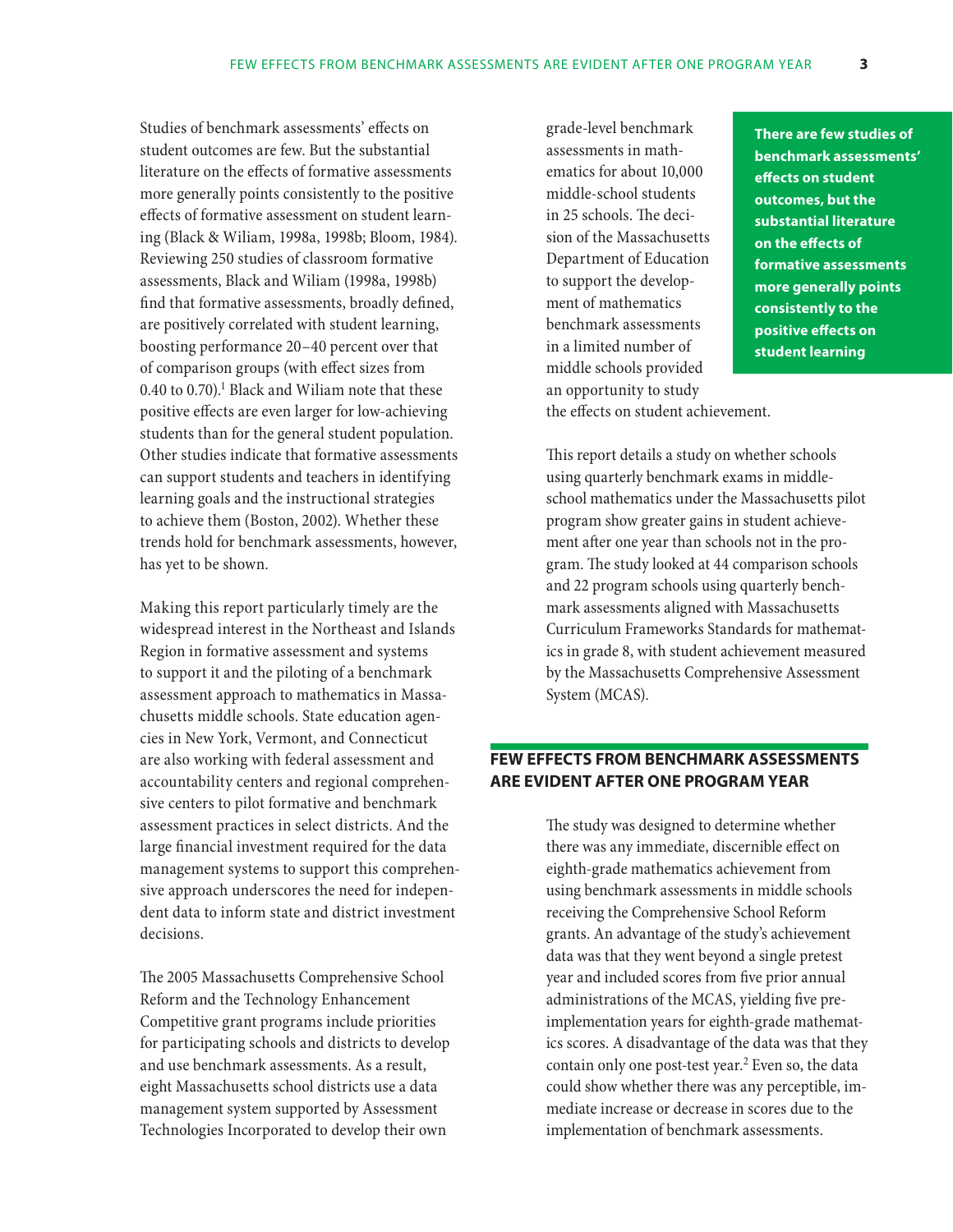Studies of benchmark assessments' effects on student outcomes are few. But the substantial literature on the effects of formative assessments more generally points consistently to the positive effects of formative assessment on student learning (Black & Wiliam, 1998a, 1998b; Bloom, 1984). Reviewing 250 studies of classroom formative assessments, Black and Wiliam (1998a, 1998b) find that formative assessments, broadly defined, are positively correlated with student learning, boosting performance 20–40 percent over that of comparison groups (with effect sizes from 0.40 to 0.70).[1] Black and Wiliam note that these positive effects are even larger for low-achieving students than for the general student population. Other studies indicate that formative assessments can support students and teachers in identifying learning goals and the instructional strategies to achieve them (Boston, 2002). Whether these trends hold for benchmark assessments, however, has yet to be shown.

Making this report particularly timely are the widespread interest in the Northeast and Islands Region in formative assessment and systems to support it and the piloting of a benchmark assessment approach to mathematics in Massachusetts middle schools. State education agencies in New York, Vermont, and Connecticut are also working with federal assessment and accountability centers and regional comprehensive centers to pilot formative and benchmark assessment practices in select districts. And the large financial investment required for the data management systems to support this comprehensive approach underscores the need for independent data to inform state and district investment decisions.

The 2005 Massachusetts Comprehensive School Reform and the Technology Enhancement Competitive grant programs include priorities for participating schools and districts to develop and use benchmark assessments. As a result, eight Massachusetts school districts use a data management system supported by Assessment Technologies Incorporated to develop their own grade-level benchmark assessments in mathematics for about 10,000 middle-school students in 25 schools. The decision of the Massachusetts Department of Education to support the development of mathematics benchmark assessments in a limited number of middle schools provided an opportunity to study the effects on student achievement.

**There are few studies of benchmark assessments' effects on student outcomes, but the substantial literature on the effects of formative assessments more generally points consistently to the positive effects on student learning**

This report details a study on whether schools using quarterly benchmark exams in middle-school mathematics under the Massachusetts pilot program show greater gains in student achievement after one year than schools not in the program. The study looked at 44 comparison schools and 22 program schools using quarterly benchmark assessments aligned with Massachusetts Curriculum Frameworks Standards for mathematics in grade 8, with student achievement measured by the Massachusetts Comprehensive Assessment System (MCAS).

## FEW EFFECTS FROM BENCHMARK ASSESSMENTS ARE EVIDENT AFTER ONE PROGRAM YEAR

The study was designed to determine whether there was any immediate, discernible effect on eighth-grade mathematics achievement from using benchmark assessments in middle schools receiving the Comprehensive School Reform grants. An advantage of the study's achievement data was that they went beyond a single pretest year and included scores from five prior annual administrations of the MCAS, yielding five pre-implementation years for eighth-grade mathematics scores. A disadvantage of the data was that they contain only one post-test year.[2] Even so, the data could show whether there was any perceptible, immediate increase or decrease in scores due to the implementation of benchmark assessments.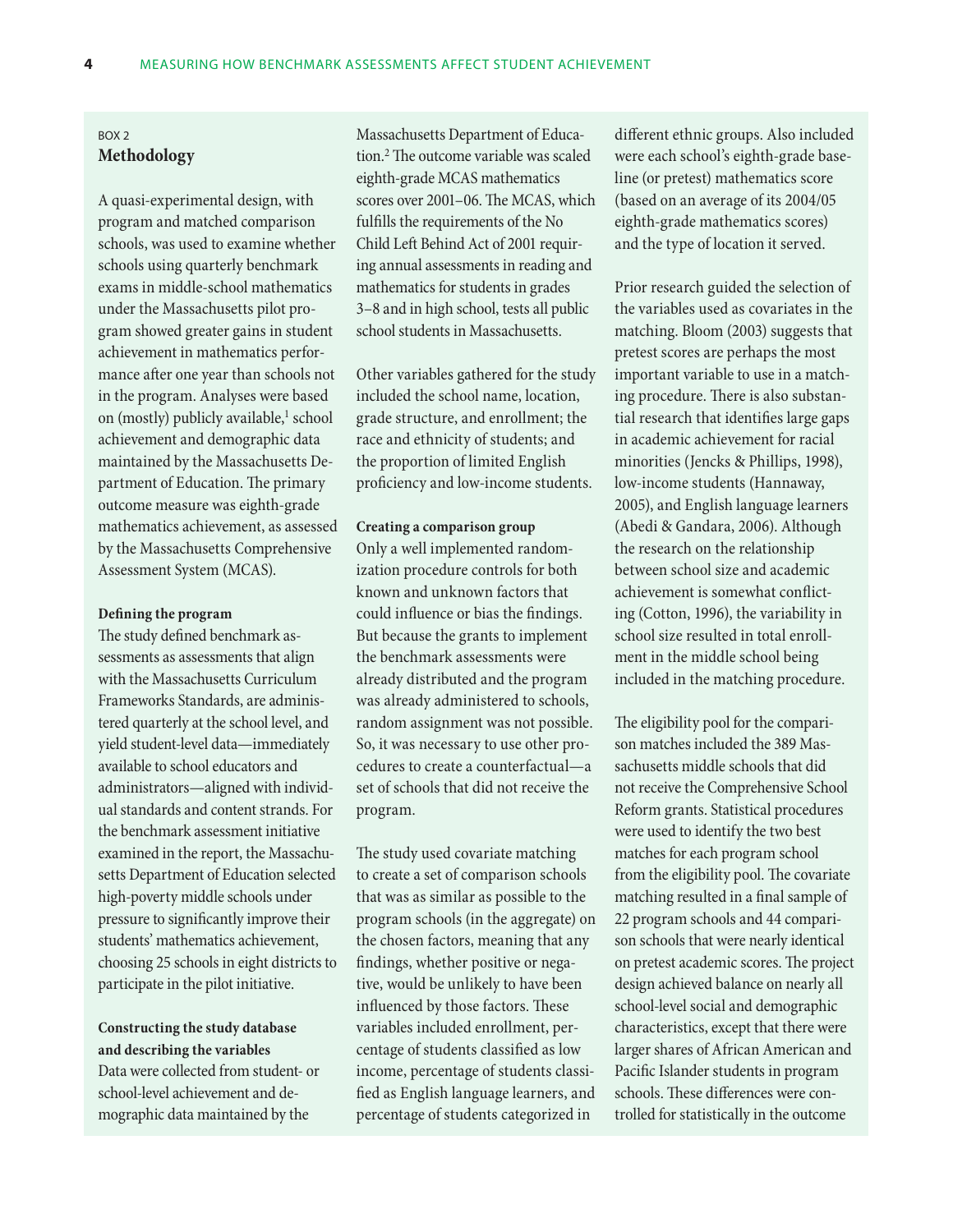BOX 2

### Methodology

A quasi-experimental design, with program and matched comparison schools, was used to examine whether schools using quarterly benchmark exams in middle-school mathematics under the Massachusetts pilot program showed greater gains in student achievement in mathematics performance after one year than schools not in the program. Analyses were based on (mostly) publicly available,[1] school achievement and demographic data maintained by the Massachusetts Department of Education. The primary outcome measure was eighth-grade mathematics achievement, as assessed by the Massachusetts Comprehensive Assessment System (MCAS).

**Defining the program**

The study defined benchmark assessments as assessments that align with the Massachusetts Curriculum Frameworks Standards, are administered quarterly at the school level, and yield student-level data—immediately available to school educators and administrators—aligned with individual standards and content strands. For the benchmark assessment initiative examined in the report, the Massachusetts Department of Education selected high-poverty middle schools under pressure to significantly improve their students' mathematics achievement, choosing 25 schools in eight districts to participate in the pilot initiative.

**Constructing the study database and describing the variables**

Data were collected from student- or school-level achievement and demographic data maintained by the Massachusetts Department of Education.[2] The outcome variable was scaled eighth-grade MCAS mathematics scores over 2001–06. The MCAS, which fulfills the requirements of the No Child Left Behind Act of 2001 requiring annual assessments in reading and mathematics for students in grades 3–8 and in high school, tests all public school students in Massachusetts.

Other variables gathered for the study included the school name, location, grade structure, and enrollment; the race and ethnicity of students; and the proportion of limited English proficiency and low-income students.

**Creating a comparison group**

Only a well implemented randomization procedure controls for both known and unknown factors that could influence or bias the findings. But because the grants to implement the benchmark assessments were already distributed and the program was already administered to schools, random assignment was not possible. So, it was necessary to use other procedures to create a counterfactual—a set of schools that did not receive the program.

The study used covariate matching to create a set of comparison schools that was as similar as possible to the program schools (in the aggregate) on the chosen factors, meaning that any findings, whether positive or negative, would be unlikely to have been influenced by those factors. These variables included enrollment, percentage of students classified as low income, percentage of students classified as English language learners, and percentage of students categorized in different ethnic groups. Also included were each school's eighth-grade baseline (or pretest) mathematics score (based on an average of its 2004/05 eighth-grade mathematics scores) and the type of location it served.

Prior research guided the selection of the variables used as covariates in the matching. Bloom (2003) suggests that pretest scores are perhaps the most important variable to use in a matching procedure. There is also substantial research that identifies large gaps in academic achievement for racial minorities (Jencks & Phillips, 1998), low-income students (Hannaway, 2005), and English language learners (Abedi & Gandara, 2006). Although the research on the relationship between school size and academic achievement is somewhat conflicting (Cotton, 1996), the variability in school size resulted in total enrollment in the middle school being included in the matching procedure.

The eligibility pool for the comparison matches included the 389 Massachusetts middle schools that did not receive the Comprehensive School Reform grants. Statistical procedures were used to identify the two best matches for each program school from the eligibility pool. The covariate matching resulted in a final sample of 22 program schools and 44 comparison schools that were nearly identical on pretest academic scores. The project design achieved balance on nearly all school-level social and demographic characteristics, except that there were larger shares of African American and Pacific Islander students in program schools. These differences were controlled for statistically in the outcome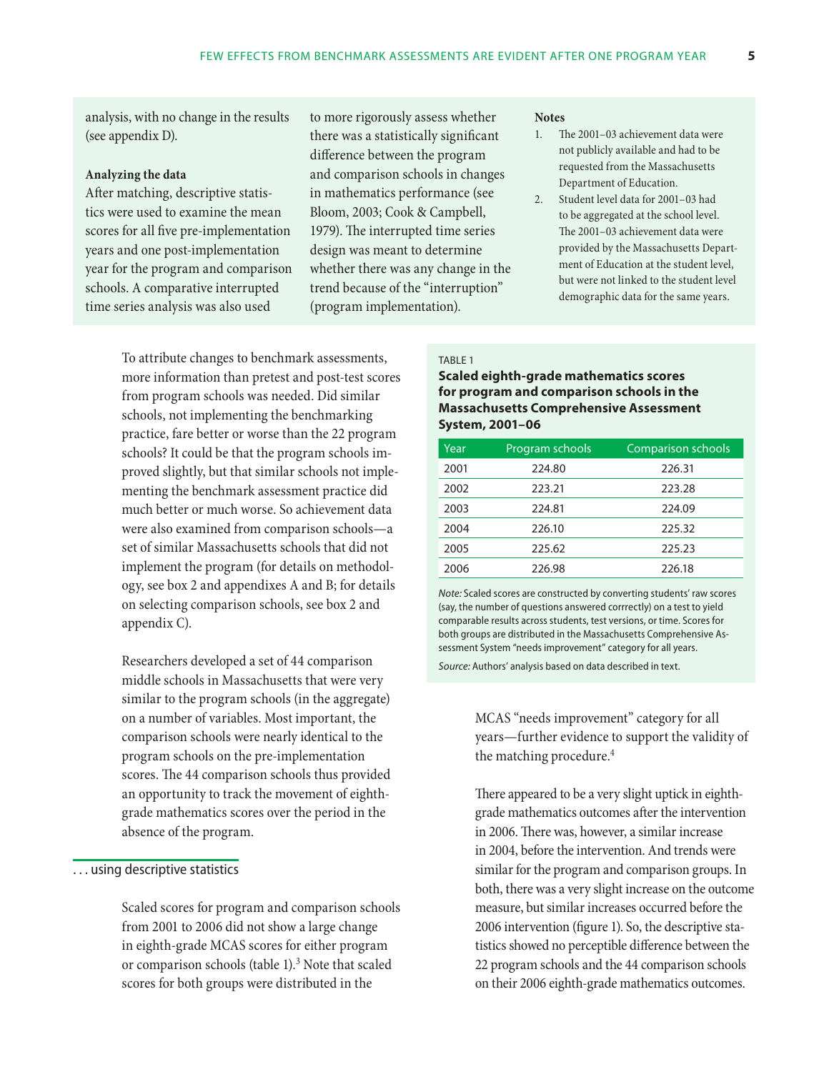analysis, with no change in the results (see appendix D).

**Analyzing the data**

After matching, descriptive statistics were used to examine the mean scores for all five pre-implementation years and one post-implementation year for the program and comparison schools. A comparative interrupted time series analysis was also used to more rigorously assess whether there was a statistically significant difference between the program and comparison schools in changes in mathematics performance (see Bloom, 2003; Cook & Campbell, 1979). The interrupted time series design was meant to determine whether there was any change in the trend because of the "interruption" (program implementation).

**Notes**

1. The 2001–03 achievement data were not publicly available and had to be requested from the Massachusetts Department of Education.
2. Student level data for 2001–03 had to be aggregated at the school level. The 2001–03 achievement data were provided by the Massachusetts Department of Education at the student level, but were not linked to the student level demographic data for the same years.

To attribute changes to benchmark assessments, more information than pretest and post-test scores from program schools was needed. Did similar schools, not implementing the benchmarking practice, fare better or worse than the 22 program schools? It could be that the program schools improved slightly, but that similar schools not implementing the benchmark assessment practice did much better or much worse. So achievement data were also examined from comparison schools—a set of similar Massachusetts schools that did not implement the program (for details on methodology, see box 2 and appendixes A and B; for details on selecting comparison schools, see box 2 and appendix C).

Researchers developed a set of 44 comparison middle schools in Massachusetts that were very similar to the program schools (in the aggregate) on a number of variables. Most important, the comparison schools were nearly identical to the program schools on the pre-implementation scores. The 44 comparison schools thus provided an opportunity to track the movement of eighth-grade mathematics scores over the period in the absence of the program.

### . . . using descriptive statistics

Scaled scores for program and comparison schools from 2001 to 2006 did not show a large change in eighth-grade MCAS scores for either program or comparison schools (table 1).[3] Note that scaled scores for both groups were distributed in the MCAS "needs improvement" category for all years—further evidence to support the validity of the matching procedure.[4]

TABLE 1

**Scaled eighth-grade mathematics scores for program and comparison schools in the Massachusetts Comprehensive Assessment System, 2001–06**

| Year | Program schools | Comparison schools |
|---|---|---|
| 2001 | 224.80 | 226.31 |
| 2002 | 223.21 | 223.28 |
| 2003 | 224.81 | 224.09 |
| 2004 | 226.10 | 225.32 |
| 2005 | 225.62 | 225.23 |
| 2006 | 226.98 | 226.18 |

*Note:* Scaled scores are constructed by converting students' raw scores (say, the number of questions answered corrrectly) on a test to yield comparable results across students, test versions, or time. Scores for both groups are distributed in the Massachusetts Comprehensive Assessment System "needs improvement" category for all years.

*Source:* Authors' analysis based on data described in text.

There appeared to be a very slight uptick in eighth-grade mathematics outcomes after the intervention in 2006. There was, however, a similar increase in 2004, before the intervention. And trends were similar for the program and comparison groups. In both, there was a very slight increase on the outcome measure, but similar increases occurred before the 2006 intervention (figure 1). So, the descriptive statistics showed no perceptible difference between the 22 program schools and the 44 comparison schools on their 2006 eighth-grade mathematics outcomes.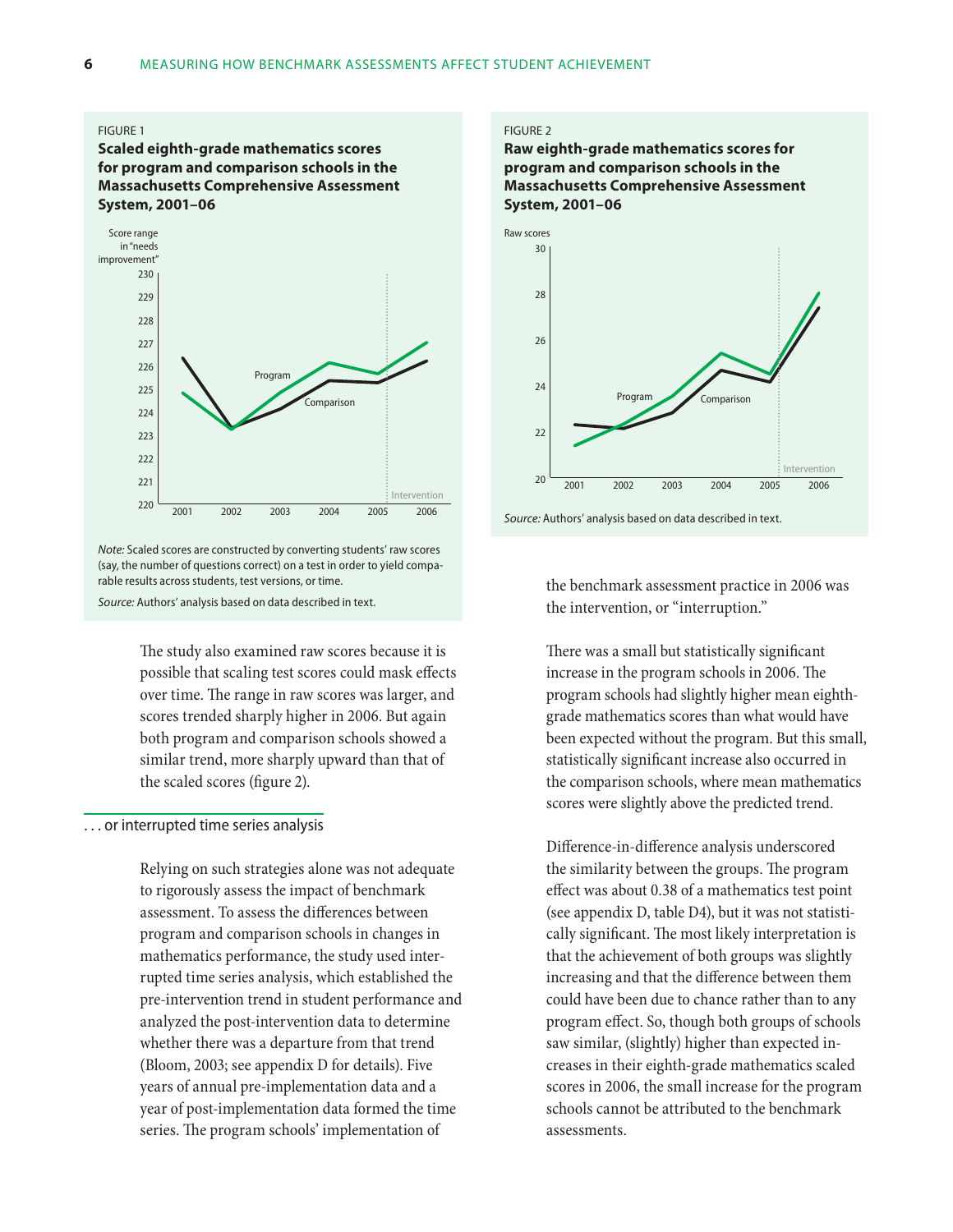FIGURE 1

**Scaled eighth-grade mathematics scores for program and comparison schools in the Massachusetts Comprehensive Assessment System, 2001–06**

*Note:* Scaled scores are constructed by converting students' raw scores (say, the number of questions correct) on a test in order to yield comparable results across students, test versions, or time.

*Source:* Authors' analysis based on data described in text.

FIGURE 2

**Raw eighth-grade mathematics scores for program and comparison schools in the Massachusetts Comprehensive Assessment System, 2001–06**

*Source:* Authors' analysis based on data described in text.

The study also examined raw scores because it is possible that scaling test scores could mask effects over time. The range in raw scores was larger, and scores trended sharply higher in 2006. But again both program and comparison schools showed a similar trend, more sharply upward than that of the scaled scores (figure 2).

## . . . or interrupted time series analysis

Relying on such strategies alone was not adequate to rigorously assess the impact of benchmark assessment. To assess the differences between program and comparison schools in changes in mathematics performance, the study used interrupted time series analysis, which established the pre-intervention trend in student performance and analyzed the post-intervention data to determine whether there was a departure from that trend (Bloom, 2003; see appendix D for details). Five years of annual pre-implementation data and a year of post-implementation data formed the time series. The program schools' implementation of the benchmark assessment practice in 2006 was the intervention, or "interruption."

There was a small but statistically significant increase in the program schools in 2006. The program schools had slightly higher mean eighth-grade mathematics scores than what would have been expected without the program. But this small, statistically significant increase also occurred in the comparison schools, where mean mathematics scores were slightly above the predicted trend.

Difference-in-difference analysis underscored the similarity between the groups. The program effect was about 0.38 of a mathematics test point (see appendix D, table D4), but it was not statistically significant. The most likely interpretation is that the achievement of both groups was slightly increasing and that the difference between them could have been due to chance rather than to any program effect. So, though both groups of schools saw similar, (slightly) higher than expected increases in their eighth-grade mathematics scaled scores in 2006, the small increase for the program schools cannot be attributed to the benchmark assessments.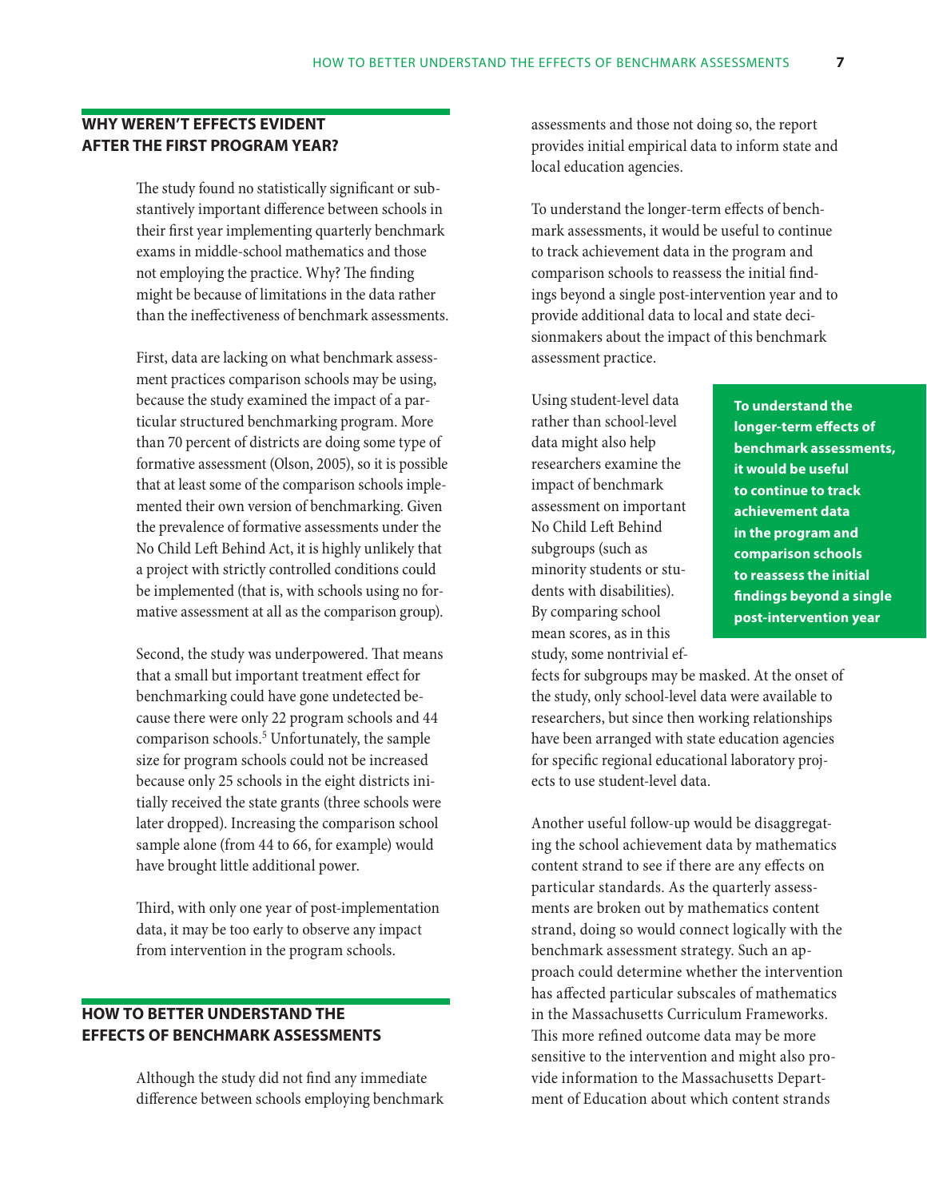## WHY WEREN'T EFFECTS EVIDENT AFTER THE FIRST PROGRAM YEAR?

The study found no statistically significant or substantively important difference between schools in their first year implementing quarterly benchmark exams in middle-school mathematics and those not employing the practice. Why? The finding might be because of limitations in the data rather than the ineffectiveness of benchmark assessments.

First, data are lacking on what benchmark assessment practices comparison schools may be using, because the study examined the impact of a particular structured benchmarking program. More than 70 percent of districts are doing some type of formative assessment (Olson, 2005), so it is possible that at least some of the comparison schools implemented their own version of benchmarking. Given the prevalence of formative assessments under the No Child Left Behind Act, it is highly unlikely that a project with strictly controlled conditions could be implemented (that is, with schools using no formative assessment at all as the comparison group).

Second, the study was underpowered. That means that a small but important treatment effect for benchmarking could have gone undetected because there were only 22 program schools and 44 comparison schools.[5] Unfortunately, the sample size for program schools could not be increased because only 25 schools in the eight districts initially received the state grants (three schools were later dropped). Increasing the comparison school sample alone (from 44 to 66, for example) would have brought little additional power.

Third, with only one year of post-implementation data, it may be too early to observe any impact from intervention in the program schools.

## HOW TO BETTER UNDERSTAND THE EFFECTS OF BENCHMARK ASSESSMENTS

Although the study did not find any immediate difference between schools employing benchmark assessments and those not doing so, the report provides initial empirical data to inform state and local education agencies.

To understand the longer-term effects of benchmark assessments, it would be useful to continue to track achievement data in the program and comparison schools to reassess the initial findings beyond a single post-intervention year and to provide additional data to local and state decisionmakers about the impact of this benchmark assessment practice.

**To understand the longer-term effects of benchmark assessments, it would be useful to continue to track achievement data in the program and comparison schools to reassess the initial findings beyond a single post-intervention year**

Using student-level data rather than school-level data might also help researchers examine the impact of benchmark assessment on important No Child Left Behind subgroups (such as minority students or students with disabilities). By comparing school mean scores, as in this study, some nontrivial effects for subgroups may be masked. At the onset of the study, only school-level data were available to researchers, but since then working relationships have been arranged with state education agencies for specific regional educational laboratory projects to use student-level data.

Another useful follow-up would be disaggregating the school achievement data by mathematics content strand to see if there are any effects on particular standards. As the quarterly assessments are broken out by mathematics content strand, doing so would connect logically with the benchmark assessment strategy. Such an approach could determine whether the intervention has affected particular subscales of mathematics in the Massachusetts Curriculum Frameworks. This more refined outcome data may be more sensitive to the intervention and might also provide information to the Massachusetts Department of Education about which content strands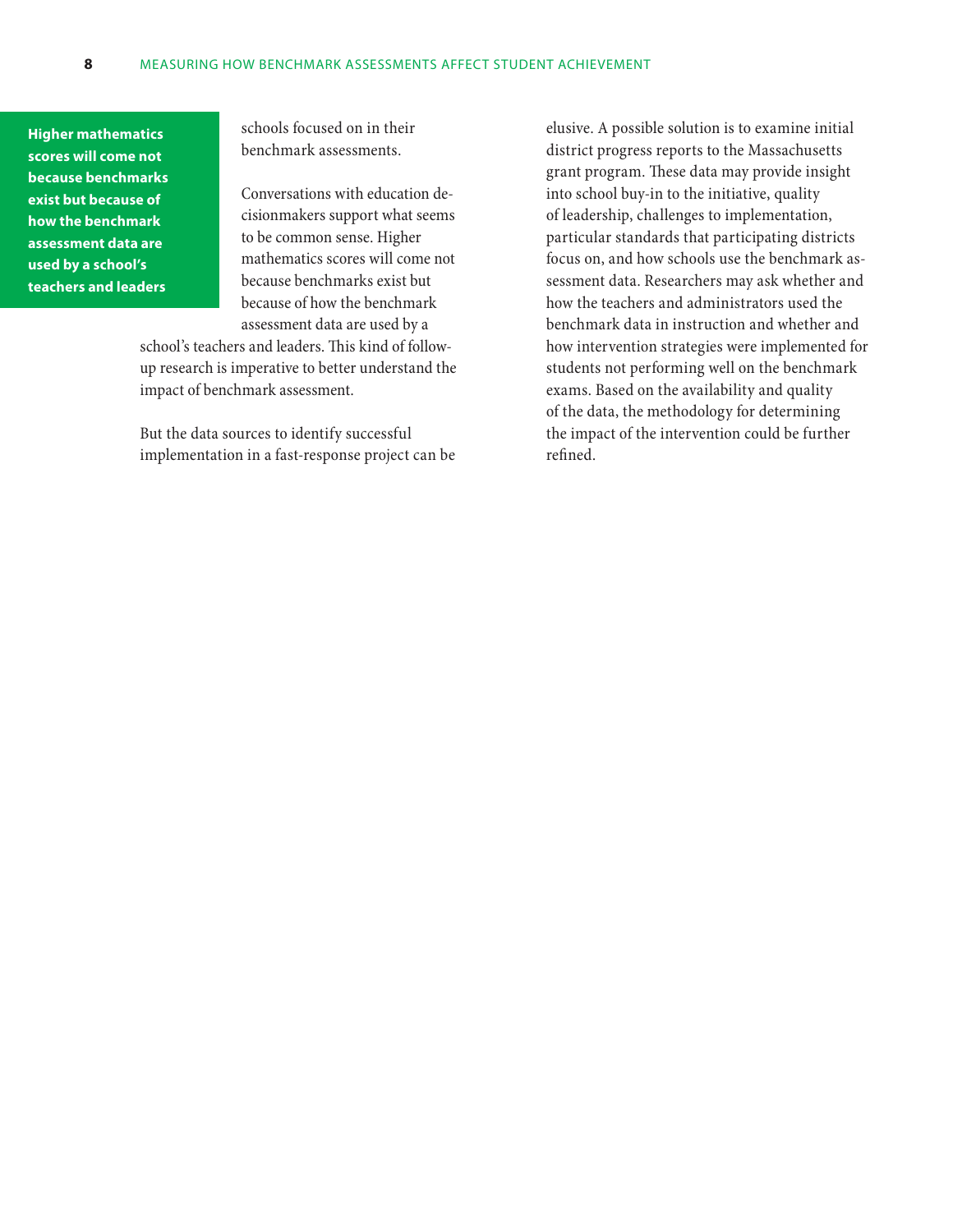> **Higher mathematics scores will come not because benchmarks exist but because of how the benchmark assessment data are used by a school's teachers and leaders**

schools focused on in their benchmark assessments.

Conversations with education decisionmakers support what seems to be common sense. Higher mathematics scores will come not because benchmarks exist but because of how the benchmark assessment data are used by a school's teachers and leaders. This kind of follow-up research is imperative to better understand the impact of benchmark assessment.

But the data sources to identify successful implementation in a fast-response project can be elusive. A possible solution is to examine initial district progress reports to the Massachusetts grant program. These data may provide insight into school buy-in to the initiative, quality of leadership, challenges to implementation, particular standards that participating districts focus on, and how schools use the benchmark assessment data. Researchers may ask whether and how the teachers and administrators used the benchmark data in instruction and whether and how intervention strategies were implemented for students not performing well on the benchmark exams. Based on the availability and quality of the data, the methodology for determining the impact of the intervention could be further refined.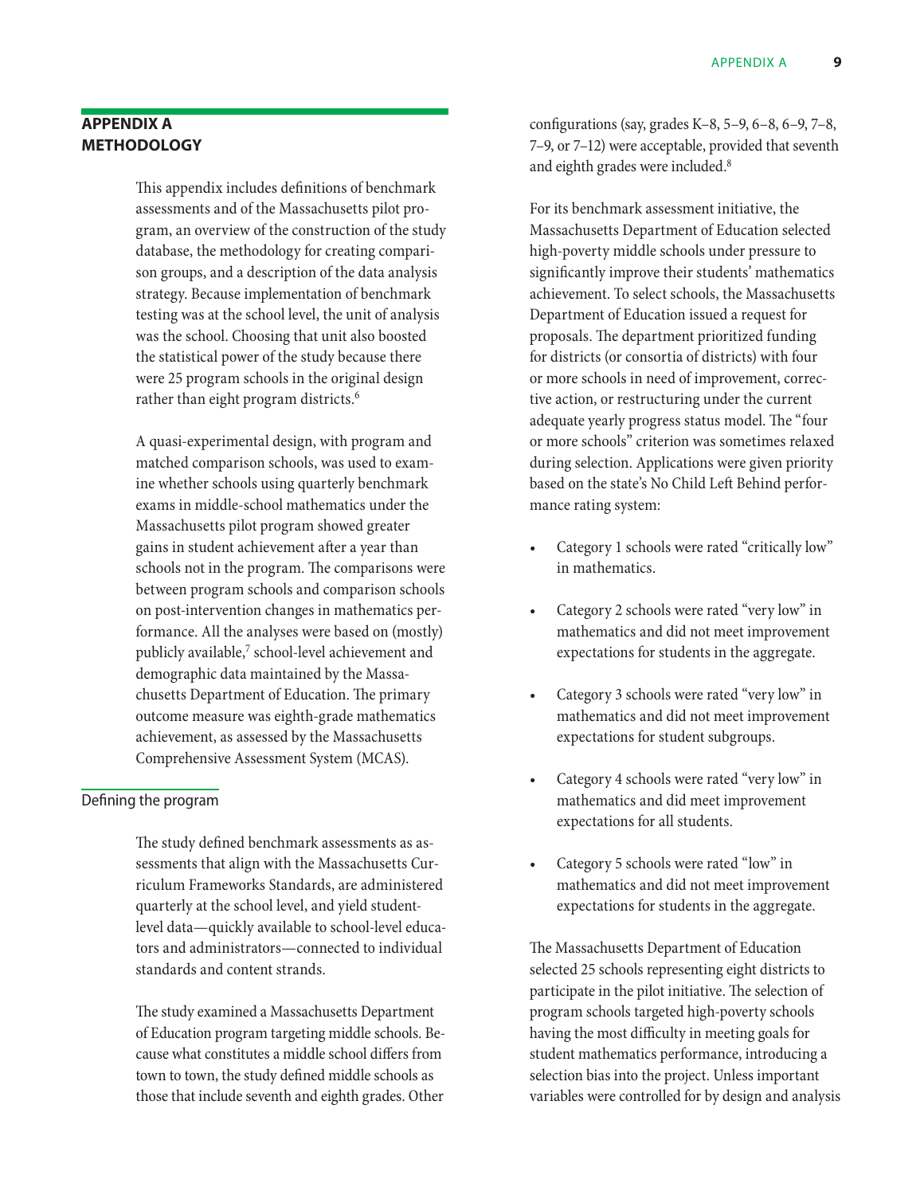## APPENDIX A METHODOLOGY

This appendix includes definitions of benchmark assessments and of the Massachusetts pilot program, an overview of the construction of the study database, the methodology for creating comparison groups, and a description of the data analysis strategy. Because implementation of benchmark testing was at the school level, the unit of analysis was the school. Choosing that unit also boosted the statistical power of the study because there were 25 program schools in the original design rather than eight program districts.[6]

A quasi-experimental design, with program and matched comparison schools, was used to examine whether schools using quarterly benchmark exams in middle-school mathematics under the Massachusetts pilot program showed greater gains in student achievement after a year than schools not in the program. The comparisons were between program schools and comparison schools on post-intervention changes in mathematics performance. All the analyses were based on (mostly) publicly available,[7] school-level achievement and demographic data maintained by the Massachusetts Department of Education. The primary outcome measure was eighth-grade mathematics achievement, as assessed by the Massachusetts Comprehensive Assessment System (MCAS).

### Defining the program

The study defined benchmark assessments as assessments that align with the Massachusetts Curriculum Frameworks Standards, are administered quarterly at the school level, and yield student-level data—quickly available to school-level educators and administrators—connected to individual standards and content strands.

The study examined a Massachusetts Department of Education program targeting middle schools. Because what constitutes a middle school differs from town to town, the study defined middle schools as those that include seventh and eighth grades. Other configurations (say, grades K–8, 5–9, 6–8, 6–9, 7–8, 7–9, or 7–12) were acceptable, provided that seventh and eighth grades were included.[8]

For its benchmark assessment initiative, the Massachusetts Department of Education selected high-poverty middle schools under pressure to significantly improve their students' mathematics achievement. To select schools, the Massachusetts Department of Education issued a request for proposals. The department prioritized funding for districts (or consortia of districts) with four or more schools in need of improvement, corrective action, or restructuring under the current adequate yearly progress status model. The "four or more schools" criterion was sometimes relaxed during selection. Applications were given priority based on the state's No Child Left Behind performance rating system:

- Category 1 schools were rated "critically low" in mathematics.
- Category 2 schools were rated "very low" in mathematics and did not meet improvement expectations for students in the aggregate.
- Category 3 schools were rated "very low" in mathematics and did not meet improvement expectations for student subgroups.
- Category 4 schools were rated "very low" in mathematics and did meet improvement expectations for all students.
- Category 5 schools were rated "low" in mathematics and did not meet improvement expectations for students in the aggregate.

The Massachusetts Department of Education selected 25 schools representing eight districts to participate in the pilot initiative. The selection of program schools targeted high-poverty schools having the most difficulty in meeting goals for student mathematics performance, introducing a selection bias into the project. Unless important variables were controlled for by design and analysis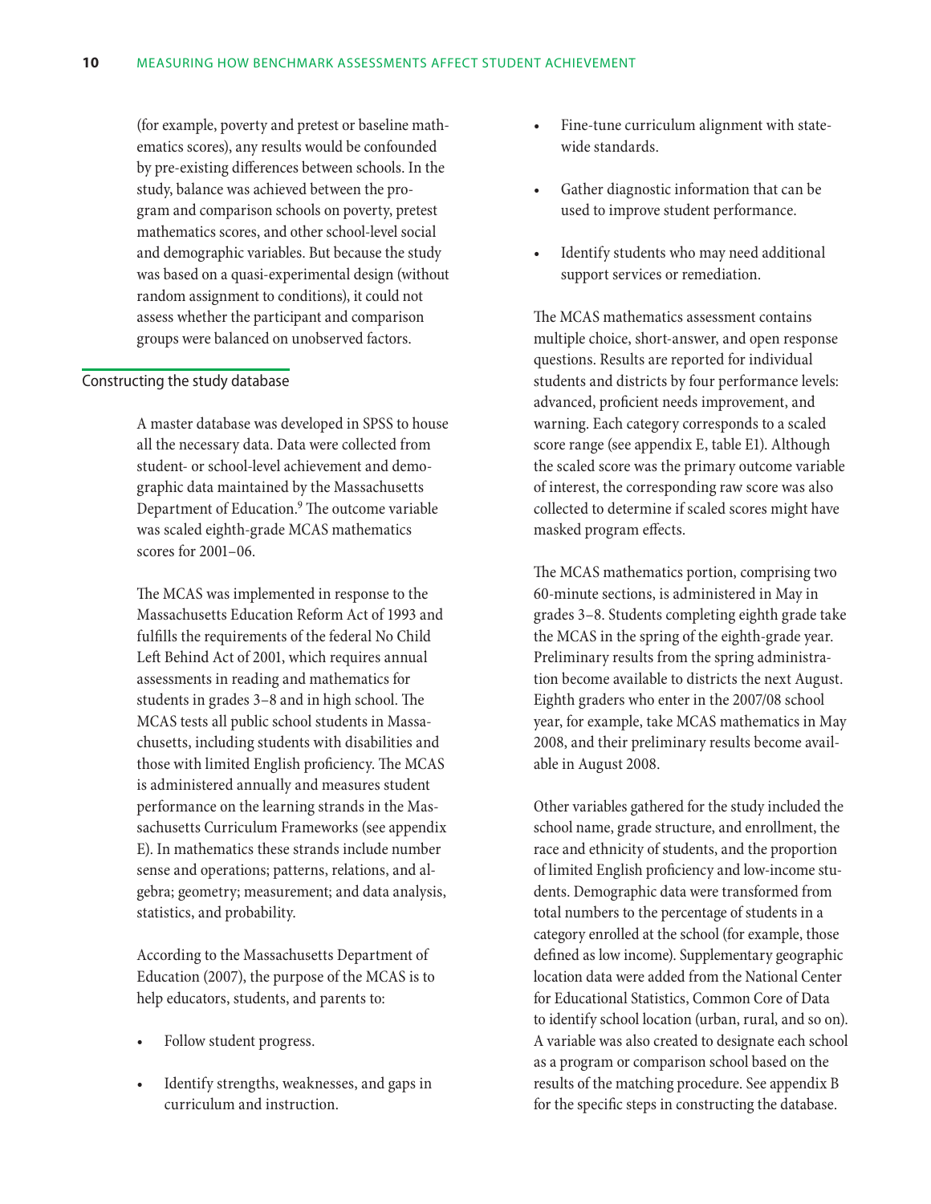(for example, poverty and pretest or baseline mathematics scores), any results would be confounded by pre-existing differences between schools. In the study, balance was achieved between the program and comparison schools on poverty, pretest mathematics scores, and other school-level social and demographic variables. But because the study was based on a quasi-experimental design (without random assignment to conditions), it could not assess whether the participant and comparison groups were balanced on unobserved factors.

## Constructing the study database

A master database was developed in SPSS to house all the necessary data. Data were collected from student- or school-level achievement and demographic data maintained by the Massachusetts Department of Education.[9] The outcome variable was scaled eighth-grade MCAS mathematics scores for 2001–06.

The MCAS was implemented in response to the Massachusetts Education Reform Act of 1993 and fulfills the requirements of the federal No Child Left Behind Act of 2001, which requires annual assessments in reading and mathematics for students in grades 3–8 and in high school. The MCAS tests all public school students in Massachusetts, including students with disabilities and those with limited English proficiency. The MCAS is administered annually and measures student performance on the learning strands in the Massachusetts Curriculum Frameworks (see appendix E). In mathematics these strands include number sense and operations; patterns, relations, and algebra; geometry; measurement; and data analysis, statistics, and probability.

According to the Massachusetts Department of Education (2007), the purpose of the MCAS is to help educators, students, and parents to:

- Follow student progress.
- Identify strengths, weaknesses, and gaps in curriculum and instruction.
- Fine-tune curriculum alignment with statewide standards.
- Gather diagnostic information that can be used to improve student performance.
- Identify students who may need additional support services or remediation.

The MCAS mathematics assessment contains multiple choice, short-answer, and open response questions. Results are reported for individual students and districts by four performance levels: advanced, proficient needs improvement, and warning. Each category corresponds to a scaled score range (see appendix E, table E1). Although the scaled score was the primary outcome variable of interest, the corresponding raw score was also collected to determine if scaled scores might have masked program effects.

The MCAS mathematics portion, comprising two 60-minute sections, is administered in May in grades 3–8. Students completing eighth grade take the MCAS in the spring of the eighth-grade year. Preliminary results from the spring administration become available to districts the next August. Eighth graders who enter in the 2007/08 school year, for example, take MCAS mathematics in May 2008, and their preliminary results become available in August 2008.

Other variables gathered for the study included the school name, grade structure, and enrollment, the race and ethnicity of students, and the proportion of limited English proficiency and low-income students. Demographic data were transformed from total numbers to the percentage of students in a category enrolled at the school (for example, those defined as low income). Supplementary geographic location data were added from the National Center for Educational Statistics, Common Core of Data to identify school location (urban, rural, and so on). A variable was also created to designate each school as a program or comparison school based on the results of the matching procedure. See appendix B for the specific steps in constructing the database.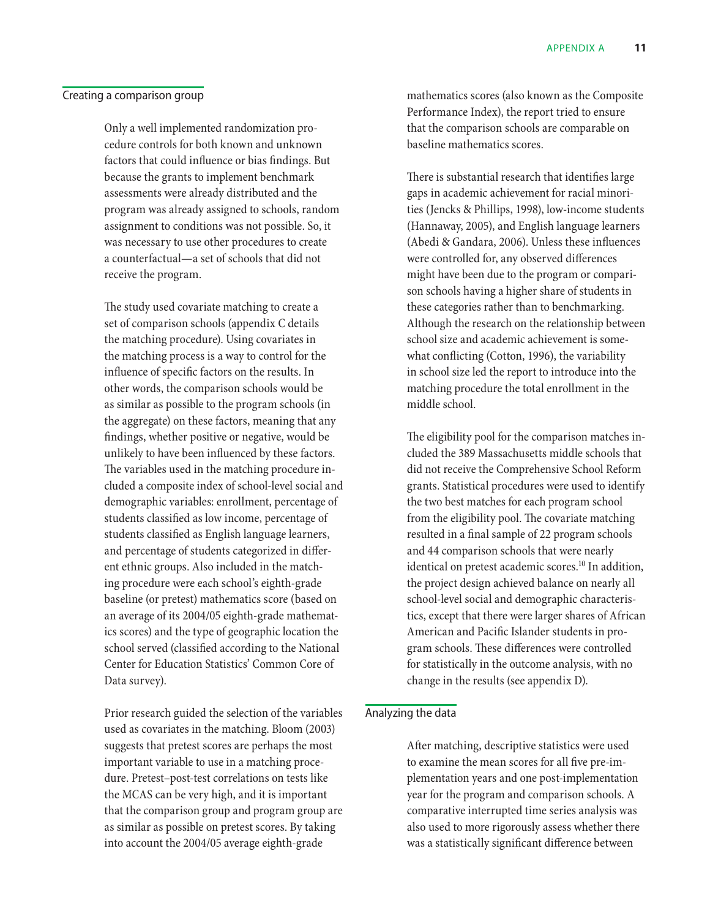## Creating a comparison group

Only a well implemented randomization procedure controls for both known and unknown factors that could influence or bias findings. But because the grants to implement benchmark assessments were already distributed and the program was already assigned to schools, random assignment to conditions was not possible. So, it was necessary to use other procedures to create a counterfactual—a set of schools that did not receive the program.

The study used covariate matching to create a set of comparison schools (appendix C details the matching procedure). Using covariates in the matching process is a way to control for the influence of specific factors on the results. In other words, the comparison schools would be as similar as possible to the program schools (in the aggregate) on these factors, meaning that any findings, whether positive or negative, would be unlikely to have been influenced by these factors. The variables used in the matching procedure included a composite index of school-level social and demographic variables: enrollment, percentage of students classified as low income, percentage of students classified as English language learners, and percentage of students categorized in different ethnic groups. Also included in the matching procedure were each school's eighth-grade baseline (or pretest) mathematics score (based on an average of its 2004/05 eighth-grade mathematics scores) and the type of geographic location the school served (classified according to the National Center for Education Statistics' Common Core of Data survey).

Prior research guided the selection of the variables used as covariates in the matching. Bloom (2003) suggests that pretest scores are perhaps the most important variable to use in a matching procedure. Pretest–post-test correlations on tests like the MCAS can be very high, and it is important that the comparison group and program group are as similar as possible on pretest scores. By taking into account the 2004/05 average eighth-grade mathematics scores (also known as the Composite Performance Index), the report tried to ensure that the comparison schools are comparable on baseline mathematics scores.

There is substantial research that identifies large gaps in academic achievement for racial minorities (Jencks & Phillips, 1998), low-income students (Hannaway, 2005), and English language learners (Abedi & Gandara, 2006). Unless these influences were controlled for, any observed differences might have been due to the program or comparison schools having a higher share of students in these categories rather than to benchmarking. Although the research on the relationship between school size and academic achievement is somewhat conflicting (Cotton, 1996), the variability in school size led the report to introduce into the matching procedure the total enrollment in the middle school.

The eligibility pool for the comparison matches included the 389 Massachusetts middle schools that did not receive the Comprehensive School Reform grants. Statistical procedures were used to identify the two best matches for each program school from the eligibility pool. The covariate matching resulted in a final sample of 22 program schools and 44 comparison schools that were nearly identical on pretest academic scores.[10] In addition, the project design achieved balance on nearly all school-level social and demographic characteristics, except that there were larger shares of African American and Pacific Islander students in program schools. These differences were controlled for statistically in the outcome analysis, with no change in the results (see appendix D).

## Analyzing the data

After matching, descriptive statistics were used to examine the mean scores for all five pre-implementation years and one post-implementation year for the program and comparison schools. A comparative interrupted time series analysis was also used to more rigorously assess whether there was a statistically significant difference between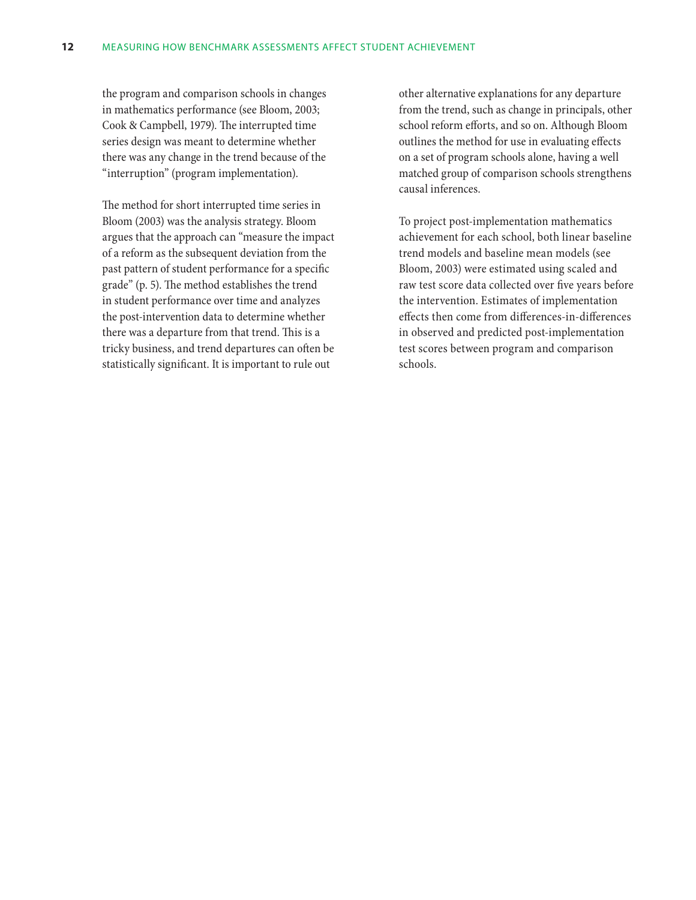the program and comparison schools in changes in mathematics performance (see Bloom, 2003; Cook & Campbell, 1979). The interrupted time series design was meant to determine whether there was any change in the trend because of the "interruption" (program implementation).

The method for short interrupted time series in Bloom (2003) was the analysis strategy. Bloom argues that the approach can "measure the impact of a reform as the subsequent deviation from the past pattern of student performance for a specific grade" (p. 5). The method establishes the trend in student performance over time and analyzes the post-intervention data to determine whether there was a departure from that trend. This is a tricky business, and trend departures can often be statistically significant. It is important to rule out other alternative explanations for any departure from the trend, such as change in principals, other school reform efforts, and so on. Although Bloom outlines the method for use in evaluating effects on a set of program schools alone, having a well matched group of comparison schools strengthens causal inferences.

To project post-implementation mathematics achievement for each school, both linear baseline trend models and baseline mean models (see Bloom, 2003) were estimated using scaled and raw test score data collected over five years before the intervention. Estimates of implementation effects then come from differences-in-differences in observed and predicted post-implementation test scores between program and comparison schools.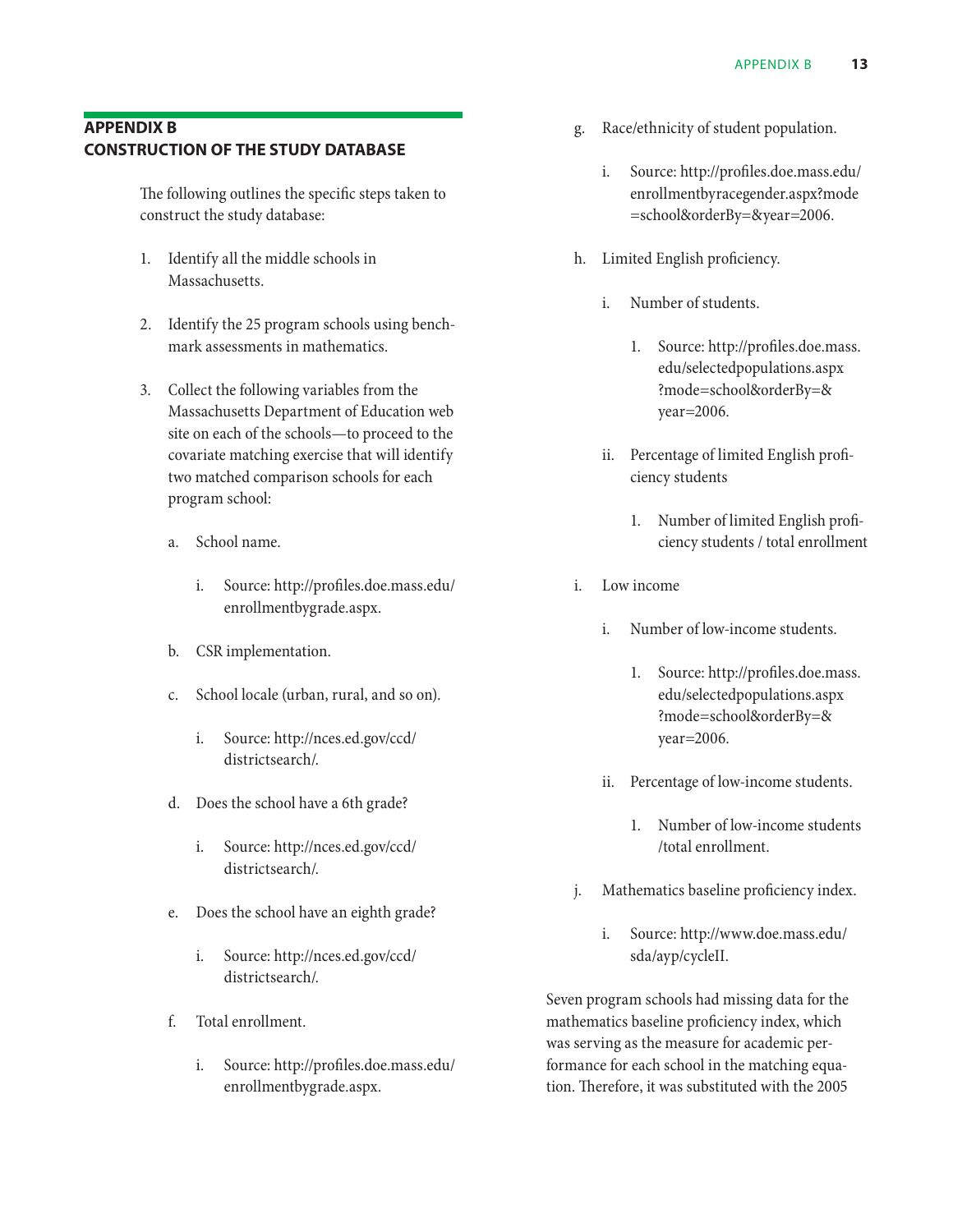## APPENDIX B
## CONSTRUCTION OF THE STUDY DATABASE

The following outlines the specific steps taken to construct the study database:

1. Identify all the middle schools in Massachusetts.

2. Identify the 25 program schools using benchmark assessments in mathematics.

3. Collect the following variables from the Massachusetts Department of Education web site on each of the schools—to proceed to the covariate matching exercise that will identify two matched comparison schools for each program school:

   a. School name.

      i. Source: http://profiles.doe.mass.edu/enrollmentbygrade.aspx.

   b. CSR implementation.

   c. School locale (urban, rural, and so on).

      i. Source: http://nces.ed.gov/ccd/districtsearch/.

   d. Does the school have a 6th grade?

      i. Source: http://nces.ed.gov/ccd/districtsearch/.

   e. Does the school have an eighth grade?

      i. Source: http://nces.ed.gov/ccd/districtsearch/.

   f. Total enrollment.

      i. Source: http://profiles.doe.mass.edu/enrollmentbygrade.aspx.

   g. Race/ethnicity of student population.

      i. Source: http://profiles.doe.mass.edu/enrollmentbyracegender.aspx?mode=school&orderBy=&year=2006.

   h. Limited English proficiency.

      i. Number of students.

         1. Source: http://profiles.doe.mass.edu/selectedpopulations.aspx?mode=school&orderBy=&year=2006.

      ii. Percentage of limited English proficiency students

         1. Number of limited English proficiency students / total enrollment

   i. Low income

      i. Number of low-income students.

         1. Source: http://profiles.doe.mass.edu/selectedpopulations.aspx?mode=school&orderBy=&year=2006.

      ii. Percentage of low-income students.

         1. Number of low-income students /total enrollment.

   j. Mathematics baseline proficiency index.

      i. Source: http://www.doe.mass.edu/sda/ayp/cycleII.

Seven program schools had missing data for the mathematics baseline proficiency index, which was serving as the measure for academic performance for each school in the matching equation. Therefore, it was substituted with the 2005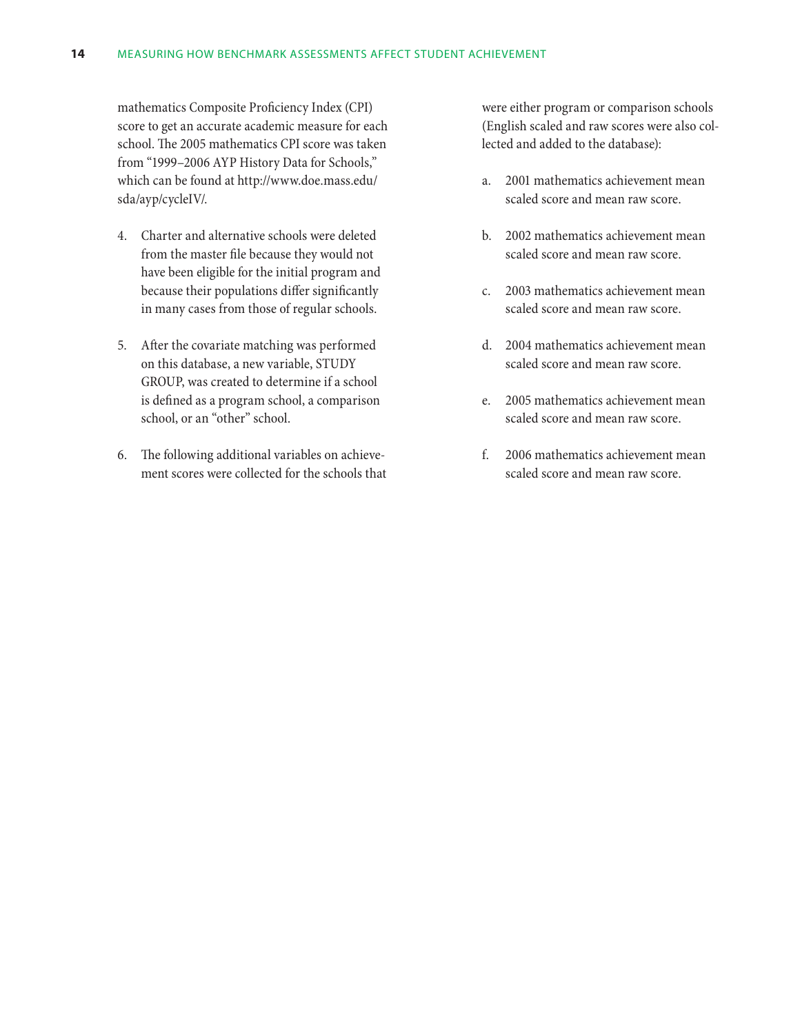mathematics Composite Proficiency Index (CPI) score to get an accurate academic measure for each school. The 2005 mathematics CPI score was taken from "1999–2006 AYP History Data for Schools," which can be found at http://www.doe.mass.edu/sda/ayp/cycleIV/.

4. Charter and alternative schools were deleted from the master file because they would not have been eligible for the initial program and because their populations differ significantly in many cases from those of regular schools.

5. After the covariate matching was performed on this database, a new variable, STUDY GROUP, was created to determine if a school is defined as a program school, a comparison school, or an "other" school.

6. The following additional variables on achievement scores were collected for the schools that were either program or comparison schools (English scaled and raw scores were also collected and added to the database):

   a. 2001 mathematics achievement mean scaled score and mean raw score.

   b. 2002 mathematics achievement mean scaled score and mean raw score.

   c. 2003 mathematics achievement mean scaled score and mean raw score.

   d. 2004 mathematics achievement mean scaled score and mean raw score.

   e. 2005 mathematics achievement mean scaled score and mean raw score.

   f. 2006 mathematics achievement mean scaled score and mean raw score.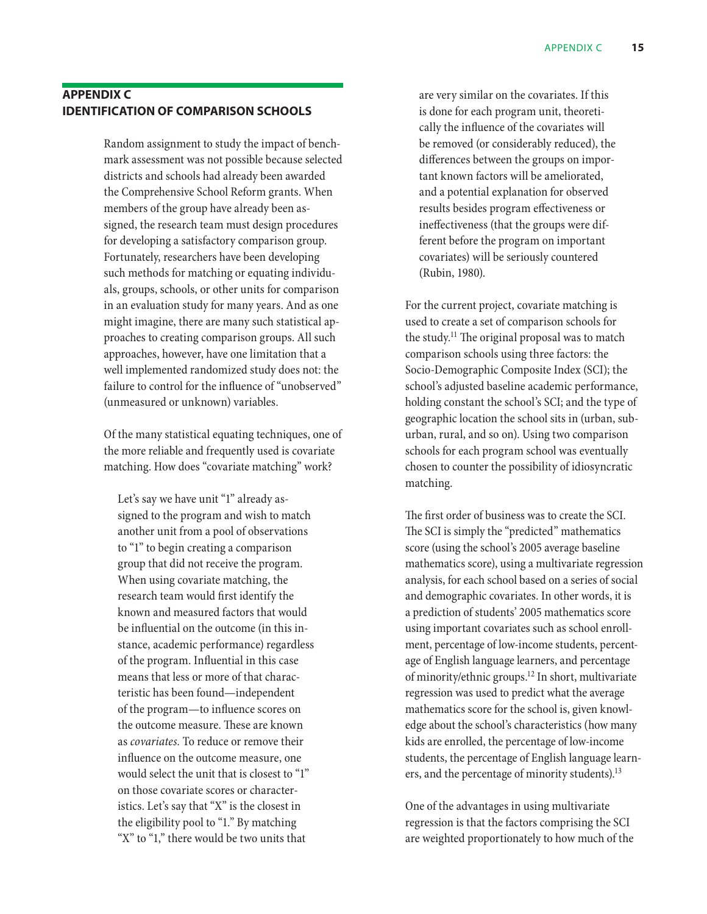## APPENDIX C
## IDENTIFICATION OF COMPARISON SCHOOLS

Random assignment to study the impact of benchmark assessment was not possible because selected districts and schools had already been awarded the Comprehensive School Reform grants. When members of the group have already been assigned, the research team must design procedures for developing a satisfactory comparison group. Fortunately, researchers have been developing such methods for matching or equating individuals, groups, schools, or other units for comparison in an evaluation study for many years. And as one might imagine, there are many such statistical approaches to creating comparison groups. All such approaches, however, have one limitation that a well implemented randomized study does not: the failure to control for the influence of "unobserved" (unmeasured or unknown) variables.

Of the many statistical equating techniques, one of the more reliable and frequently used is covariate matching. How does "covariate matching" work?

> Let's say we have unit "1" already assigned to the program and wish to match another unit from a pool of observations to "1" to begin creating a comparison group that did not receive the program. When using covariate matching, the research team would first identify the known and measured factors that would be influential on the outcome (in this instance, academic performance) regardless of the program. Influential in this case means that less or more of that characteristic has been found—independent of the program—to influence scores on the outcome measure. These are known as *covariates.* To reduce or remove their influence on the outcome measure, one would select the unit that is closest to "1" on those covariate scores or characteristics. Let's say that "X" is the closest in the eligibility pool to "1." By matching "X" to "1," there would be two units that are very similar on the covariates. If this is done for each program unit, theoretically the influence of the covariates will be removed (or considerably reduced), the differences between the groups on important known factors will be ameliorated, and a potential explanation for observed results besides program effectiveness or ineffectiveness (that the groups were different before the program on important covariates) will be seriously countered (Rubin, 1980).

For the current project, covariate matching is used to create a set of comparison schools for the study.[11] The original proposal was to match comparison schools using three factors: the Socio-Demographic Composite Index (SCI); the school's adjusted baseline academic performance, holding constant the school's SCI; and the type of geographic location the school sits in (urban, suburban, rural, and so on). Using two comparison schools for each program school was eventually chosen to counter the possibility of idiosyncratic matching.

The first order of business was to create the SCI. The SCI is simply the "predicted" mathematics score (using the school's 2005 average baseline mathematics score), using a multivariate regression analysis, for each school based on a series of social and demographic covariates. In other words, it is a prediction of students' 2005 mathematics score using important covariates such as school enrollment, percentage of low-income students, percentage of English language learners, and percentage of minority/ethnic groups.[12] In short, multivariate regression was used to predict what the average mathematics score for the school is, given knowledge about the school's characteristics (how many kids are enrolled, the percentage of low-income students, the percentage of English language learners, and the percentage of minority students).[13]

One of the advantages in using multivariate regression is that the factors comprising the SCI are weighted proportionately to how much of the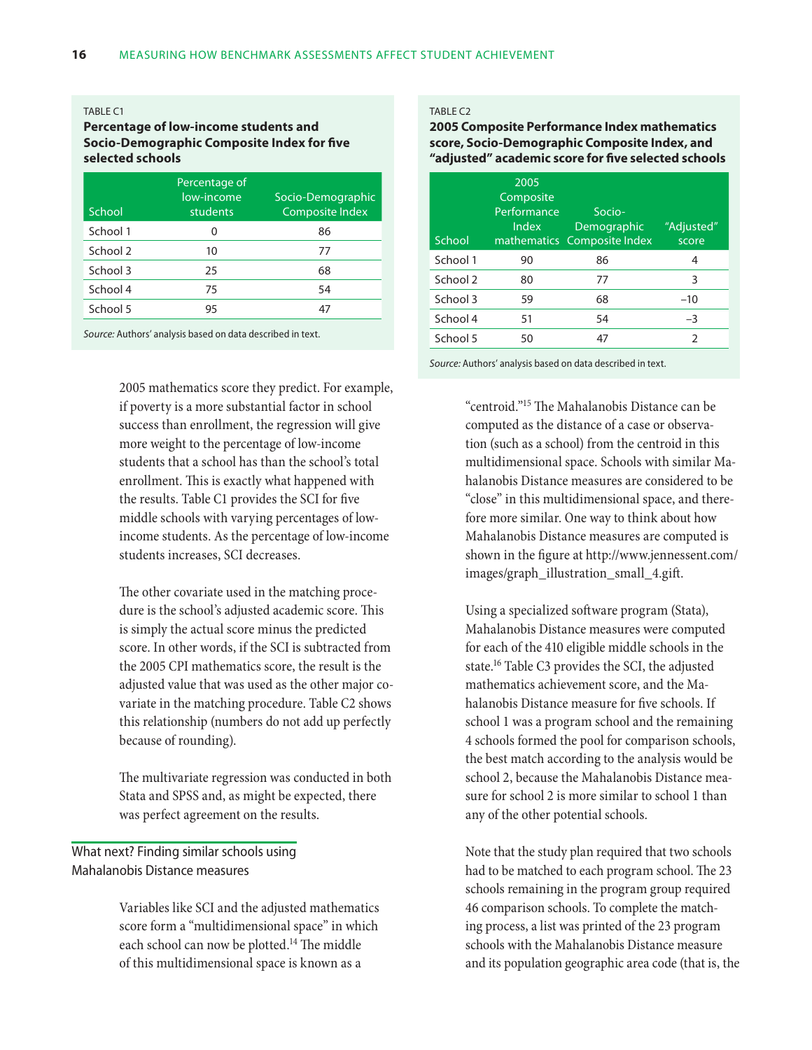TABLE C1

**Percentage of low-income students and Socio-Demographic Composite Index for five selected schools**

| School | Percentage of low-income students | Socio-Demographic Composite Index |
|---|---|---|
| School 1 | 0 | 86 |
| School 2 | 10 | 77 |
| School 3 | 25 | 68 |
| School 4 | 75 | 54 |
| School 5 | 95 | 47 |

*Source:* Authors' analysis based on data described in text.

TABLE C2

**2005 Composite Performance Index mathematics score, Socio-Demographic Composite Index, and "adjusted" academic score for five selected schools**

| School | 2005 Composite Performance Index mathematics | Socio-Demographic Composite Index | "Adjusted" score |
|---|---|---|---|
| School 1 | 90 | 86 | 4 |
| School 2 | 80 | 77 | 3 |
| School 3 | 59 | 68 | –10 |
| School 4 | 51 | 54 | –3 |
| School 5 | 50 | 47 | 2 |

*Source:* Authors' analysis based on data described in text.

2005 mathematics score they predict. For example, if poverty is a more substantial factor in school success than enrollment, the regression will give more weight to the percentage of low-income students that a school has than the school's total enrollment. This is exactly what happened with the results. Table C1 provides the SCI for five middle schools with varying percentages of low-income students. As the percentage of low-income students increases, SCI decreases.

The other covariate used in the matching procedure is the school's adjusted academic score. This is simply the actual score minus the predicted score. In other words, if the SCI is subtracted from the 2005 CPI mathematics score, the result is the adjusted value that was used as the other major covariate in the matching procedure. Table C2 shows this relationship (numbers do not add up perfectly because of rounding).

The multivariate regression was conducted in both Stata and SPSS and, as might be expected, there was perfect agreement on the results.

## What next? Finding similar schools using Mahalanobis Distance measures

Variables like SCI and the adjusted mathematics score form a "multidimensional space" in which each school can now be plotted.[14] The middle of this multidimensional space is known as a "centroid."[15] The Mahalanobis Distance can be computed as the distance of a case or observation (such as a school) from the centroid in this multidimensional space. Schools with similar Mahalanobis Distance measures are considered to be "close" in this multidimensional space, and therefore more similar. One way to think about how Mahalanobis Distance measures are computed is shown in the figure at http://www.jennessent.com/images/graph_illustration_small_4.gift.

Using a specialized software program (Stata), Mahalanobis Distance measures were computed for each of the 410 eligible middle schools in the state.[16] Table C3 provides the SCI, the adjusted mathematics achievement score, and the Mahalanobis Distance measure for five schools. If school 1 was a program school and the remaining 4 schools formed the pool for comparison schools, the best match according to the analysis would be school 2, because the Mahalanobis Distance measure for school 2 is more similar to school 1 than any of the other potential schools.

Note that the study plan required that two schools had to be matched to each program school. The 23 schools remaining in the program group required 46 comparison schools. To complete the matching process, a list was printed of the 23 program schools with the Mahalanobis Distance measure and its population geographic area code (that is, the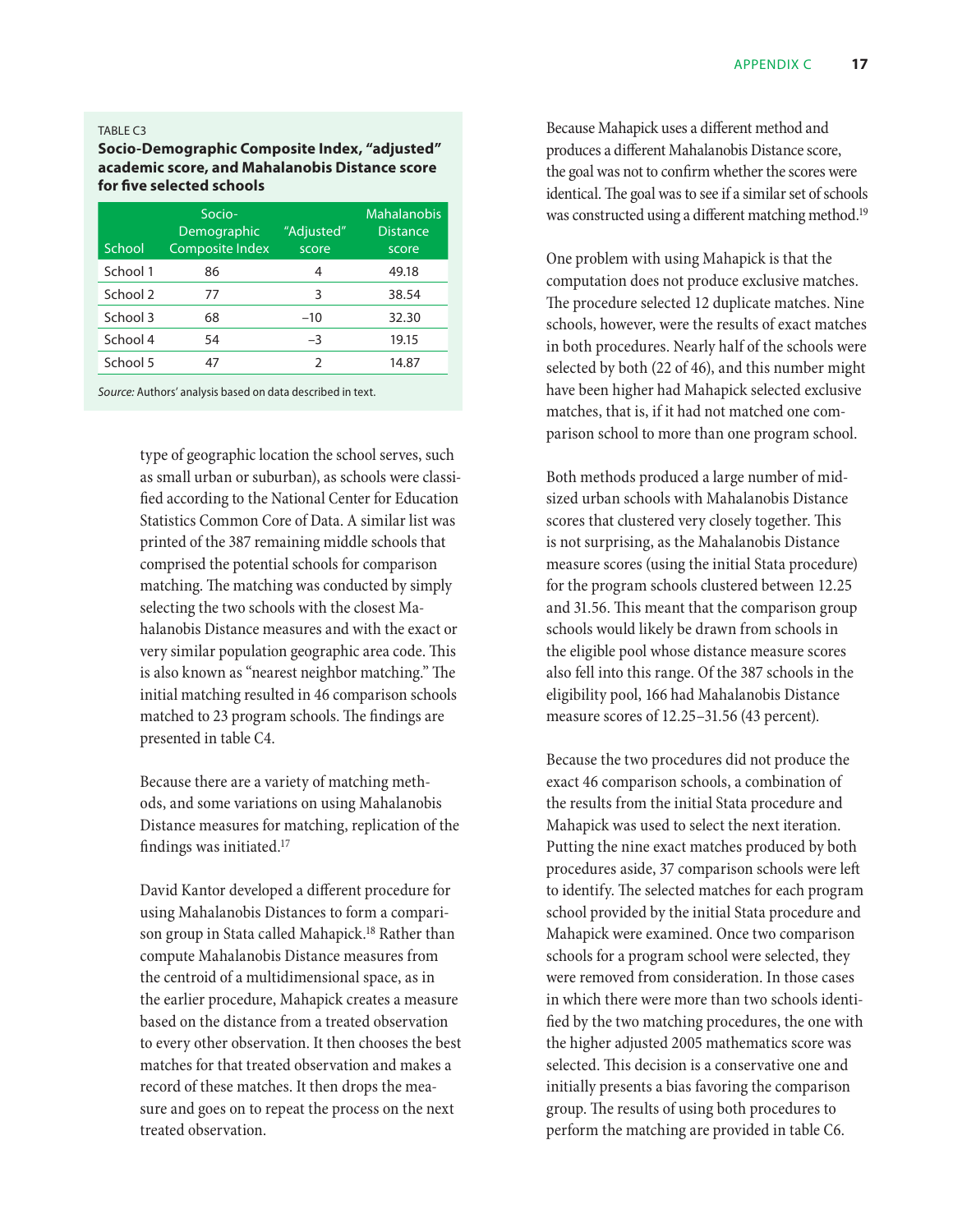TABLE C3

**Socio-Demographic Composite Index, "adjusted" academic score, and Mahalanobis Distance score for five selected schools**

| School | Socio-Demographic Composite Index | "Adjusted" score | Mahalanobis Distance score |
|---|---|---|---|
| School 1 | 86 | 4 | 49.18 |
| School 2 | 77 | 3 | 38.54 |
| School 3 | 68 | –10 | 32.30 |
| School 4 | 54 | –3 | 19.15 |
| School 5 | 47 | 2 | 14.87 |

*Source:* Authors' analysis based on data described in text.

type of geographic location the school serves, such as small urban or suburban), as schools were classified according to the National Center for Education Statistics Common Core of Data. A similar list was printed of the 387 remaining middle schools that comprised the potential schools for comparison matching. The matching was conducted by simply selecting the two schools with the closest Mahalanobis Distance measures and with the exact or very similar population geographic area code. This is also known as "nearest neighbor matching." The initial matching resulted in 46 comparison schools matched to 23 program schools. The findings are presented in table C4.

Because there are a variety of matching methods, and some variations on using Mahalanobis Distance measures for matching, replication of the findings was initiated.[17]

David Kantor developed a different procedure for using Mahalanobis Distances to form a comparison group in Stata called Mahapick.[18] Rather than compute Mahalanobis Distance measures from the centroid of a multidimensional space, as in the earlier procedure, Mahapick creates a measure based on the distance from a treated observation to every other observation. It then chooses the best matches for that treated observation and makes a record of these matches. It then drops the measure and goes on to repeat the process on the next treated observation.

Because Mahapick uses a different method and produces a different Mahalanobis Distance score, the goal was not to confirm whether the scores were identical. The goal was to see if a similar set of schools was constructed using a different matching method.[19]

One problem with using Mahapick is that the computation does not produce exclusive matches. The procedure selected 12 duplicate matches. Nine schools, however, were the results of exact matches in both procedures. Nearly half of the schools were selected by both (22 of 46), and this number might have been higher had Mahapick selected exclusive matches, that is, if it had not matched one comparison school to more than one program school.

Both methods produced a large number of mid-sized urban schools with Mahalanobis Distance scores that clustered very closely together. This is not surprising, as the Mahalanobis Distance measure scores (using the initial Stata procedure) for the program schools clustered between 12.25 and 31.56. This meant that the comparison group schools would likely be drawn from schools in the eligible pool whose distance measure scores also fell into this range. Of the 387 schools in the eligibility pool, 166 had Mahalanobis Distance measure scores of 12.25–31.56 (43 percent).

Because the two procedures did not produce the exact 46 comparison schools, a combination of the results from the initial Stata procedure and Mahapick was used to select the next iteration. Putting the nine exact matches produced by both procedures aside, 37 comparison schools were left to identify. The selected matches for each program school provided by the initial Stata procedure and Mahapick were examined. Once two comparison schools for a program school were selected, they were removed from consideration. In those cases in which there were more than two schools identified by the two matching procedures, the one with the higher adjusted 2005 mathematics score was selected. This decision is a conservative one and initially presents a bias favoring the comparison group. The results of using both procedures to perform the matching are provided in table C6.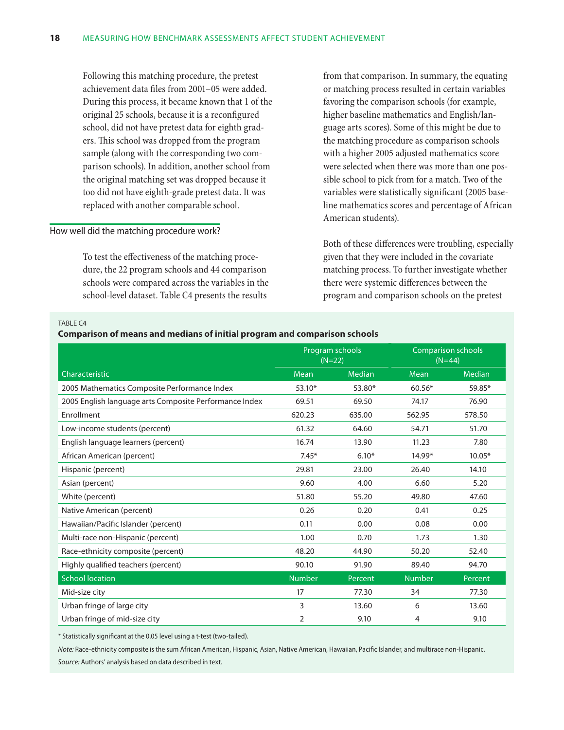Following this matching procedure, the pretest achievement data files from 2001–05 were added. During this process, it became known that 1 of the original 25 schools, because it is a reconfigured school, did not have pretest data for eighth graders. This school was dropped from the program sample (along with the corresponding two comparison schools). In addition, another school from the original matching set was dropped because it too did not have eighth-grade pretest data. It was replaced with another comparable school.

## How well did the matching procedure work?

To test the effectiveness of the matching procedure, the 22 program schools and 44 comparison schools were compared across the variables in the school-level dataset. Table C4 presents the results from that comparison. In summary, the equating or matching process resulted in certain variables favoring the comparison schools (for example, higher baseline mathematics and English/language arts scores). Some of this might be due to the matching procedure as comparison schools with a higher 2005 adjusted mathematics score were selected when there was more than one possible school to pick from for a match. Two of the variables were statistically significant (2005 baseline mathematics scores and percentage of African American students).

Both of these differences were troubling, especially given that they were included in the covariate matching process. To further investigate whether there were systemic differences between the program and comparison schools on the pretest

TABLE C4

**Comparison of means and medians of initial program and comparison schools**

| | Program schools (N=22) | | Comparison schools (N=44) | |
|---|---|---|---|---|
| Characteristic | Mean | Median | Mean | Median |
| 2005 Mathematics Composite Performance Index | 53.10* | 53.80* | 60.56* | 59.85* |
| 2005 English language arts Composite Performance Index | 69.51 | 69.50 | 74.17 | 76.90 |
| Enrollment | 620.23 | 635.00 | 562.95 | 578.50 |
| Low-income students (percent) | 61.32 | 64.60 | 54.71 | 51.70 |
| English language learners (percent) | 16.74 | 13.90 | 11.23 | 7.80 |
| African American (percent) | 7.45* | 6.10* | 14.99* | 10.05* |
| Hispanic (percent) | 29.81 | 23.00 | 26.40 | 14.10 |
| Asian (percent) | 9.60 | 4.00 | 6.60 | 5.20 |
| White (percent) | 51.80 | 55.20 | 49.80 | 47.60 |
| Native American (percent) | 0.26 | 0.20 | 0.41 | 0.25 |
| Hawaiian/Pacific Islander (percent) | 0.11 | 0.00 | 0.08 | 0.00 |
| Multi-race non-Hispanic (percent) | 1.00 | 0.70 | 1.73 | 1.30 |
| Race-ethnicity composite (percent) | 48.20 | 44.90 | 50.20 | 52.40 |
| Highly qualified teachers (percent) | 90.10 | 91.90 | 89.40 | 94.70 |
| School location | Number | Percent | Number | Percent |
| Mid-size city | 17 | 77.30 | 34 | 77.30 |
| Urban fringe of large city | 3 | 13.60 | 6 | 13.60 |
| Urban fringe of mid-size city | 2 | 9.10 | 4 | 9.10 |

* Statistically significant at the 0.05 level using a t-test (two-tailed).

*Note:* Race-ethnicity composite is the sum African American, Hispanic, Asian, Native American, Hawaiian, Pacific Islander, and multirace non-Hispanic.

*Source:* Authors' analysis based on data described in text.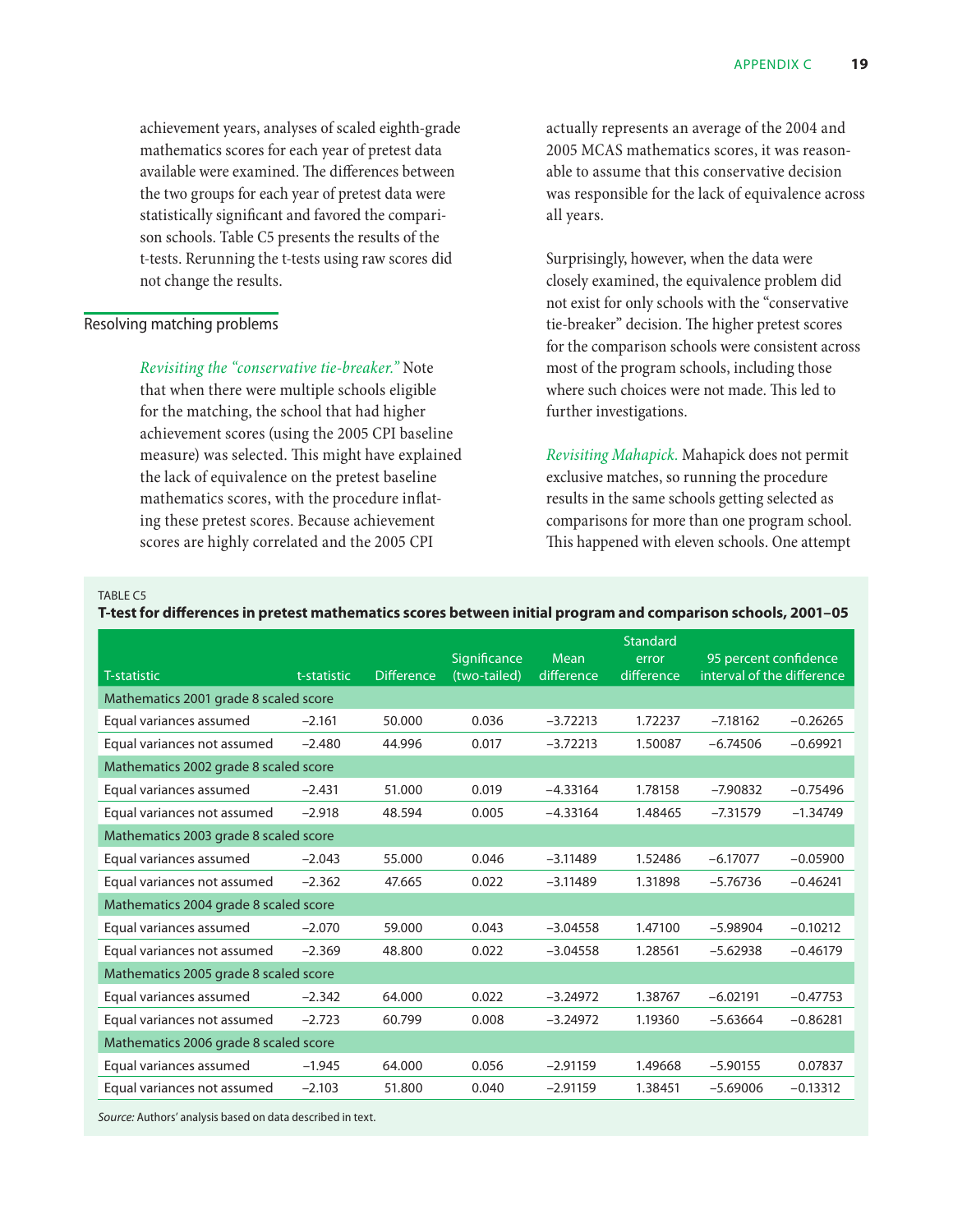achievement years, analyses of scaled eighth-grade mathematics scores for each year of pretest data available were examined. The differences between the two groups for each year of pretest data were statistically significant and favored the comparison schools. Table C5 presents the results of the t-tests. Rerunning the t-tests using raw scores did not change the results.

## Resolving matching problems

*Revisiting the "conservative tie-breaker."* Note that when there were multiple schools eligible for the matching, the school that had higher achievement scores (using the 2005 CPI baseline measure) was selected. This might have explained the lack of equivalence on the pretest baseline mathematics scores, with the procedure inflating these pretest scores. Because achievement scores are highly correlated and the 2005 CPI actually represents an average of the 2004 and 2005 MCAS mathematics scores, it was reasonable to assume that this conservative decision was responsible for the lack of equivalence across all years.

Surprisingly, however, when the data were closely examined, the equivalence problem did not exist for only schools with the "conservative tie-breaker" decision. The higher pretest scores for the comparison schools were consistent across most of the program schools, including those where such choices were not made. This led to further investigations.

*Revisiting Mahapick.* Mahapick does not permit exclusive matches, so running the procedure results in the same schools getting selected as comparisons for more than one program school. This happened with eleven schools. One attempt

TABLE C5

**T-test for differences in pretest mathematics scores between initial program and comparison schools, 2001–05**

| T-statistic | t-statistic | Difference | Significance (two-tailed) | Mean difference | Standard error difference | 95 percent confidence interval of the difference | |
|---|---|---|---|---|---|---|---|
| Mathematics 2001 grade 8 scaled score | | | | | | | |
| Equal variances assumed | –2.161 | 50.000 | 0.036 | –3.72213 | 1.72237 | –7.18162 | –0.26265 |
| Equal variances not assumed | –2.480 | 44.996 | 0.017 | –3.72213 | 1.50087 | –6.74506 | –0.69921 |
| Mathematics 2002 grade 8 scaled score | | | | | | | |
| Equal variances assumed | –2.431 | 51.000 | 0.019 | –4.33164 | 1.78158 | –7.90832 | –0.75496 |
| Equal variances not assumed | –2.918 | 48.594 | 0.005 | –4.33164 | 1.48465 | –7.31579 | –1.34749 |
| Mathematics 2003 grade 8 scaled score | | | | | | | |
| Equal variances assumed | –2.043 | 55.000 | 0.046 | –3.11489 | 1.52486 | –6.17077 | –0.05900 |
| Equal variances not assumed | –2.362 | 47.665 | 0.022 | –3.11489 | 1.31898 | –5.76736 | –0.46241 |
| Mathematics 2004 grade 8 scaled score | | | | | | | |
| Equal variances assumed | –2.070 | 59.000 | 0.043 | –3.04558 | 1.47100 | –5.98904 | –0.10212 |
| Equal variances not assumed | –2.369 | 48.800 | 0.022 | –3.04558 | 1.28561 | –5.62938 | –0.46179 |
| Mathematics 2005 grade 8 scaled score | | | | | | | |
| Equal variances assumed | –2.342 | 64.000 | 0.022 | –3.24972 | 1.38767 | –6.02191 | –0.47753 |
| Equal variances not assumed | –2.723 | 60.799 | 0.008 | –3.24972 | 1.19360 | –5.63664 | –0.86281 |
| Mathematics 2006 grade 8 scaled score | | | | | | | |
| Equal variances assumed | –1.945 | 64.000 | 0.056 | –2.91159 | 1.49668 | –5.90155 | 0.07837 |
| Equal variances not assumed | –2.103 | 51.800 | 0.040 | –2.91159 | 1.38451 | –5.69006 | –0.13312 |

*Source:* Authors' analysis based on data described in text.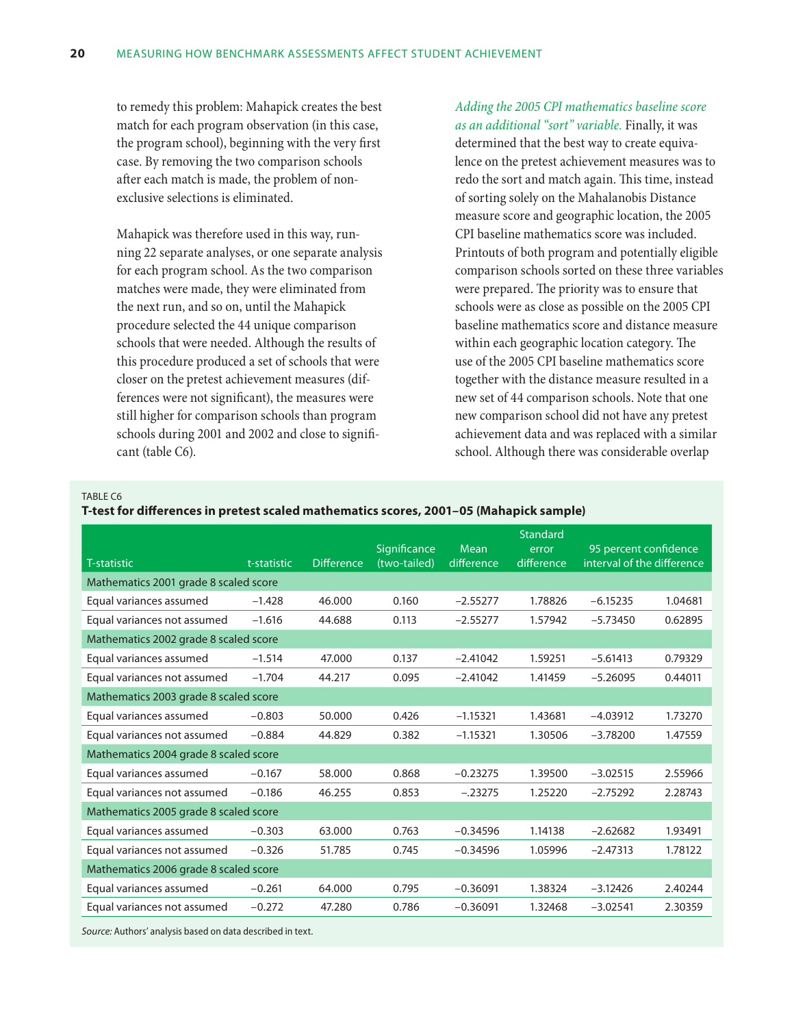to remedy this problem: Mahapick creates the best match for each program observation (in this case, the program school), beginning with the very first case. By removing the two comparison schools after each match is made, the problem of non-exclusive selections is eliminated.

Mahapick was therefore used in this way, running 22 separate analyses, or one separate analysis for each program school. As the two comparison matches were made, they were eliminated from the next run, and so on, until the Mahapick procedure selected the 44 unique comparison schools that were needed. Although the results of this procedure produced a set of schools that were closer on the pretest achievement measures (differences were not significant), the measures were still higher for comparison schools than program schools during 2001 and 2002 and close to significant (table C6).

*Adding the 2005 CPI mathematics baseline score as an additional "sort" variable.* Finally, it was determined that the best way to create equivalence on the pretest achievement measures was to redo the sort and match again. This time, instead of sorting solely on the Mahalanobis Distance measure score and geographic location, the 2005 CPI baseline mathematics score was included. Printouts of both program and potentially eligible comparison schools sorted on these three variables were prepared. The priority was to ensure that schools were as close as possible on the 2005 CPI baseline mathematics score and distance measure within each geographic location category. The use of the 2005 CPI baseline mathematics score together with the distance measure resulted in a new set of 44 comparison schools. Note that one new comparison school did not have any pretest achievement data and was replaced with a similar school. Although there was considerable overlap

TABLE C6

**T-test for differences in pretest scaled mathematics scores, 2001–05 (Mahapick sample)**

| T-statistic | t-statistic | Difference | Significance (two-tailed) | Mean difference | Standard error difference | 95 percent confidence interval of the difference | |
|---|---|---|---|---|---|---|---|
| Mathematics 2001 grade 8 scaled score | | | | | | | |
| Equal variances assumed | –1.428 | 46.000 | 0.160 | –2.55277 | 1.78826 | –6.15235 | 1.04681 |
| Equal variances not assumed | –1.616 | 44.688 | 0.113 | –2.55277 | 1.57942 | –5.73450 | 0.62895 |
| Mathematics 2002 grade 8 scaled score | | | | | | | |
| Equal variances assumed | –1.514 | 47.000 | 0.137 | –2.41042 | 1.59251 | –5.61413 | 0.79329 |
| Equal variances not assumed | –1.704 | 44.217 | 0.095 | –2.41042 | 1.41459 | –5.26095 | 0.44011 |
| Mathematics 2003 grade 8 scaled score | | | | | | | |
| Equal variances assumed | –0.803 | 50.000 | 0.426 | –1.15321 | 1.43681 | –4.03912 | 1.73270 |
| Equal variances not assumed | –0.884 | 44.829 | 0.382 | –1.15321 | 1.30506 | –3.78200 | 1.47559 |
| Mathematics 2004 grade 8 scaled score | | | | | | | |
| Equal variances assumed | –0.167 | 58.000 | 0.868 | –0.23275 | 1.39500 | –3.02515 | 2.55966 |
| Equal variances not assumed | –0.186 | 46.255 | 0.853 | –.23275 | 1.25220 | –2.75292 | 2.28743 |
| Mathematics 2005 grade 8 scaled score | | | | | | | |
| Equal variances assumed | –0.303 | 63.000 | 0.763 | –0.34596 | 1.14138 | –2.62682 | 1.93491 |
| Equal variances not assumed | –0.326 | 51.785 | 0.745 | –0.34596 | 1.05996 | –2.47313 | 1.78122 |
| Mathematics 2006 grade 8 scaled score | | | | | | | |
| Equal variances assumed | –0.261 | 64.000 | 0.795 | –0.36091 | 1.38324 | –3.12426 | 2.40244 |
| Equal variances not assumed | –0.272 | 47.280 | 0.786 | –0.36091 | 1.32468 | –3.02541 | 2.30359 |

*Source:* Authors' analysis based on data described in text.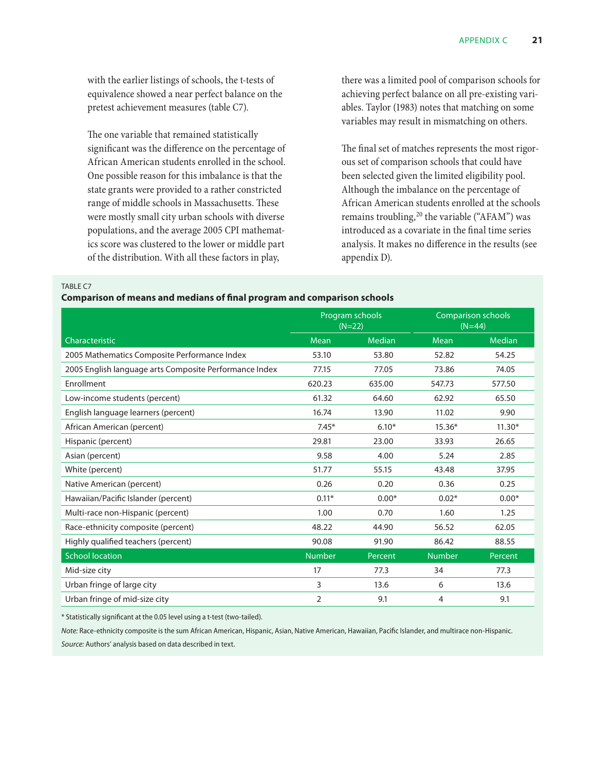with the earlier listings of schools, the t-tests of equivalence showed a near perfect balance on the pretest achievement measures (table C7).

The one variable that remained statistically significant was the difference on the percentage of African American students enrolled in the school. One possible reason for this imbalance is that the state grants were provided to a rather constricted range of middle schools in Massachusetts. These were mostly small city urban schools with diverse populations, and the average 2005 CPI mathematics score was clustered to the lower or middle part of the distribution. With all these factors in play, there was a limited pool of comparison schools for achieving perfect balance on all pre-existing variables. Taylor (1983) notes that matching on some variables may result in mismatching on others.

The final set of matches represents the most rigorous set of comparison schools that could have been selected given the limited eligibility pool. Although the imbalance on the percentage of African American students enrolled at the schools remains troubling,[20] the variable ("AFAM") was introduced as a covariate in the final time series analysis. It makes no difference in the results (see appendix D).

TABLE C7

**Comparison of means and medians of final program and comparison schools**

| | Program schools (N=22) | | Comparison schools (N=44) | |
|---|---|---|---|---|
| Characteristic | Mean | Median | Mean | Median |
| 2005 Mathematics Composite Performance Index | 53.10 | 53.80 | 52.82 | 54.25 |
| 2005 English language arts Composite Performance Index | 77.15 | 77.05 | 73.86 | 74.05 |
| Enrollment | 620.23 | 635.00 | 547.73 | 577.50 |
| Low-income students (percent) | 61.32 | 64.60 | 62.92 | 65.50 |
| English language learners (percent) | 16.74 | 13.90 | 11.02 | 9.90 |
| African American (percent) | 7.45* | 6.10* | 15.36* | 11.30* |
| Hispanic (percent) | 29.81 | 23.00 | 33.93 | 26.65 |
| Asian (percent) | 9.58 | 4.00 | 5.24 | 2.85 |
| White (percent) | 51.77 | 55.15 | 43.48 | 37.95 |
| Native American (percent) | 0.26 | 0.20 | 0.36 | 0.25 |
| Hawaiian/Pacific Islander (percent) | 0.11* | 0.00* | 0.02* | 0.00* |
| Multi-race non-Hispanic (percent) | 1.00 | 0.70 | 1.60 | 1.25 |
| Race-ethnicity composite (percent) | 48.22 | 44.90 | 56.52 | 62.05 |
| Highly qualified teachers (percent) | 90.08 | 91.90 | 86.42 | 88.55 |
| School location | Number | Percent | Number | Percent |
| Mid-size city | 17 | 77.3 | 34 | 77.3 |
| Urban fringe of large city | 3 | 13.6 | 6 | 13.6 |
| Urban fringe of mid-size city | 2 | 9.1 | 4 | 9.1 |

* Statistically significant at the 0.05 level using a t-test (two-tailed).

*Note:* Race-ethnicity composite is the sum African American, Hispanic, Asian, Native American, Hawaiian, Pacific Islander, and multirace non-Hispanic.

*Source:* Authors' analysis based on data described in text.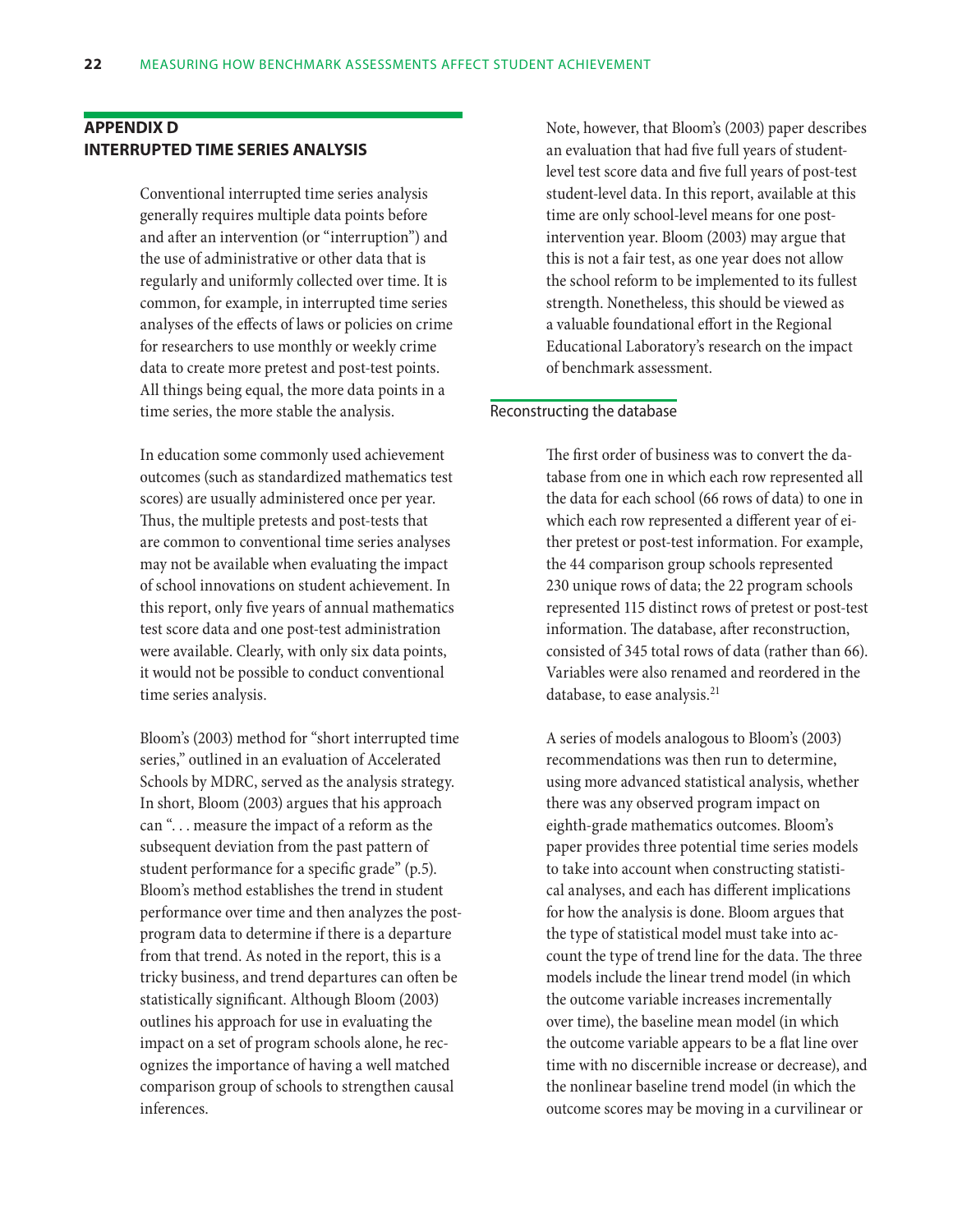## APPENDIX D
## INTERRUPTED TIME SERIES ANALYSIS

Conventional interrupted time series analysis generally requires multiple data points before and after an intervention (or "interruption") and the use of administrative or other data that is regularly and uniformly collected over time. It is common, for example, in interrupted time series analyses of the effects of laws or policies on crime for researchers to use monthly or weekly crime data to create more pretest and post-test points. All things being equal, the more data points in a time series, the more stable the analysis.

In education some commonly used achievement outcomes (such as standardized mathematics test scores) are usually administered once per year. Thus, the multiple pretests and post-tests that are common to conventional time series analyses may not be available when evaluating the impact of school innovations on student achievement. In this report, only five years of annual mathematics test score data and one post-test administration were available. Clearly, with only six data points, it would not be possible to conduct conventional time series analysis.

Bloom's (2003) method for "short interrupted time series," outlined in an evaluation of Accelerated Schools by MDRC, served as the analysis strategy. In short, Bloom (2003) argues that his approach can ". . . measure the impact of a reform as the subsequent deviation from the past pattern of student performance for a specific grade" (p.5). Bloom's method establishes the trend in student performance over time and then analyzes the post-program data to determine if there is a departure from that trend. As noted in the report, this is a tricky business, and trend departures can often be statistically significant. Although Bloom (2003) outlines his approach for use in evaluating the impact on a set of program schools alone, he recognizes the importance of having a well matched comparison group of schools to strengthen causal inferences.

Note, however, that Bloom's (2003) paper describes an evaluation that had five full years of student-level test score data and five full years of post-test student-level data. In this report, available at this time are only school-level means for one post-intervention year. Bloom (2003) may argue that this is not a fair test, as one year does not allow the school reform to be implemented to its fullest strength. Nonetheless, this should be viewed as a valuable foundational effort in the Regional Educational Laboratory's research on the impact of benchmark assessment.

### Reconstructing the database

The first order of business was to convert the database from one in which each row represented all the data for each school (66 rows of data) to one in which each row represented a different year of either pretest or post-test information. For example, the 44 comparison group schools represented 230 unique rows of data; the 22 program schools represented 115 distinct rows of pretest or post-test information. The database, after reconstruction, consisted of 345 total rows of data (rather than 66). Variables were also renamed and reordered in the database, to ease analysis.[21]

A series of models analogous to Bloom's (2003) recommendations was then run to determine, using more advanced statistical analysis, whether there was any observed program impact on eighth-grade mathematics outcomes. Bloom's paper provides three potential time series models to take into account when constructing statistical analyses, and each has different implications for how the analysis is done. Bloom argues that the type of statistical model must take into account the type of trend line for the data. The three models include the linear trend model (in which the outcome variable increases incrementally over time), the baseline mean model (in which the outcome variable appears to be a flat line over time with no discernible increase or decrease), and the nonlinear baseline trend model (in which the outcome scores may be moving in a curvilinear or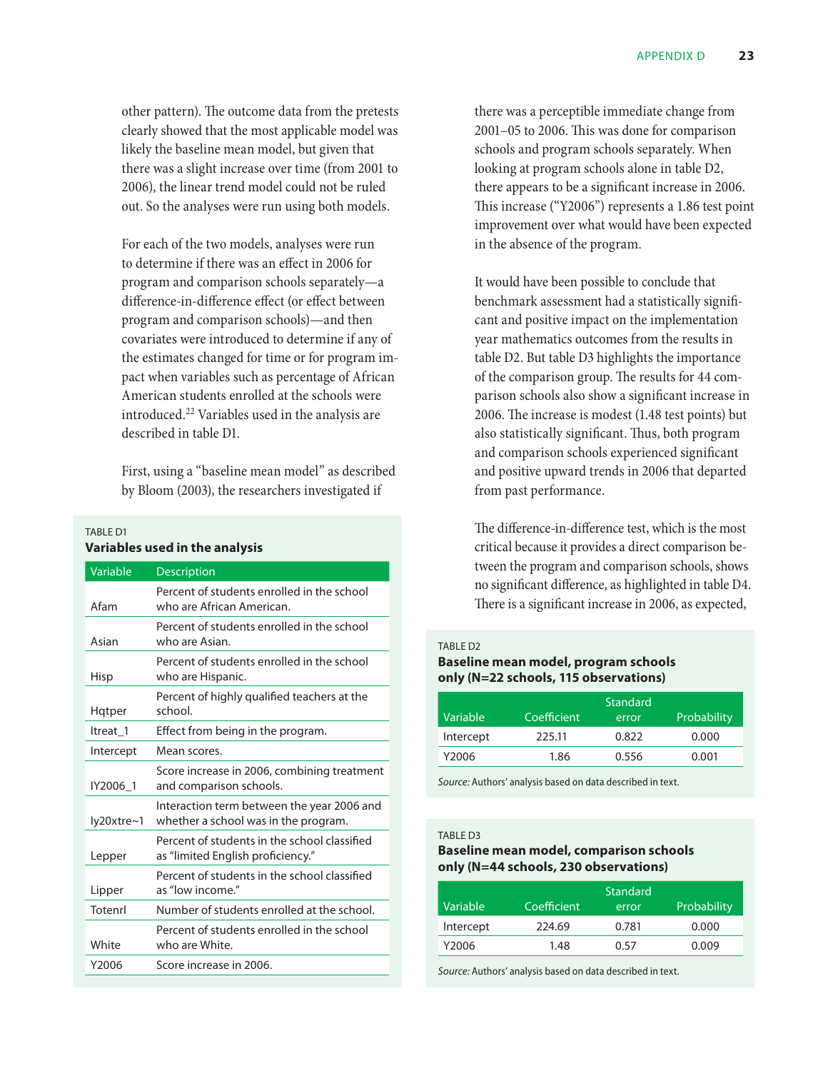other pattern). The outcome data from the pretests clearly showed that the most applicable model was likely the baseline mean model, but given that there was a slight increase over time (from 2001 to 2006), the linear trend model could not be ruled out. So the analyses were run using both models.

For each of the two models, analyses were run to determine if there was an effect in 2006 for program and comparison schools separately—a difference-in-difference effect (or effect between program and comparison schools)—and then covariates were introduced to determine if any of the estimates changed for time or for program impact when variables such as percentage of African American students enrolled at the schools were introduced.[22] Variables used in the analysis are described in table D1.

First, using a "baseline mean model" as described by Bloom (2003), the researchers investigated if there was a perceptible immediate change from 2001–05 to 2006. This was done for comparison schools and program schools separately. When looking at program schools alone in table D2, there appears to be a significant increase in 2006. This increase ("Y2006") represents a 1.86 test point improvement over what would have been expected in the absence of the program.

It would have been possible to conclude that benchmark assessment had a statistically significant and positive impact on the implementation year mathematics outcomes from the results in table D2. But table D3 highlights the importance of the comparison group. The results for 44 comparison schools also show a significant increase in 2006. The increase is modest (1.48 test points) but also statistically significant. Thus, both program and comparison schools experienced significant and positive upward trends in 2006 that departed from past performance.

The difference-in-difference test, which is the most critical because it provides a direct comparison between the program and comparison schools, shows no significant difference, as highlighted in table D4. There is a significant increase in 2006, as expected,

TABLE D1

**Variables used in the analysis**

| Variable | Description |
|---|---|
| Afam | Percent of students enrolled in the school who are African American. |
| Asian | Percent of students enrolled in the school who are Asian. |
| Hisp | Percent of students enrolled in the school who are Hispanic. |
| Hqtper | Percent of highly qualified teachers at the school. |
| Itreat_1 | Effect from being in the program. |
| Intercept | Mean scores. |
| IY2006_1 | Score increase in 2006, combining treatment and comparison schools. |
| Iy20xtre~1 | Interaction term between the year 2006 and whether a school was in the program. |
| Lepper | Percent of students in the school classified as "limited English proficiency." |
| Lipper | Percent of students in the school classified as "low income." |
| Totenrl | Number of students enrolled at the school. |
| White | Percent of students enrolled in the school who are White. |
| Y2006 | Score increase in 2006. |

TABLE D2

**Baseline mean model, program schools only (N=22 schools, 115 observations)**

| Variable | Coefficient | Standard error | Probability |
|---|---|---|---|
| Intercept | 225.11 | 0.822 | 0.000 |
| Y2006 | 1.86 | 0.556 | 0.001 |

*Source:* Authors' analysis based on data described in text.

TABLE D3

**Baseline mean model, comparison schools only (N=44 schools, 230 observations)**

| Variable | Coefficient | Standard error | Probability |
|---|---|---|---|
| Intercept | 224.69 | 0.781 | 0.000 |
| Y2006 | 1.48 | 0.57 | 0.009 |

*Source:* Authors' analysis based on data described in text.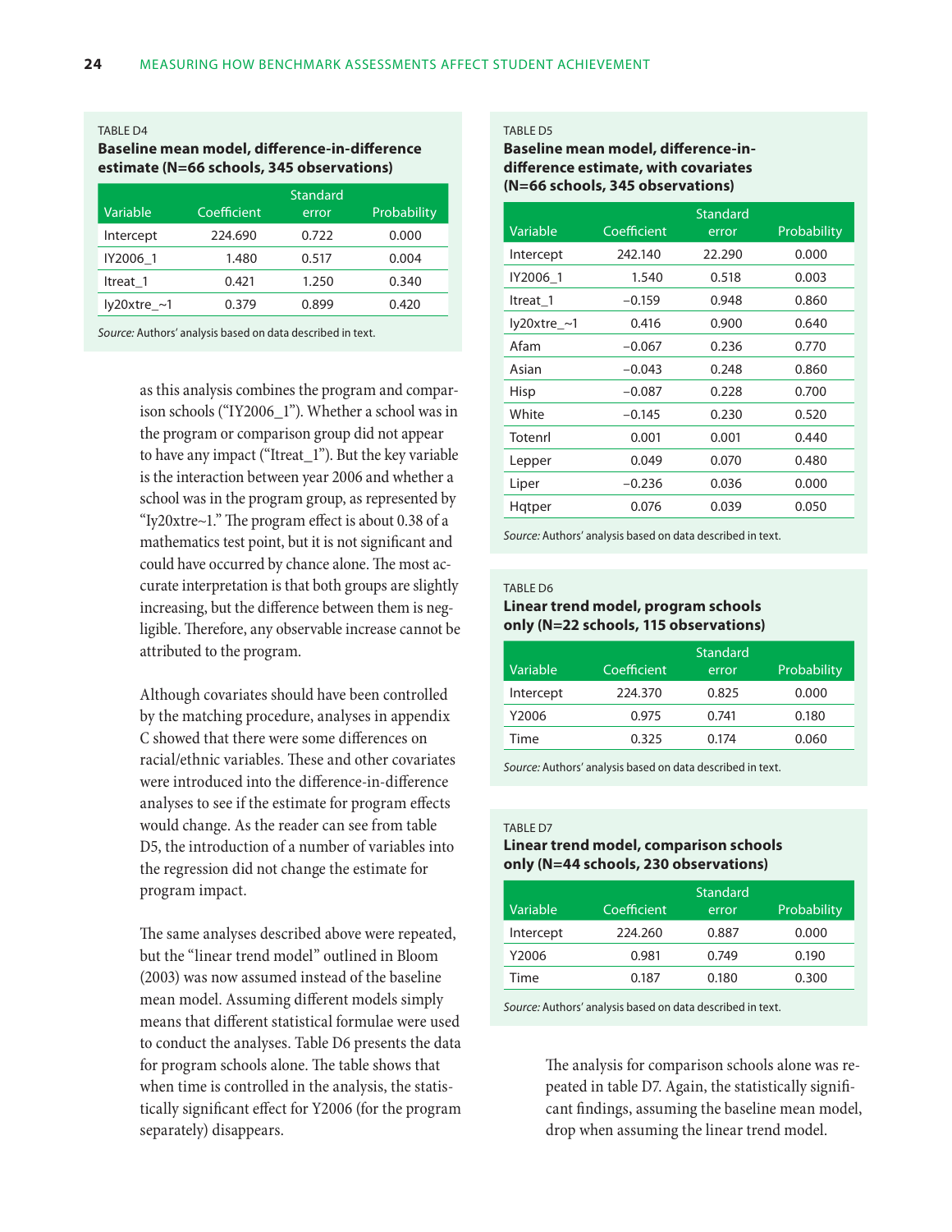TABLE D4

**Baseline mean model, difference-in-difference estimate (N=66 schools, 345 observations)**

| Variable | Coefficient | Standard error | Probability |
|---|---|---|---|
| Intercept | 224.690 | 0.722 | 0.000 |
| IY2006_1 | 1.480 | 0.517 | 0.004 |
| Itreat_1 | 0.421 | 1.250 | 0.340 |
| Iy20xtre_~1 | 0.379 | 0.899 | 0.420 |

*Source:* Authors' analysis based on data described in text.

as this analysis combines the program and comparison schools ("IY2006_1"). Whether a school was in the program or comparison group did not appear to have any impact ("Itreat_1"). But the key variable is the interaction between year 2006 and whether a school was in the program group, as represented by "Iy20xtre~1." The program effect is about 0.38 of a mathematics test point, but it is not significant and could have occurred by chance alone. The most accurate interpretation is that both groups are slightly increasing, but the difference between them is negligible. Therefore, any observable increase cannot be attributed to the program.

Although covariates should have been controlled by the matching procedure, analyses in appendix C showed that there were some differences on racial/ethnic variables. These and other covariates were introduced into the difference-in-difference analyses to see if the estimate for program effects would change. As the reader can see from table D5, the introduction of a number of variables into the regression did not change the estimate for program impact.

The same analyses described above were repeated, but the "linear trend model" outlined in Bloom (2003) was now assumed instead of the baseline mean model. Assuming different models simply means that different statistical formulae were used to conduct the analyses. Table D6 presents the data for program schools alone. The table shows that when time is controlled in the analysis, the statistically significant effect for Y2006 (for the program separately) disappears.

TABLE D5

**Baseline mean model, difference-in-difference estimate, with covariates (N=66 schools, 345 observations)**

| Variable | Coefficient | Standard error | Probability |
|---|---|---|---|
| Intercept | 242.140 | 22.290 | 0.000 |
| IY2006_1 | 1.540 | 0.518 | 0.003 |
| Itreat_1 | −0.159 | 0.948 | 0.860 |
| Iy20xtre_~1 | 0.416 | 0.900 | 0.640 |
| Afam | −0.067 | 0.236 | 0.770 |
| Asian | −0.043 | 0.248 | 0.860 |
| Hisp | −0.087 | 0.228 | 0.700 |
| White | −0.145 | 0.230 | 0.520 |
| Totenrl | 0.001 | 0.001 | 0.440 |
| Lepper | 0.049 | 0.070 | 0.480 |
| Liper | −0.236 | 0.036 | 0.000 |
| Hqtper | 0.076 | 0.039 | 0.050 |

*Source:* Authors' analysis based on data described in text.

TABLE D6

**Linear trend model, program schools only (N=22 schools, 115 observations)**

| Variable | Coefficient | Standard error | Probability |
|---|---|---|---|
| Intercept | 224.370 | 0.825 | 0.000 |
| Y2006 | 0.975 | 0.741 | 0.180 |
| Time | 0.325 | 0.174 | 0.060 |

*Source:* Authors' analysis based on data described in text.

TABLE D7

**Linear trend model, comparison schools only (N=44 schools, 230 observations)**

| Variable | Coefficient | Standard error | Probability |
|---|---|---|---|
| Intercept | 224.260 | 0.887 | 0.000 |
| Y2006 | 0.981 | 0.749 | 0.190 |
| Time | 0.187 | 0.180 | 0.300 |

*Source:* Authors' analysis based on data described in text.

The analysis for comparison schools alone was repeated in table D7. Again, the statistically significant findings, assuming the baseline mean model, drop when assuming the linear trend model.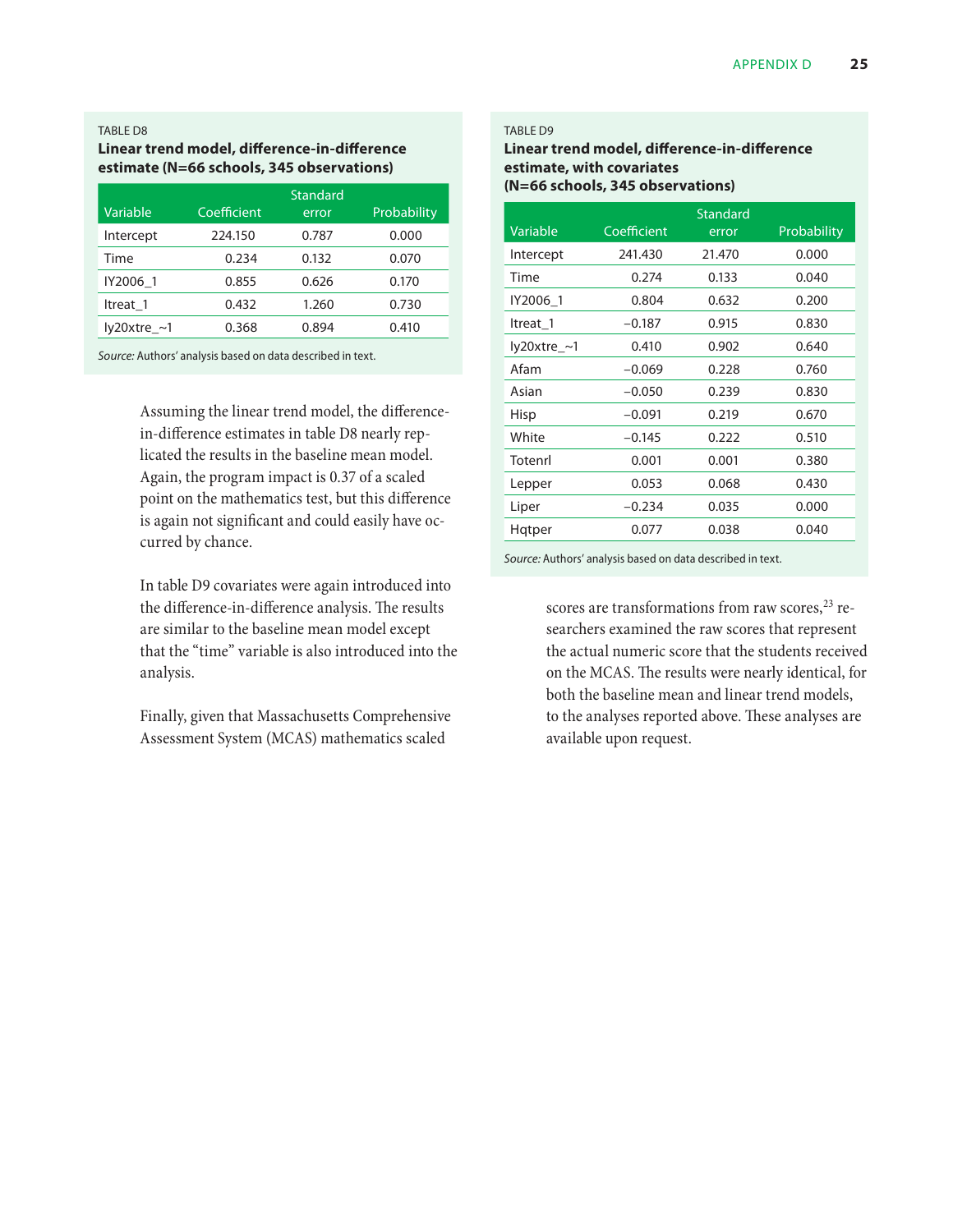TABLE D8

**Linear trend model, difference-in-difference estimate (N=66 schools, 345 observations)**

| Variable | Coefficient | Standard error | Probability |
|---|---|---|---|
| Intercept | 224.150 | 0.787 | 0.000 |
| Time | 0.234 | 0.132 | 0.070 |
| IY2006_1 | 0.855 | 0.626 | 0.170 |
| Itreat_1 | 0.432 | 1.260 | 0.730 |
| Iy20xtre_~1 | 0.368 | 0.894 | 0.410 |

*Source:* Authors' analysis based on data described in text.

Assuming the linear trend model, the difference-in-difference estimates in table D8 nearly replicated the results in the baseline mean model. Again, the program impact is 0.37 of a scaled point on the mathematics test, but this difference is again not significant and could easily have occurred by chance.

In table D9 covariates were again introduced into the difference-in-difference analysis. The results are similar to the baseline mean model except that the "time" variable is also introduced into the analysis.

Finally, given that Massachusetts Comprehensive Assessment System (MCAS) mathematics scaled scores are transformations from raw scores,[23] researchers examined the raw scores that represent the actual numeric score that the students received on the MCAS. The results were nearly identical, for both the baseline mean and linear trend models, to the analyses reported above. These analyses are available upon request.

TABLE D9

**Linear trend model, difference-in-difference estimate, with covariates (N=66 schools, 345 observations)**

| Variable | Coefficient | Standard error | Probability |
|---|---|---|---|
| Intercept | 241.430 | 21.470 | 0.000 |
| Time | 0.274 | 0.133 | 0.040 |
| IY2006_1 | 0.804 | 0.632 | 0.200 |
| Itreat_1 | −0.187 | 0.915 | 0.830 |
| Iy20xtre_~1 | 0.410 | 0.902 | 0.640 |
| Afam | −0.069 | 0.228 | 0.760 |
| Asian | −0.050 | 0.239 | 0.830 |
| Hisp | −0.091 | 0.219 | 0.670 |
| White | −0.145 | 0.222 | 0.510 |
| Totenrl | 0.001 | 0.001 | 0.380 |
| Lepper | 0.053 | 0.068 | 0.430 |
| Liper | −0.234 | 0.035 | 0.000 |
| Hqtper | 0.077 | 0.038 | 0.040 |

*Source:* Authors' analysis based on data described in text.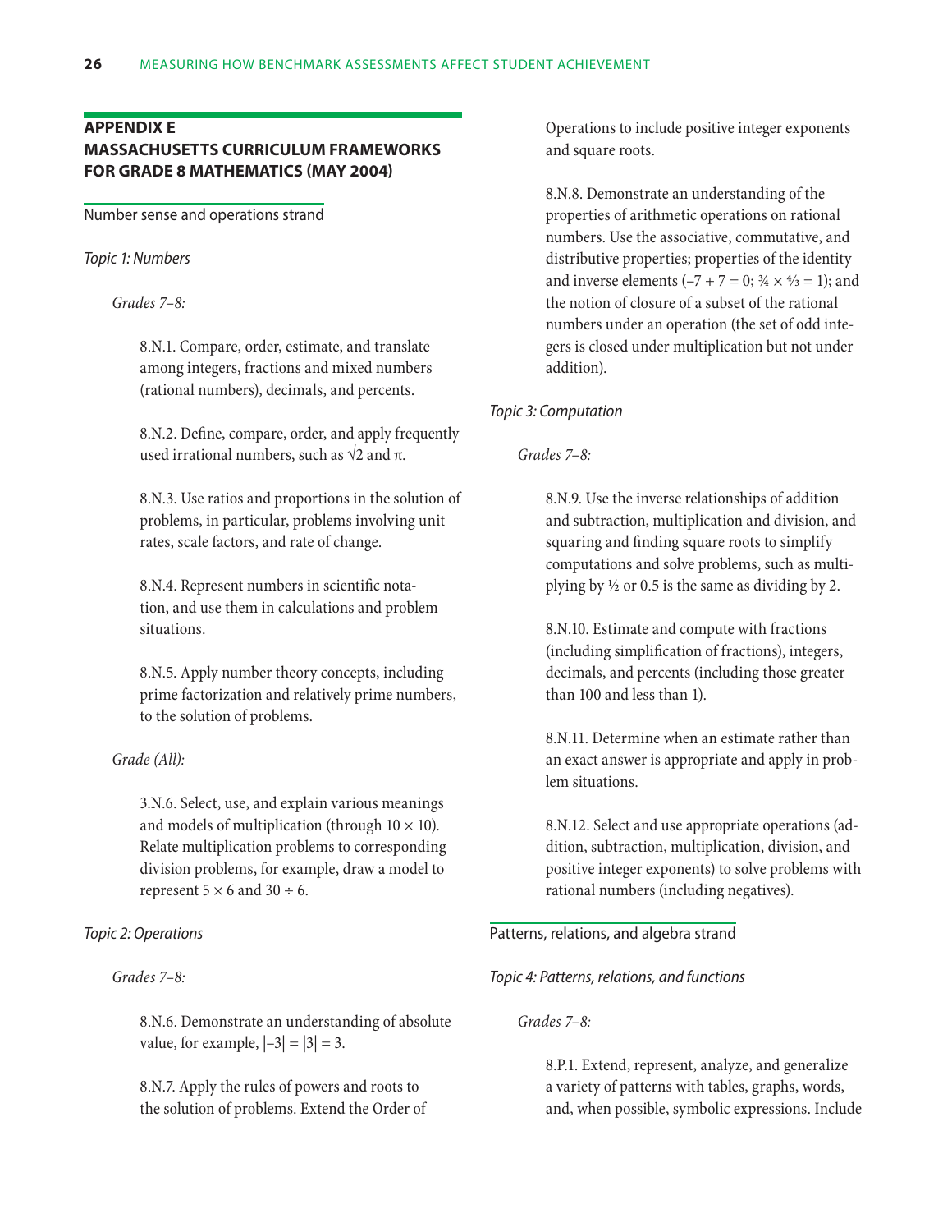## APPENDIX E
## MASSACHUSETTS CURRICULUM FRAMEWORKS FOR GRADE 8 MATHEMATICS (MAY 2004)

### Number sense and operations strand

*Topic 1: Numbers*

*Grades 7–8:*

8.N.1. Compare, order, estimate, and translate among integers, fractions and mixed numbers (rational numbers), decimals, and percents.

8.N.2. Define, compare, order, and apply frequently used irrational numbers, such as $\sqrt{2}$ and $\pi$.

8.N.3. Use ratios and proportions in the solution of problems, in particular, problems involving unit rates, scale factors, and rate of change.

8.N.4. Represent numbers in scientific notation, and use them in calculations and problem situations.

8.N.5. Apply number theory concepts, including prime factorization and relatively prime numbers, to the solution of problems.

*Grade (All):*

3.N.6. Select, use, and explain various meanings and models of multiplication (through $10 \times 10$). Relate multiplication problems to corresponding division problems, for example, draw a model to represent $5 \times 6$ and $30 \div 6$.

*Topic 2: Operations*

*Grades 7–8:*

8.N.6. Demonstrate an understanding of absolute value, for example, $|-3| = |3| = 3$.

8.N.7. Apply the rules of powers and roots to the solution of problems. Extend the Order of Operations to include positive integer exponents and square roots.

8.N.8. Demonstrate an understanding of the properties of arithmetic operations on rational numbers. Use the associative, commutative, and distributive properties; properties of the identity and inverse elements ($-7 + 7 = 0$; $\frac{3}{4} \times \frac{4}{3} = 1$); and the notion of closure of a subset of the rational numbers under an operation (the set of odd integers is closed under multiplication but not under addition).

*Topic 3: Computation*

*Grades 7–8:*

8.N.9. Use the inverse relationships of addition and subtraction, multiplication and division, and squaring and finding square roots to simplify computations and solve problems, such as multiplying by $\frac{1}{2}$ or 0.5 is the same as dividing by 2.

8.N.10. Estimate and compute with fractions (including simplification of fractions), integers, decimals, and percents (including those greater than 100 and less than 1).

8.N.11. Determine when an estimate rather than an exact answer is appropriate and apply in problem situations.

8.N.12. Select and use appropriate operations (addition, subtraction, multiplication, division, and positive integer exponents) to solve problems with rational numbers (including negatives).

### Patterns, relations, and algebra strand

*Topic 4: Patterns, relations, and functions*

*Grades 7–8:*

8.P.1. Extend, represent, analyze, and generalize a variety of patterns with tables, graphs, words, and, when possible, symbolic expressions. Include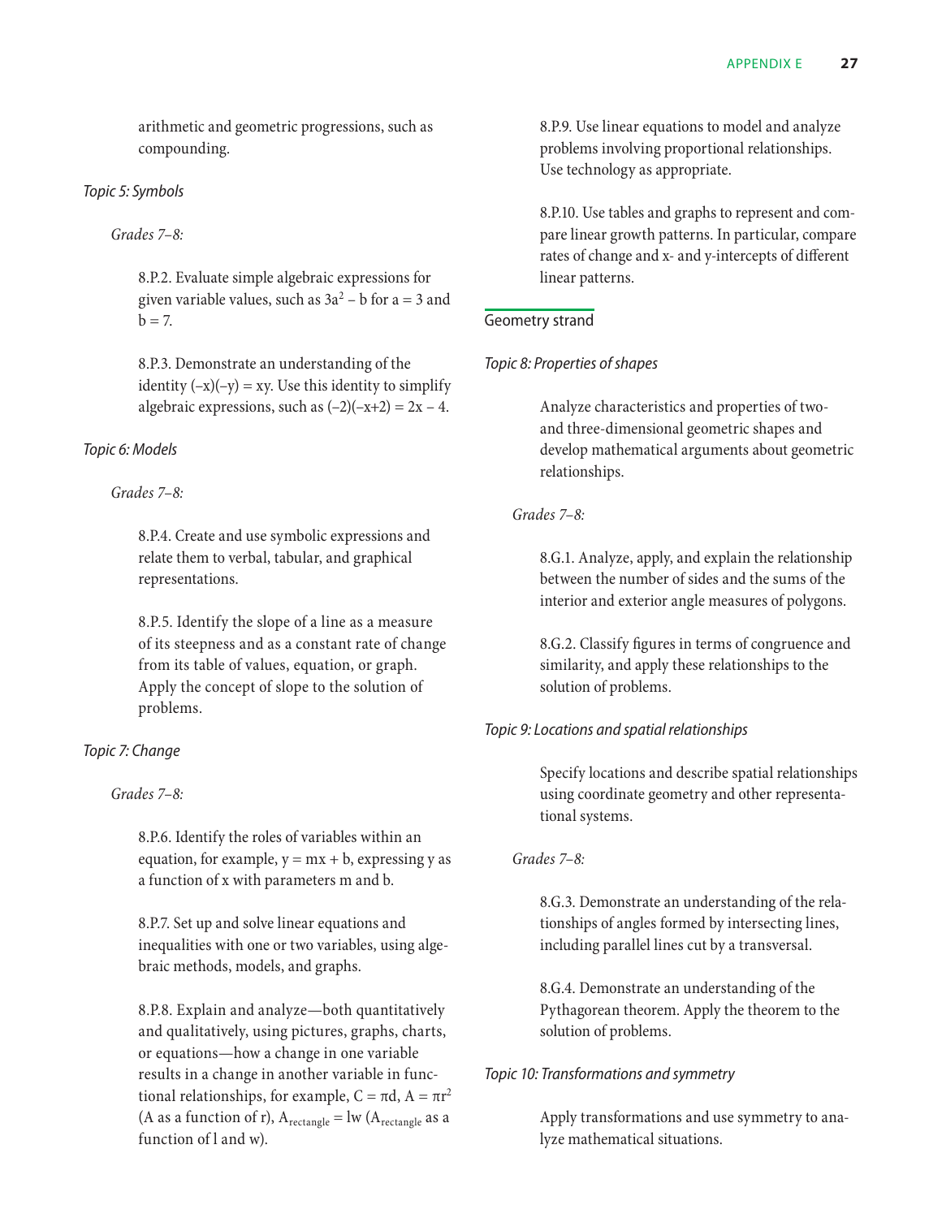arithmetic and geometric progressions, such as compounding.

*Topic 5: Symbols*

*Grades 7–8:*

8.P.2. Evaluate simple algebraic expressions for given variable values, such as $3a^2 - b$ for $a = 3$ and $b = 7$.

8.P.3. Demonstrate an understanding of the identity $(-x)(-y) = xy$. Use this identity to simplify algebraic expressions, such as $(-2)(-x+2) = 2x - 4$.

*Topic 6: Models*

*Grades 7–8:*

8.P.4. Create and use symbolic expressions and relate them to verbal, tabular, and graphical representations.

8.P.5. Identify the slope of a line as a measure of its steepness and as a constant rate of change from its table of values, equation, or graph. Apply the concept of slope to the solution of problems.

*Topic 7: Change*

*Grades 7–8:*

8.P.6. Identify the roles of variables within an equation, for example, $y = mx + b$, expressing y as a function of x with parameters m and b.

8.P.7. Set up and solve linear equations and inequalities with one or two variables, using algebraic methods, models, and graphs.

8.P.8. Explain and analyze—both quantitatively and qualitatively, using pictures, graphs, charts, or equations—how a change in one variable results in a change in another variable in functional relationships, for example, $C = \pi d$, $A = \pi r^2$ (A as a function of r), $A_{rectangle} = lw$ ($A_{rectangle}$ as a function of l and w).

8.P.9. Use linear equations to model and analyze problems involving proportional relationships. Use technology as appropriate.

8.P.10. Use tables and graphs to represent and compare linear growth patterns. In particular, compare rates of change and x- and y-intercepts of different linear patterns.

## Geometry strand

*Topic 8: Properties of shapes*

Analyze characteristics and properties of two- and three-dimensional geometric shapes and develop mathematical arguments about geometric relationships.

*Grades 7–8:*

8.G.1. Analyze, apply, and explain the relationship between the number of sides and the sums of the interior and exterior angle measures of polygons.

8.G.2. Classify figures in terms of congruence and similarity, and apply these relationships to the solution of problems.

*Topic 9: Locations and spatial relationships*

Specify locations and describe spatial relationships using coordinate geometry and other representational systems.

*Grades 7–8:*

8.G.3. Demonstrate an understanding of the relationships of angles formed by intersecting lines, including parallel lines cut by a transversal.

8.G.4. Demonstrate an understanding of the Pythagorean theorem. Apply the theorem to the solution of problems.

*Topic 10: Transformations and symmetry*

Apply transformations and use symmetry to analyze mathematical situations.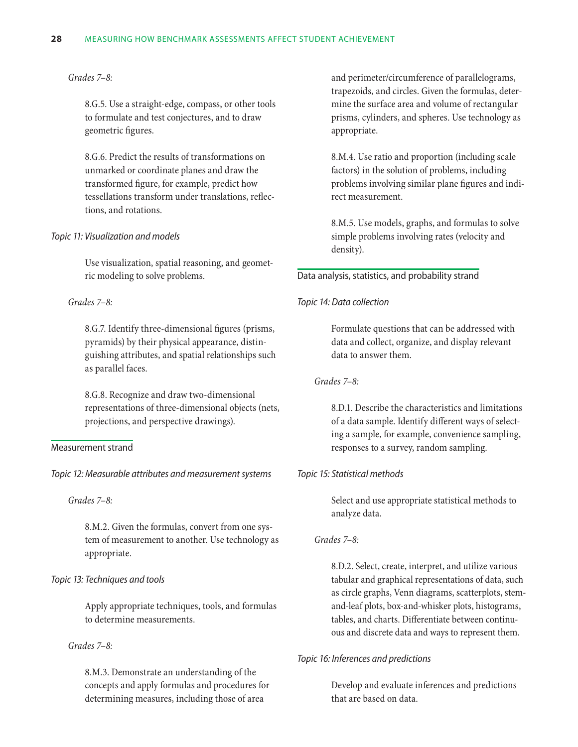*Grades 7–8:*

8.G.5. Use a straight-edge, compass, or other tools to formulate and test conjectures, and to draw geometric figures.

8.G.6. Predict the results of transformations on unmarked or coordinate planes and draw the transformed figure, for example, predict how tessellations transform under translations, reflections, and rotations.

*Topic 11: Visualization and models*

Use visualization, spatial reasoning, and geometric modeling to solve problems.

*Grades 7–8:*

8.G.7. Identify three-dimensional figures (prisms, pyramids) by their physical appearance, distinguishing attributes, and spatial relationships such as parallel faces.

8.G.8. Recognize and draw two-dimensional representations of three-dimensional objects (nets, projections, and perspective drawings).

### Measurement strand

*Topic 12: Measurable attributes and measurement systems*

*Grades 7–8:*

8.M.2. Given the formulas, convert from one system of measurement to another. Use technology as appropriate.

*Topic 13: Techniques and tools*

Apply appropriate techniques, tools, and formulas to determine measurements.

*Grades 7–8:*

8.M.3. Demonstrate an understanding of the concepts and apply formulas and procedures for determining measures, including those of area and perimeter/circumference of parallelograms, trapezoids, and circles. Given the formulas, determine the surface area and volume of rectangular prisms, cylinders, and spheres. Use technology as appropriate.

8.M.4. Use ratio and proportion (including scale factors) in the solution of problems, including problems involving similar plane figures and indirect measurement.

8.M.5. Use models, graphs, and formulas to solve simple problems involving rates (velocity and density).

### Data analysis, statistics, and probability strand

*Topic 14: Data collection*

Formulate questions that can be addressed with data and collect, organize, and display relevant data to answer them.

*Grades 7–8:*

8.D.1. Describe the characteristics and limitations of a data sample. Identify different ways of selecting a sample, for example, convenience sampling, responses to a survey, random sampling.

*Topic 15: Statistical methods*

Select and use appropriate statistical methods to analyze data.

*Grades 7–8:*

8.D.2. Select, create, interpret, and utilize various tabular and graphical representations of data, such as circle graphs, Venn diagrams, scatterplots, stem-and-leaf plots, box-and-whisker plots, histograms, tables, and charts. Differentiate between continuous and discrete data and ways to represent them.

*Topic 16: Inferences and predictions*

Develop and evaluate inferences and predictions that are based on data.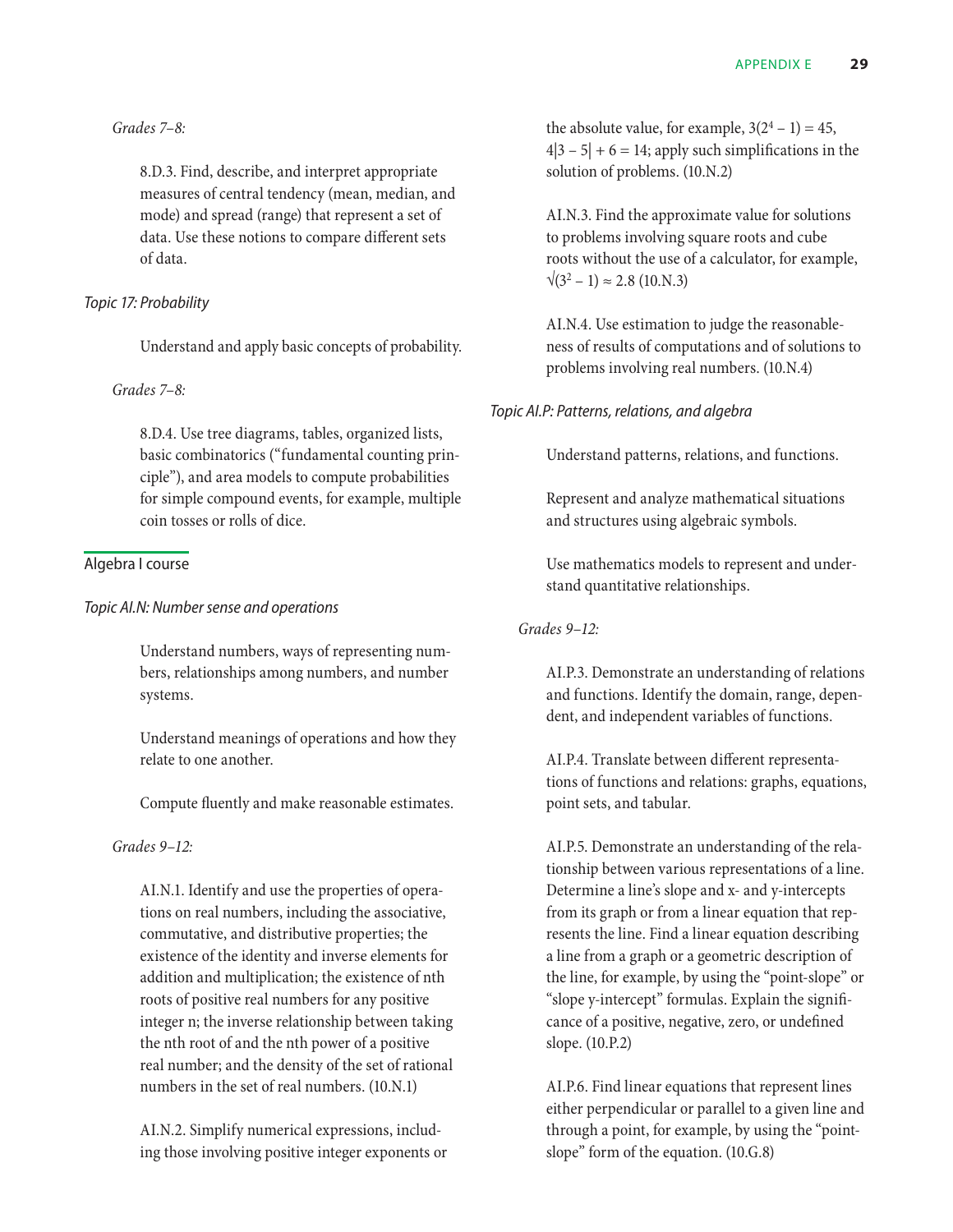*Grades 7–8:*

8.D.3. Find, describe, and interpret appropriate measures of central tendency (mean, median, and mode) and spread (range) that represent a set of data. Use these notions to compare different sets of data.

*Topic 17: Probability*

Understand and apply basic concepts of probability.

*Grades 7–8:*

8.D.4. Use tree diagrams, tables, organized lists, basic combinatorics ("fundamental counting principle"), and area models to compute probabilities for simple compound events, for example, multiple coin tosses or rolls of dice.

## Algebra I course

*Topic AI.N: Number sense and operations*

Understand numbers, ways of representing numbers, relationships among numbers, and number systems.

Understand meanings of operations and how they relate to one another.

Compute fluently and make reasonable estimates.

*Grades 9–12:*

AI.N.1. Identify and use the properties of operations on real numbers, including the associative, commutative, and distributive properties; the existence of the identity and inverse elements for addition and multiplication; the existence of nth roots of positive real numbers for any positive integer n; the inverse relationship between taking the nth root of and the nth power of a positive real number; and the density of the set of rational numbers in the set of real numbers. (10.N.1)

AI.N.2. Simplify numerical expressions, including those involving positive integer exponents or the absolute value, for example, $3(2^4 - 1) = 45$, $4|3 - 5| + 6 = 14$; apply such simplifications in the solution of problems. (10.N.2)

AI.N.3. Find the approximate value for solutions to problems involving square roots and cube roots without the use of a calculator, for example, $\sqrt{(3^2 - 1)} \approx 2.8$ (10.N.3)

AI.N.4. Use estimation to judge the reasonableness of results of computations and of solutions to problems involving real numbers. (10.N.4)

*Topic AI.P: Patterns, relations, and algebra*

Understand patterns, relations, and functions.

Represent and analyze mathematical situations and structures using algebraic symbols.

Use mathematics models to represent and understand quantitative relationships.

*Grades 9–12:*

AI.P.3. Demonstrate an understanding of relations and functions. Identify the domain, range, dependent, and independent variables of functions.

AI.P.4. Translate between different representations of functions and relations: graphs, equations, point sets, and tabular.

AI.P.5. Demonstrate an understanding of the relationship between various representations of a line. Determine a line's slope and x- and y-intercepts from its graph or from a linear equation that represents the line. Find a linear equation describing a line from a graph or a geometric description of the line, for example, by using the "point-slope" or "slope y-intercept" formulas. Explain the significance of a positive, negative, zero, or undefined slope. (10.P.2)

AI.P.6. Find linear equations that represent lines either perpendicular or parallel to a given line and through a point, for example, by using the "point-slope" form of the equation. (10.G.8)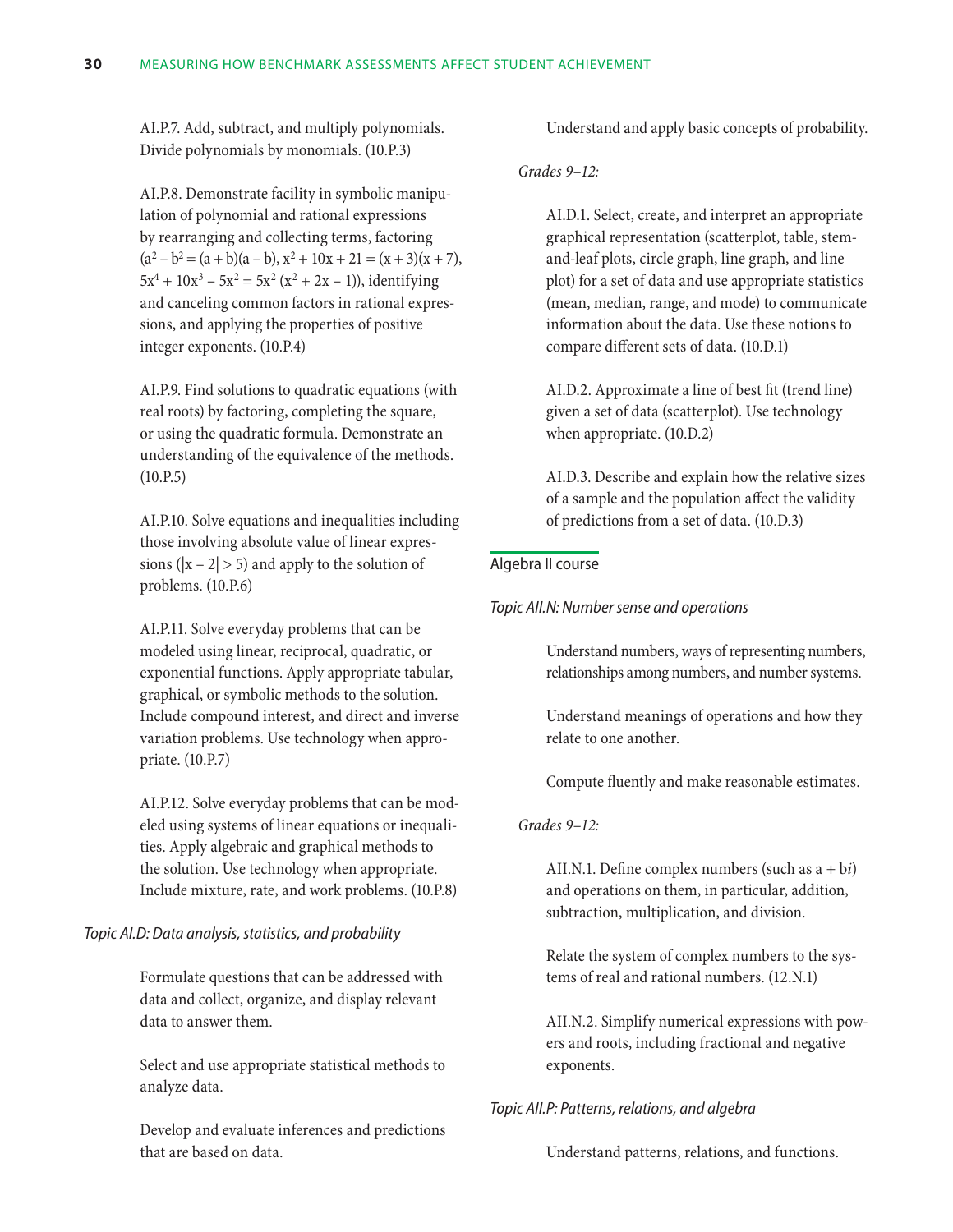AI.P.7. Add, subtract, and multiply polynomials. Divide polynomials by monomials. (10.P.3)

AI.P.8. Demonstrate facility in symbolic manipulation of polynomial and rational expressions by rearranging and collecting terms, factoring ($a^2 - b^2 = (a + b)(a - b)$, $x^2 + 10x + 21 = (x + 3)(x + 7)$, $5x^4 + 10x^3 - 5x^2 = 5x^2 (x^2 + 2x - 1)$), identifying and canceling common factors in rational expressions, and applying the properties of positive integer exponents. (10.P.4)

AI.P.9. Find solutions to quadratic equations (with real roots) by factoring, completing the square, or using the quadratic formula. Demonstrate an understanding of the equivalence of the methods. (10.P.5)

AI.P.10. Solve equations and inequalities including those involving absolute value of linear expressions ($|x - 2| > 5$) and apply to the solution of problems. (10.P.6)

AI.P.11. Solve everyday problems that can be modeled using linear, reciprocal, quadratic, or exponential functions. Apply appropriate tabular, graphical, or symbolic methods to the solution. Include compound interest, and direct and inverse variation problems. Use technology when appropriate. (10.P.7)

AI.P.12. Solve everyday problems that can be modeled using systems of linear equations or inequalities. Apply algebraic and graphical methods to the solution. Use technology when appropriate. Include mixture, rate, and work problems. (10.P.8)

*Topic AI.D: Data analysis, statistics, and probability*

Formulate questions that can be addressed with data and collect, organize, and display relevant data to answer them.

Select and use appropriate statistical methods to analyze data.

Develop and evaluate inferences and predictions that are based on data.

Understand and apply basic concepts of probability.

*Grades 9–12:*

AI.D.1. Select, create, and interpret an appropriate graphical representation (scatterplot, table, stem-and-leaf plots, circle graph, line graph, and line plot) for a set of data and use appropriate statistics (mean, median, range, and mode) to communicate information about the data. Use these notions to compare different sets of data. (10.D.1)

AI.D.2. Approximate a line of best fit (trend line) given a set of data (scatterplot). Use technology when appropriate. (10.D.2)

AI.D.3. Describe and explain how the relative sizes of a sample and the population affect the validity of predictions from a set of data. (10.D.3)

## Algebra II course

*Topic AII.N: Number sense and operations*

Understand numbers, ways of representing numbers, relationships among numbers, and number systems.

Understand meanings of operations and how they relate to one another.

Compute fluently and make reasonable estimates.

*Grades 9–12:*

AII.N.1. Define complex numbers (such as $a + bi$) and operations on them, in particular, addition, subtraction, multiplication, and division.

Relate the system of complex numbers to the systems of real and rational numbers. (12.N.1)

AII.N.2. Simplify numerical expressions with powers and roots, including fractional and negative exponents.

*Topic AII.P: Patterns, relations, and algebra*

Understand patterns, relations, and functions.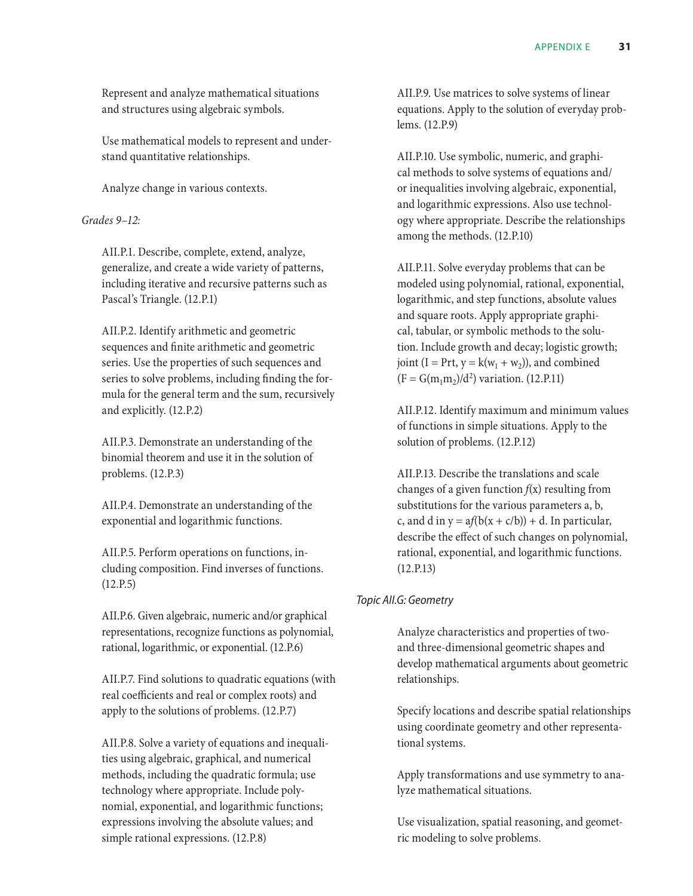Represent and analyze mathematical situations and structures using algebraic symbols.

Use mathematical models to represent and understand quantitative relationships.

Analyze change in various contexts.

*Grades 9–12:*

AII.P.1. Describe, complete, extend, analyze, generalize, and create a wide variety of patterns, including iterative and recursive patterns such as Pascal's Triangle. (12.P.1)

AII.P.2. Identify arithmetic and geometric sequences and finite arithmetic and geometric series. Use the properties of such sequences and series to solve problems, including finding the formula for the general term and the sum, recursively and explicitly. (12.P.2)

AII.P.3. Demonstrate an understanding of the binomial theorem and use it in the solution of problems. (12.P.3)

AII.P.4. Demonstrate an understanding of the exponential and logarithmic functions.

AII.P.5. Perform operations on functions, including composition. Find inverses of functions. (12.P.5)

AII.P.6. Given algebraic, numeric and/or graphical representations, recognize functions as polynomial, rational, logarithmic, or exponential. (12.P.6)

AII.P.7. Find solutions to quadratic equations (with real coefficients and real or complex roots) and apply to the solutions of problems. (12.P.7)

AII.P.8. Solve a variety of equations and inequalities using algebraic, graphical, and numerical methods, including the quadratic formula; use technology where appropriate. Include polynomial, exponential, and logarithmic functions; expressions involving the absolute values; and simple rational expressions. (12.P.8)

AII.P.9. Use matrices to solve systems of linear equations. Apply to the solution of everyday problems. (12.P.9)

AII.P.10. Use symbolic, numeric, and graphical methods to solve systems of equations and/or inequalities involving algebraic, exponential, and logarithmic expressions. Also use technology where appropriate. Describe the relationships among the methods. (12.P.10)

AII.P.11. Solve everyday problems that can be modeled using polynomial, rational, exponential, logarithmic, and step functions, absolute values and square roots. Apply appropriate graphical, tabular, or symbolic methods to the solution. Include growth and decay; logistic growth; joint ($I = Prt$, $y = k(w_1 + w_2)$), and combined ($F = G(m_1m_2)/d^2$) variation. (12.P.11)

AII.P.12. Identify maximum and minimum values of functions in simple situations. Apply to the solution of problems. (12.P.12)

AII.P.13. Describe the translations and scale changes of a given function $f(x)$ resulting from substitutions for the various parameters a, b, c, and d in $y = af(b(x + c/b)) + d$. In particular, describe the effect of such changes on polynomial, rational, exponential, and logarithmic functions. (12.P.13)

*Topic AII.G: Geometry*

Analyze characteristics and properties of two- and three-dimensional geometric shapes and develop mathematical arguments about geometric relationships.

Specify locations and describe spatial relationships using coordinate geometry and other representational systems.

Apply transformations and use symmetry to analyze mathematical situations.

Use visualization, spatial reasoning, and geometric modeling to solve problems.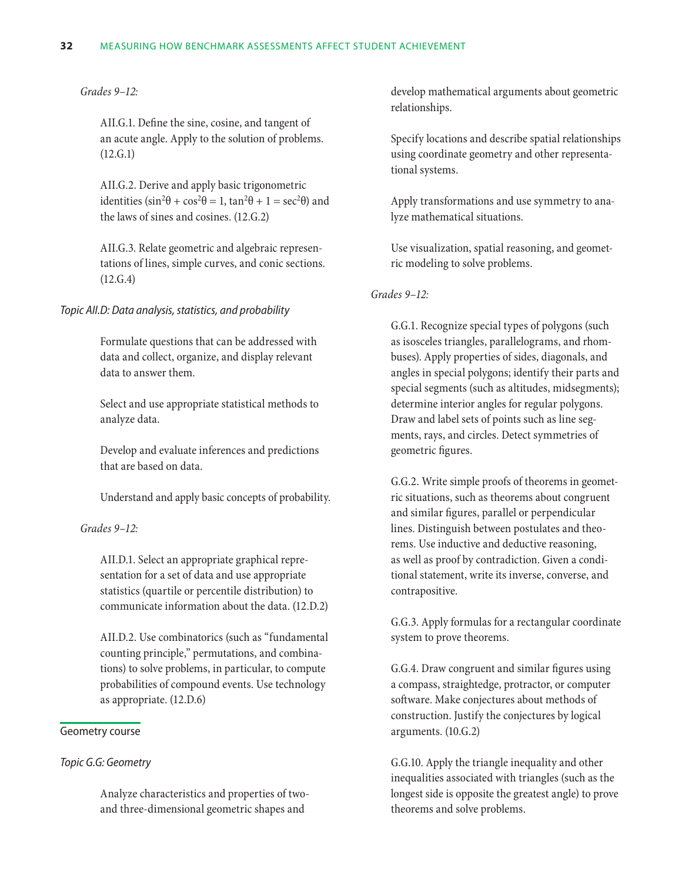*Grades 9–12:*

AII.G.1. Define the sine, cosine, and tangent of an acute angle. Apply to the solution of problems. (12.G.1)

AII.G.2. Derive and apply basic trigonometric identities ($\sin^2\theta + \cos^2\theta = 1$, $\tan^2\theta + 1 = \sec^2\theta$) and the laws of sines and cosines. (12.G.2)

AII.G.3. Relate geometric and algebraic representations of lines, simple curves, and conic sections. (12.G.4)

*Topic AII.D: Data analysis, statistics, and probability*

Formulate questions that can be addressed with data and collect, organize, and display relevant data to answer them.

Select and use appropriate statistical methods to analyze data.

Develop and evaluate inferences and predictions that are based on data.

Understand and apply basic concepts of probability.

*Grades 9–12:*

AII.D.1. Select an appropriate graphical representation for a set of data and use appropriate statistics (quartile or percentile distribution) to communicate information about the data. (12.D.2)

AII.D.2. Use combinatorics (such as "fundamental counting principle," permutations, and combinations) to solve problems, in particular, to compute probabilities of compound events. Use technology as appropriate. (12.D.6)

## Geometry course

*Topic G.G: Geometry*

Analyze characteristics and properties of two- and three-dimensional geometric shapes and develop mathematical arguments about geometric relationships.

Specify locations and describe spatial relationships using coordinate geometry and other representational systems.

Apply transformations and use symmetry to analyze mathematical situations.

Use visualization, spatial reasoning, and geometric modeling to solve problems.

*Grades 9–12:*

G.G.1. Recognize special types of polygons (such as isosceles triangles, parallelograms, and rhombuses). Apply properties of sides, diagonals, and angles in special polygons; identify their parts and special segments (such as altitudes, midsegments); determine interior angles for regular polygons. Draw and label sets of points such as line segments, rays, and circles. Detect symmetries of geometric figures.

G.G.2. Write simple proofs of theorems in geometric situations, such as theorems about congruent and similar figures, parallel or perpendicular lines. Distinguish between postulates and theorems. Use inductive and deductive reasoning, as well as proof by contradiction. Given a conditional statement, write its inverse, converse, and contrapositive.

G.G.3. Apply formulas for a rectangular coordinate system to prove theorems.

G.G.4. Draw congruent and similar figures using a compass, straightedge, protractor, or computer software. Make conjectures about methods of construction. Justify the conjectures by logical arguments. (10.G.2)

G.G.10. Apply the triangle inequality and other inequalities associated with triangles (such as the longest side is opposite the greatest angle) to prove theorems and solve problems.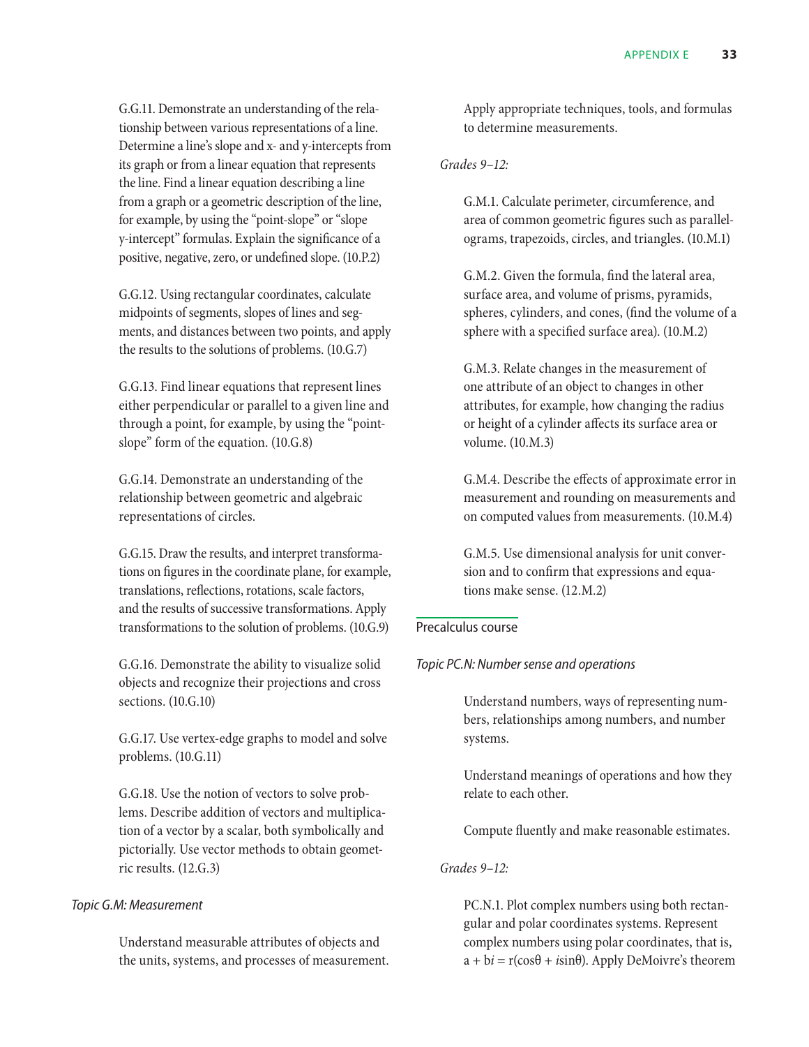G.G.11. Demonstrate an understanding of the relationship between various representations of a line. Determine a line's slope and x- and y-intercepts from its graph or from a linear equation that represents the line. Find a linear equation describing a line from a graph or a geometric description of the line, for example, by using the "point-slope" or "slope y-intercept" formulas. Explain the significance of a positive, negative, zero, or undefined slope. (10.P.2)

G.G.12. Using rectangular coordinates, calculate midpoints of segments, slopes of lines and segments, and distances between two points, and apply the results to the solutions of problems. (10.G.7)

G.G.13. Find linear equations that represent lines either perpendicular or parallel to a given line and through a point, for example, by using the "point-slope" form of the equation. (10.G.8)

G.G.14. Demonstrate an understanding of the relationship between geometric and algebraic representations of circles.

G.G.15. Draw the results, and interpret transformations on figures in the coordinate plane, for example, translations, reflections, rotations, scale factors, and the results of successive transformations. Apply transformations to the solution of problems. (10.G.9)

G.G.16. Demonstrate the ability to visualize solid objects and recognize their projections and cross sections. (10.G.10)

G.G.17. Use vertex-edge graphs to model and solve problems. (10.G.11)

G.G.18. Use the notion of vectors to solve problems. Describe addition of vectors and multiplication of a vector by a scalar, both symbolically and pictorially. Use vector methods to obtain geometric results. (12.G.3)

*Topic G.M: Measurement*

Understand measurable attributes of objects and the units, systems, and processes of measurement.

Apply appropriate techniques, tools, and formulas to determine measurements.

*Grades 9–12:*

G.M.1. Calculate perimeter, circumference, and area of common geometric figures such as parallelograms, trapezoids, circles, and triangles. (10.M.1)

G.M.2. Given the formula, find the lateral area, surface area, and volume of prisms, pyramids, spheres, cylinders, and cones, (find the volume of a sphere with a specified surface area). (10.M.2)

G.M.3. Relate changes in the measurement of one attribute of an object to changes in other attributes, for example, how changing the radius or height of a cylinder affects its surface area or volume. (10.M.3)

G.M.4. Describe the effects of approximate error in measurement and rounding on measurements and on computed values from measurements. (10.M.4)

G.M.5. Use dimensional analysis for unit conversion and to confirm that expressions and equations make sense. (12.M.2)

## Precalculus course

*Topic PC.N: Number sense and operations*

Understand numbers, ways of representing numbers, relationships among numbers, and number systems.

Understand meanings of operations and how they relate to each other.

Compute fluently and make reasonable estimates.

*Grades 9–12:*

PC.N.1. Plot complex numbers using both rectangular and polar coordinates systems. Represent complex numbers using polar coordinates, that is, $a + bi = r(\cos\theta + i\sin\theta)$. Apply DeMoivre's theorem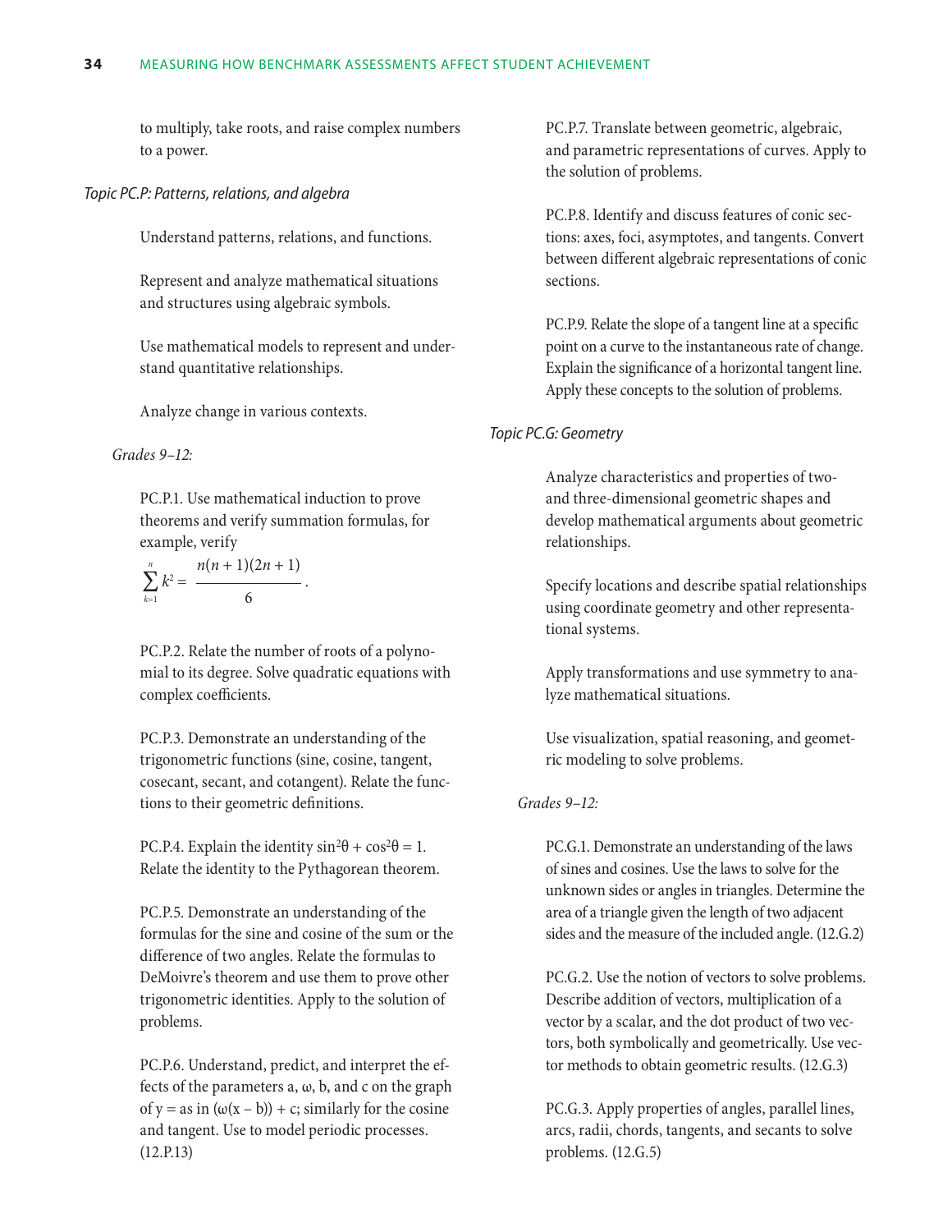to multiply, take roots, and raise complex numbers to a power.

*Topic PC.P: Patterns, relations, and algebra*

Understand patterns, relations, and functions.

Represent and analyze mathematical situations and structures using algebraic symbols.

Use mathematical models to represent and understand quantitative relationships.

Analyze change in various contexts.

*Grades 9–12:*

PC.P.1. Use mathematical induction to prove theorems and verify summation formulas, for example, verify

$$\sum_{k=1}^{n} k^2 = \frac{n(n+1)(2n+1)}{6}.$$

PC.P.2. Relate the number of roots of a polynomial to its degree. Solve quadratic equations with complex coefficients.

PC.P.3. Demonstrate an understanding of the trigonometric functions (sine, cosine, tangent, cosecant, secant, and cotangent). Relate the functions to their geometric definitions.

PC.P.4. Explain the identity $\sin^2\theta + \cos^2\theta = 1$. Relate the identity to the Pythagorean theorem.

PC.P.5. Demonstrate an understanding of the formulas for the sine and cosine of the sum or the difference of two angles. Relate the formulas to DeMoivre's theorem and use them to prove other trigonometric identities. Apply to the solution of problems.

PC.P.6. Understand, predict, and interpret the effects of the parameters a, ω, b, and c on the graph of $y = a\sin(\omega(x - b)) + c$; similarly for the cosine and tangent. Use to model periodic processes. (12.P.13)

PC.P.7. Translate between geometric, algebraic, and parametric representations of curves. Apply to the solution of problems.

PC.P.8. Identify and discuss features of conic sections: axes, foci, asymptotes, and tangents. Convert between different algebraic representations of conic sections.

PC.P.9. Relate the slope of a tangent line at a specific point on a curve to the instantaneous rate of change. Explain the significance of a horizontal tangent line. Apply these concepts to the solution of problems.

*Topic PC.G: Geometry*

Analyze characteristics and properties of two- and three-dimensional geometric shapes and develop mathematical arguments about geometric relationships.

Specify locations and describe spatial relationships using coordinate geometry and other representational systems.

Apply transformations and use symmetry to analyze mathematical situations.

Use visualization, spatial reasoning, and geometric modeling to solve problems.

*Grades 9–12:*

PC.G.1. Demonstrate an understanding of the laws of sines and cosines. Use the laws to solve for the unknown sides or angles in triangles. Determine the area of a triangle given the length of two adjacent sides and the measure of the included angle. (12.G.2)

PC.G.2. Use the notion of vectors to solve problems. Describe addition of vectors, multiplication of a vector by a scalar, and the dot product of two vectors, both symbolically and geometrically. Use vector methods to obtain geometric results. (12.G.3)

PC.G.3. Apply properties of angles, parallel lines, arcs, radii, chords, tangents, and secants to solve problems. (12.G.5)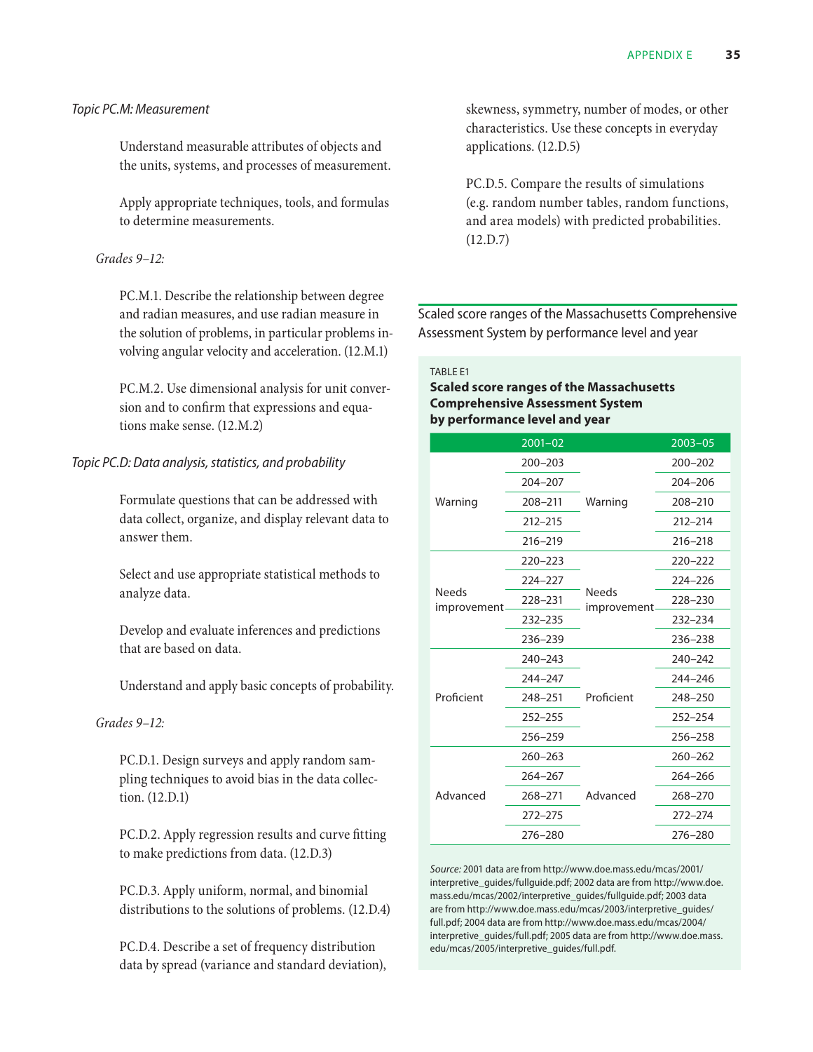*Topic PC.M: Measurement*

Understand measurable attributes of objects and the units, systems, and processes of measurement.

Apply appropriate techniques, tools, and formulas to determine measurements.

*Grades 9–12:*

PC.M.1. Describe the relationship between degree and radian measures, and use radian measure in the solution of problems, in particular problems involving angular velocity and acceleration. (12.M.1)

PC.M.2. Use dimensional analysis for unit conversion and to confirm that expressions and equations make sense. (12.M.2)

*Topic PC.D: Data analysis, statistics, and probability*

Formulate questions that can be addressed with data collect, organize, and display relevant data to answer them.

Select and use appropriate statistical methods to analyze data.

Develop and evaluate inferences and predictions that are based on data.

Understand and apply basic concepts of probability.

*Grades 9–12:*

PC.D.1. Design surveys and apply random sampling techniques to avoid bias in the data collection. (12.D.1)

PC.D.2. Apply regression results and curve fitting to make predictions from data. (12.D.3)

PC.D.3. Apply uniform, normal, and binomial distributions to the solutions of problems. (12.D.4)

PC.D.4. Describe a set of frequency distribution data by spread (variance and standard deviation), skewness, symmetry, number of modes, or other characteristics. Use these concepts in everyday applications. (12.D.5)

PC.D.5. Compare the results of simulations (e.g. random number tables, random functions, and area models) with predicted probabilities. (12.D.7)

Scaled score ranges of the Massachusetts Comprehensive Assessment System by performance level and year

TABLE E1

**Scaled score ranges of the Massachusetts Comprehensive Assessment System by performance level and year**

| | 2001–02 | | 2003–05 |
|---|---|---|---|
| Warning | 200–203 | Warning | 200–202 |
| | 204–207 | | 204–206 |
| | 208–211 | | 208–210 |
| | 212–215 | | 212–214 |
| | 216–219 | | 216–218 |
| Needs improvement | 220–223 | Needs improvement | 220–222 |
| | 224–227 | | 224–226 |
| | 228–231 | | 228–230 |
| | 232–235 | | 232–234 |
| | 236–239 | | 236–238 |
| Proficient | 240–243 | Proficient | 240–242 |
| | 244–247 | | 244–246 |
| | 248–251 | | 248–250 |
| | 252–255 | | 252–254 |
| | 256–259 | | 256–258 |
| Advanced | 260–263 | Advanced | 260–262 |
| | 264–267 | | 264–266 |
| | 268–271 | | 268–270 |
| | 272–275 | | 272–274 |
| | 276–280 | | 276–280 |

*Source:* 2001 data are from http://www.doe.mass.edu/mcas/2001/interpretive_guides/fullguide.pdf; 2002 data are from http://www.doe.mass.edu/mcas/2002/interpretive_guides/fullguide.pdf; 2003 data are from http://www.doe.mass.edu/mcas/2003/interpretive_guides/full.pdf; 2004 data are from http://www.doe.mass.edu/mcas/2004/interpretive_guides/full.pdf; 2005 data are from http://www.doe.mass.edu/mcas/2005/interpretive_guides/full.pdf.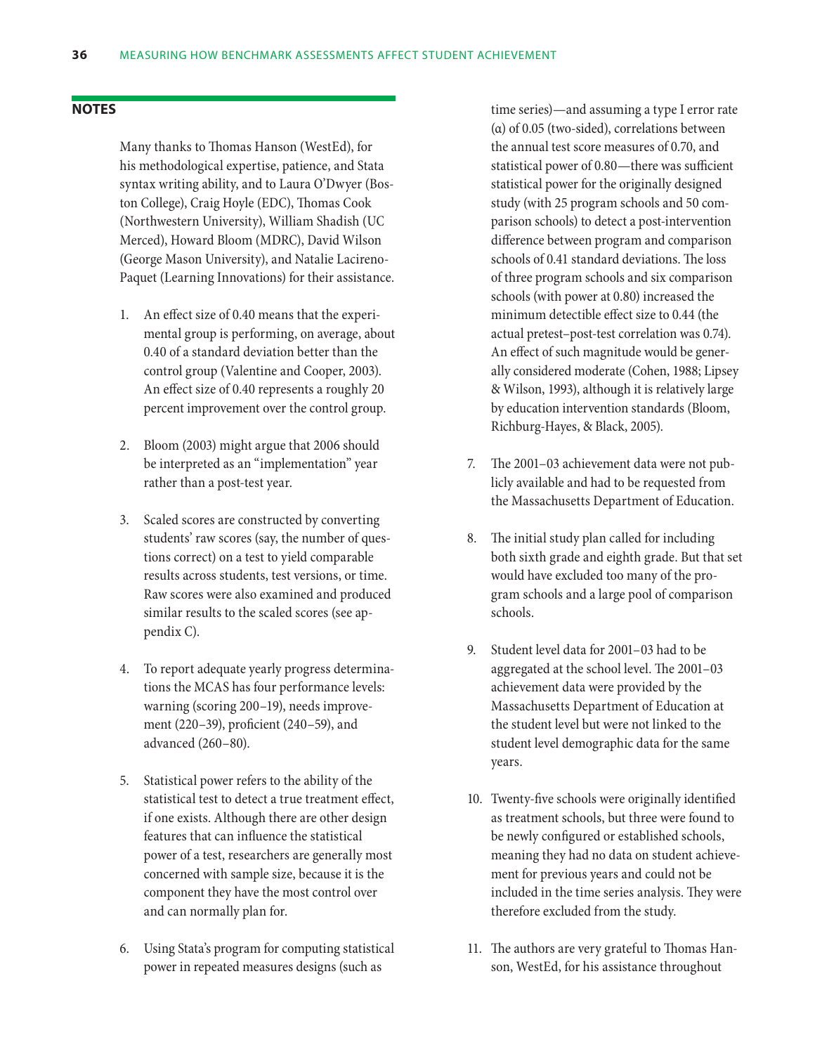## NOTES

Many thanks to Thomas Hanson (WestEd), for his methodological expertise, patience, and Stata syntax writing ability, and to Laura O'Dwyer (Boston College), Craig Hoyle (EDC), Thomas Cook (Northwestern University), William Shadish (UC Merced), Howard Bloom (MDRC), David Wilson (George Mason University), and Natalie Lacireno-Paquet (Learning Innovations) for their assistance.

1. An effect size of 0.40 means that the experimental group is performing, on average, about 0.40 of a standard deviation better than the control group (Valentine and Cooper, 2003). An effect size of 0.40 represents a roughly 20 percent improvement over the control group.

2. Bloom (2003) might argue that 2006 should be interpreted as an "implementation" year rather than a post-test year.

3. Scaled scores are constructed by converting students' raw scores (say, the number of questions correct) on a test to yield comparable results across students, test versions, or time. Raw scores were also examined and produced similar results to the scaled scores (see appendix C).

4. To report adequate yearly progress determinations the MCAS has four performance levels: warning (scoring 200–19), needs improvement (220–39), proficient (240–59), and advanced (260–80).

5. Statistical power refers to the ability of the statistical test to detect a true treatment effect, if one exists. Although there are other design features that can influence the statistical power of a test, researchers are generally most concerned with sample size, because it is the component they have the most control over and can normally plan for.

6. Using Stata's program for computing statistical power in repeated measures designs (such as time series)—and assuming a type I error rate (α) of 0.05 (two-sided), correlations between the annual test score measures of 0.70, and statistical power of 0.80—there was sufficient statistical power for the originally designed study (with 25 program schools and 50 comparison schools) to detect a post-intervention difference between program and comparison schools of 0.41 standard deviations. The loss of three program schools and six comparison schools (with power at 0.80) increased the minimum detectible effect size to 0.44 (the actual pretest–post-test correlation was 0.74). An effect of such magnitude would be generally considered moderate (Cohen, 1988; Lipsey & Wilson, 1993), although it is relatively large by education intervention standards (Bloom, Richburg-Hayes, & Black, 2005).

7. The 2001–03 achievement data were not publicly available and had to be requested from the Massachusetts Department of Education.

8. The initial study plan called for including both sixth grade and eighth grade. But that set would have excluded too many of the program schools and a large pool of comparison schools.

9. Student level data for 2001–03 had to be aggregated at the school level. The 2001–03 achievement data were provided by the Massachusetts Department of Education at the student level but were not linked to the student level demographic data for the same years.

10. Twenty-five schools were originally identified as treatment schools, but three were found to be newly configured or established schools, meaning they had no data on student achievement for previous years and could not be included in the time series analysis. They were therefore excluded from the study.

11. The authors are very grateful to Thomas Hanson, WestEd, for his assistance throughout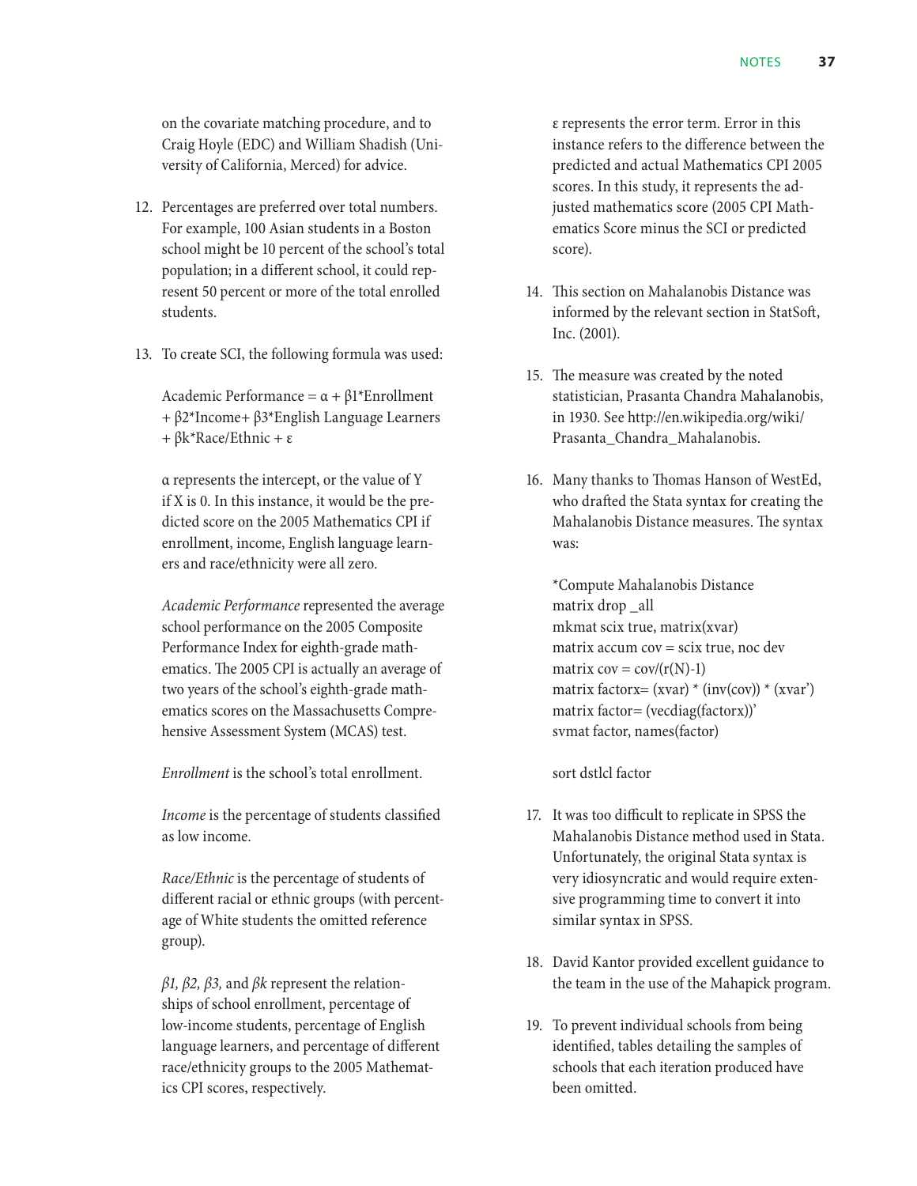on the covariate matching procedure, and to Craig Hoyle (EDC) and William Shadish (University of California, Merced) for advice.

12. Percentages are preferred over total numbers. For example, 100 Asian students in a Boston school might be 10 percent of the school's total population; in a different school, it could represent 50 percent or more of the total enrolled students.

13. To create SCI, the following formula was used:

    Academic Performance = $\alpha$ + $\beta 1$*Enrollment + $\beta 2$*Income+ $\beta 3$*English Language Learners + $\beta k$*Race/Ethnic + $\varepsilon$

    $\alpha$ represents the intercept, or the value of Y if X is 0. In this instance, it would be the predicted score on the 2005 Mathematics CPI if enrollment, income, English language learners and race/ethnicity were all zero.

    *Academic Performance* represented the average school performance on the 2005 Composite Performance Index for eighth-grade mathematics. The 2005 CPI is actually an average of two years of the school's eighth-grade mathematics scores on the Massachusetts Comprehensive Assessment System (MCAS) test.

    *Enrollment* is the school's total enrollment.

    *Income* is the percentage of students classified as low income.

    *Race/Ethnic* is the percentage of students of different racial or ethnic groups (with percentage of White students the omitted reference group).

    *$\beta 1$, $\beta 2$, $\beta 3$,* and *$\beta k$* represent the relationships of school enrollment, percentage of low-income students, percentage of English language learners, and percentage of different race/ethnicity groups to the 2005 Mathematics CPI scores, respectively.

    $\varepsilon$ represents the error term. Error in this instance refers to the difference between the predicted and actual Mathematics CPI 2005 scores. In this study, it represents the adjusted mathematics score (2005 CPI Mathematics Score minus the SCI or predicted score).

14. This section on Mahalanobis Distance was informed by the relevant section in StatSoft, Inc. (2001).

15. The measure was created by the noted statistician, Prasanta Chandra Mahalanobis, in 1930. See http://en.wikipedia.org/wiki/Prasanta_Chandra_Mahalanobis.

16. Many thanks to Thomas Hanson of WestEd, who drafted the Stata syntax for creating the Mahalanobis Distance measures. The syntax was:

```
*Compute Mahalanobis Distance
matrix drop _all
mkmat scix true, matrix(xvar)
matrix accum cov = scix true, noc dev
matrix cov = cov/(r(N)-1)
matrix factorx= (xvar) * (inv(cov)) * (xvar')
matrix factor= (vecdiag(factorx))'
svmat factor, names(factor)

sort dstlcl factor
```

17. It was too difficult to replicate in SPSS the Mahalanobis Distance method used in Stata. Unfortunately, the original Stata syntax is very idiosyncratic and would require extensive programming time to convert it into similar syntax in SPSS.

18. David Kantor provided excellent guidance to the team in the use of the Mahapick program.

19. To prevent individual schools from being identified, tables detailing the samples of schools that each iteration produced have been omitted.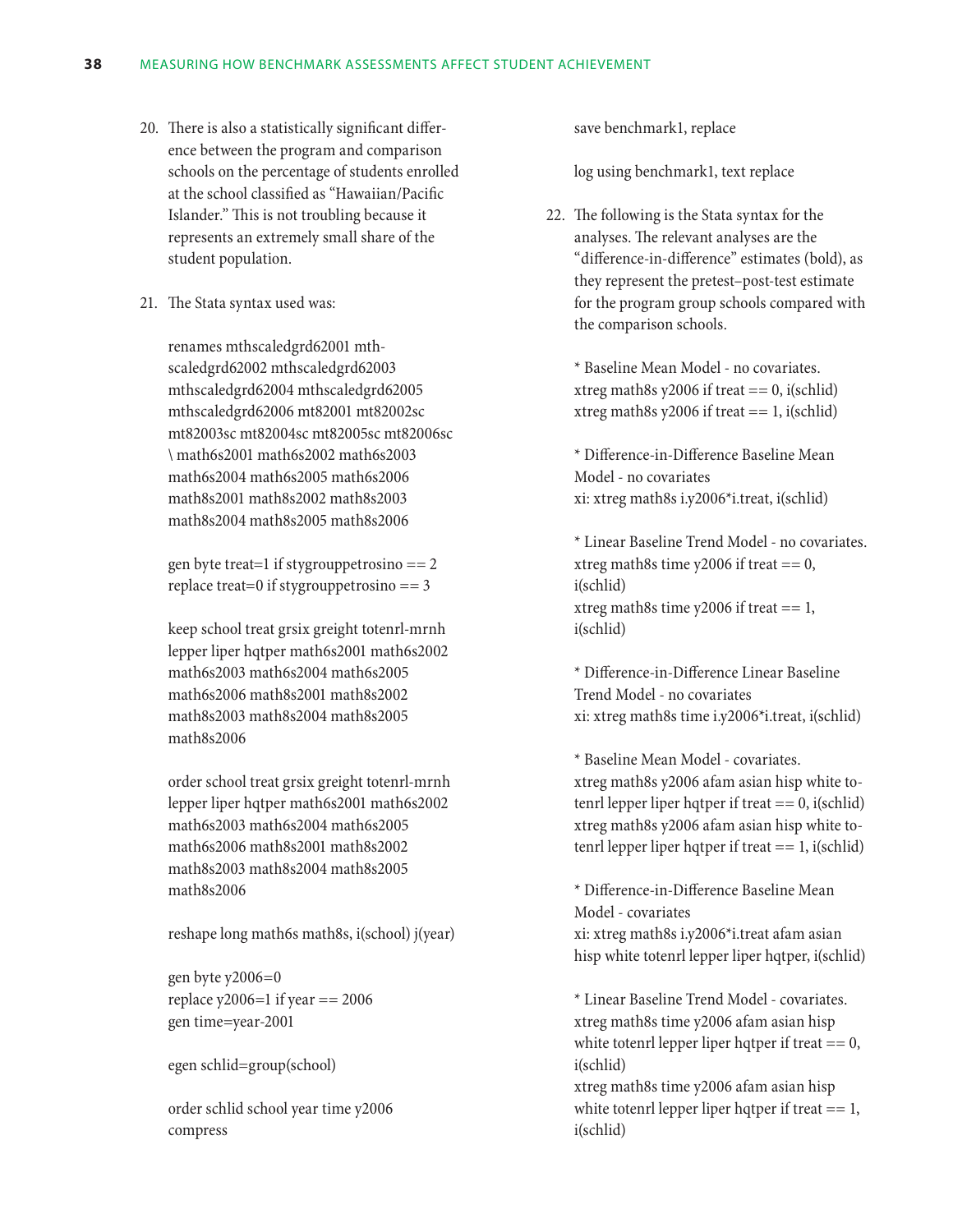20. There is also a statistically significant difference between the program and comparison schools on the percentage of students enrolled at the school classified as "Hawaiian/Pacific Islander." This is not troubling because it represents an extremely small share of the student population.

21. The Stata syntax used was:

```
renames mthscaledgrd62001 mthscaledgrd62002 mthscaledgrd62003
mthscaledgrd62004 mthscaledgrd62005
mthscaledgrd62006 mt82001 mt82002sc
mt82003sc mt82004sc mt82005sc mt82006sc
\ math6s2001 math6s2002 math6s2003
math6s2004 math6s2005 math6s2006
math8s2001 math8s2002 math8s2003
math8s2004 math8s2005 math8s2006

gen byte treat=1 if stygrouppetrosino == 2
replace treat=0 if stygrouppetrosino == 3

keep school treat grsix greight totenrl-mrnh
lepper liper hqtper math6s2001 math6s2002
math6s2003 math6s2004 math6s2005
math6s2006 math8s2001 math8s2002
math8s2003 math8s2004 math8s2005
math8s2006

order school treat grsix greight totenrl-mrnh
lepper liper hqtper math6s2001 math6s2002
math6s2003 math6s2004 math6s2005
math6s2006 math8s2001 math8s2002
math8s2003 math8s2004 math8s2005
math8s2006

reshape long math6s math8s, i(school) j(year)

gen byte y2006=0
replace y2006=1 if year == 2006
gen time=year-2001

egen schlid=group(school)

order schlid school year time y2006
compress

save benchmark1, replace

log using benchmark1, text replace
```

22. The following is the Stata syntax for the analyses. The relevant analyses are the "difference-in-difference" estimates (bold), as they represent the pretest–post-test estimate for the program group schools compared with the comparison schools.

```
* Baseline Mean Model - no covariates.
xtreg math8s y2006 if treat == 0, i(schlid)
xtreg math8s y2006 if treat == 1, i(schlid)

* Difference-in-Difference Baseline Mean
Model - no covariates
xi: xtreg math8s i.y2006*i.treat, i(schlid)

* Linear Baseline Trend Model - no covariates.
xtreg math8s time y2006 if treat == 0,
i(schlid)
xtreg math8s time y2006 if treat == 1,
i(schlid)

* Difference-in-Difference Linear Baseline
Trend Model - no covariates
xi: xtreg math8s time i.y2006*i.treat, i(schlid)

* Baseline Mean Model - covariates.
xtreg math8s y2006 afam asian hisp white totenrl lepper liper hqtper if treat == 0, i(schlid)
xtreg math8s y2006 afam asian hisp white totenrl lepper liper hqtper if treat == 1, i(schlid)

* Difference-in-Difference Baseline Mean
Model - covariates
xi: xtreg math8s i.y2006*i.treat afam asian
hisp white totenrl lepper liper hqtper, i(schlid)

* Linear Baseline Trend Model - covariates.
xtreg math8s time y2006 afam asian hisp
white totenrl lepper liper hqtper if treat == 0,
i(schlid)
xtreg math8s time y2006 afam asian hisp
white totenrl lepper liper hqtper if treat == 1,
i(schlid)
```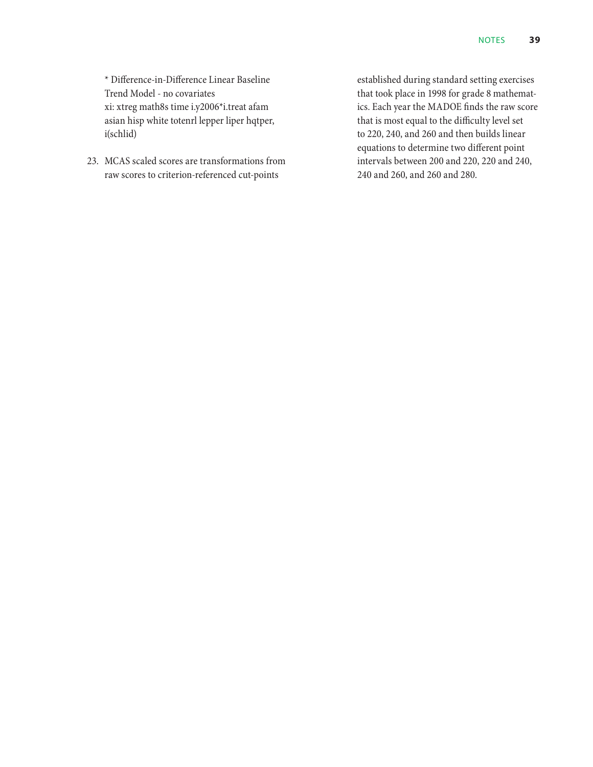```
* Difference-in-Difference Linear Baseline
Trend Model - no covariates
xi: xtreg math8s time i.y2006*i.treat afam
asian hisp white totenrl lepper liper hqtper,
i(schlid)
```

23. MCAS scaled scores are transformations from raw scores to criterion-referenced cut-points established during standard setting exercises that took place in 1998 for grade 8 mathematics. Each year the MADOE finds the raw score that is most equal to the difficulty level set to 220, 240, and 260 and then builds linear equations to determine two different point intervals between 200 and 220, 220 and 240, 240 and 260, and 260 and 280.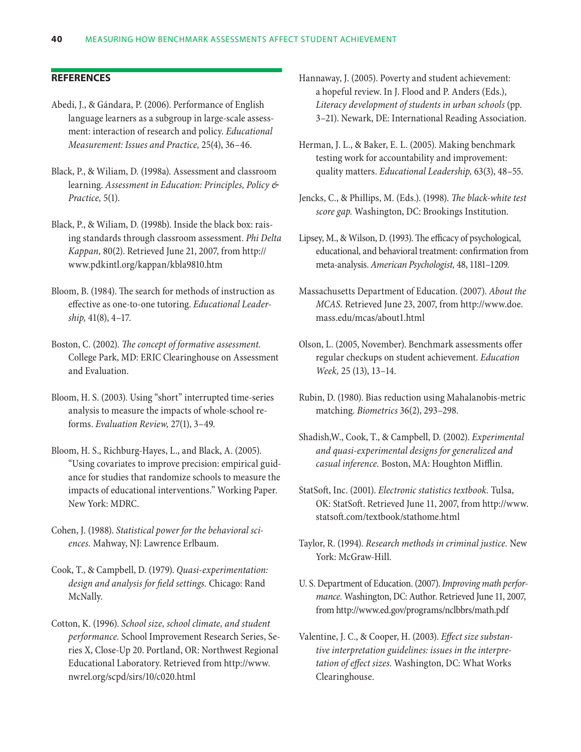## REFERENCES

Abedi, J., & Gándara, P. (2006). Performance of English language learners as a subgroup in large-scale assessment: interaction of research and policy. *Educational Measurement: Issues and Practice,* 25(4), 36–46.

Black, P., & Wiliam, D. (1998a). Assessment and classroom learning. *Assessment in Education: Principles, Policy & Practice,* 5(1).

Black, P., & Wiliam, D. (1998b). Inside the black box: raising standards through classroom assessment. *Phi Delta Kappan,* 80(2). Retrieved June 21, 2007, from http://www.pdkintl.org/kappan/kbla9810.htm

Bloom, B. (1984). The search for methods of instruction as effective as one-to-one tutoring. *Educational Leadership,* 41(8), 4–17.

Boston, C. (2002). *The concept of formative assessment.* College Park, MD: ERIC Clearinghouse on Assessment and Evaluation.

Bloom, H. S. (2003). Using "short" interrupted time-series analysis to measure the impacts of whole-school reforms. *Evaluation Review,* 27(1), 3–49.

Bloom, H. S., Richburg-Hayes, L., and Black, A. (2005). "Using covariates to improve precision: empirical guidance for studies that randomize schools to measure the impacts of educational interventions." Working Paper. New York: MDRC.

Cohen, J. (1988). *Statistical power for the behavioral sciences.* Mahway, NJ: Lawrence Erlbaum.

Cook, T., & Campbell, D. (1979). *Quasi-experimentation: design and analysis for field settings.* Chicago: Rand McNally.

Cotton, K. (1996). *School size, school climate, and student performance.* School Improvement Research Series, Series X, Close-Up 20. Portland, OR: Northwest Regional Educational Laboratory. Retrieved from http://www.nwrel.org/scpd/sirs/10/c020.html

Hannaway, J. (2005). Poverty and student achievement: a hopeful review. In J. Flood and P. Anders (Eds.), *Literacy development of students in urban schools* (pp. 3–21). Newark, DE: International Reading Association.

Herman, J. L., & Baker, E. L. (2005). Making benchmark testing work for accountability and improvement: quality matters. *Educational Leadership,* 63(3), 48–55.

Jencks, C., & Phillips, M. (Eds.). (1998). *The black-white test score gap.* Washington, DC: Brookings Institution.

Lipsey, M., & Wilson, D. (1993). The efficacy of psychological, educational, and behavioral treatment: confirmation from meta-analysis. *American Psychologist,* 48, 1181–1209.

Massachusetts Department of Education. (2007). *About the MCAS.* Retrieved June 23, 2007, from http://www.doe.mass.edu/mcas/about1.html

Olson, L. (2005, November). Benchmark assessments offer regular checkups on student achievement. *Education Week,* 25 (13), 13–14.

Rubin, D. (1980). Bias reduction using Mahalanobis-metric matching. *Biometrics* 36(2), 293–298.

Shadish,W., Cook, T., & Campbell, D. (2002). *Experimental and quasi-experimental designs for generalized and casual inference.* Boston, MA: Houghton Mifflin.

StatSoft, Inc. (2001). *Electronic statistics textbook.* Tulsa, OK: StatSoft. Retrieved June 11, 2007, from http://www.statsoft.com/textbook/stathome.html

Taylor, R. (1994). *Research methods in criminal justice.* New York: McGraw-Hill.

U. S. Department of Education. (2007). *Improving math performance.* Washington, DC: Author. Retrieved June 11, 2007, from http://www.ed.gov/programs/nclbbrs/math.pdf

Valentine, J. C., & Cooper, H. (2003). *Effect size substantive interpretation guidelines: issues in the interpretation of effect sizes.* Washington, DC: What Works Clearinghouse.